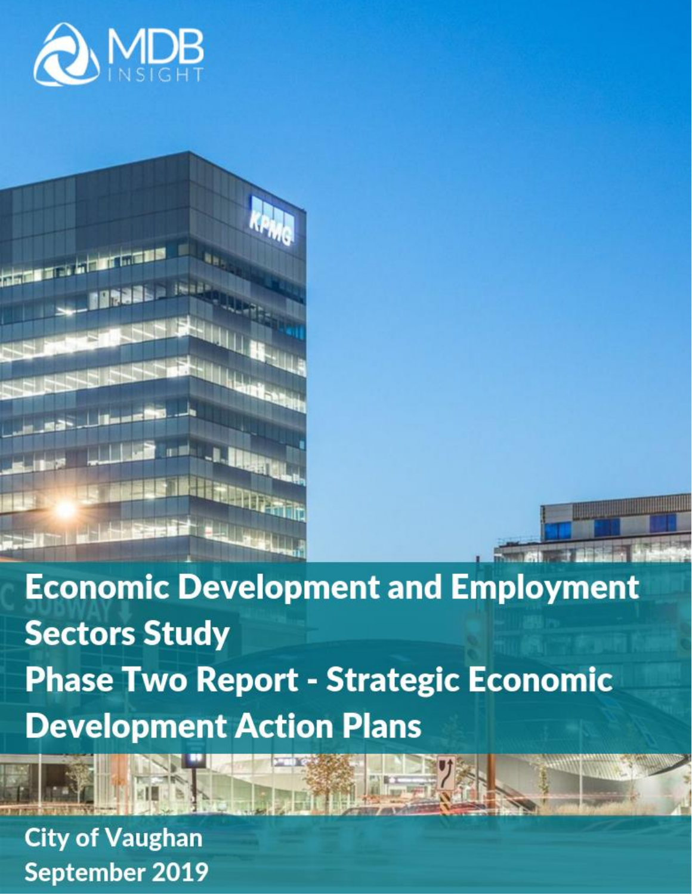MDB INSIGHT

# Economic Development and Employment Sectors Study
# Phase Two Report - Strategic Economic Development Action Plans

**City of Vaughan**
**September 2019**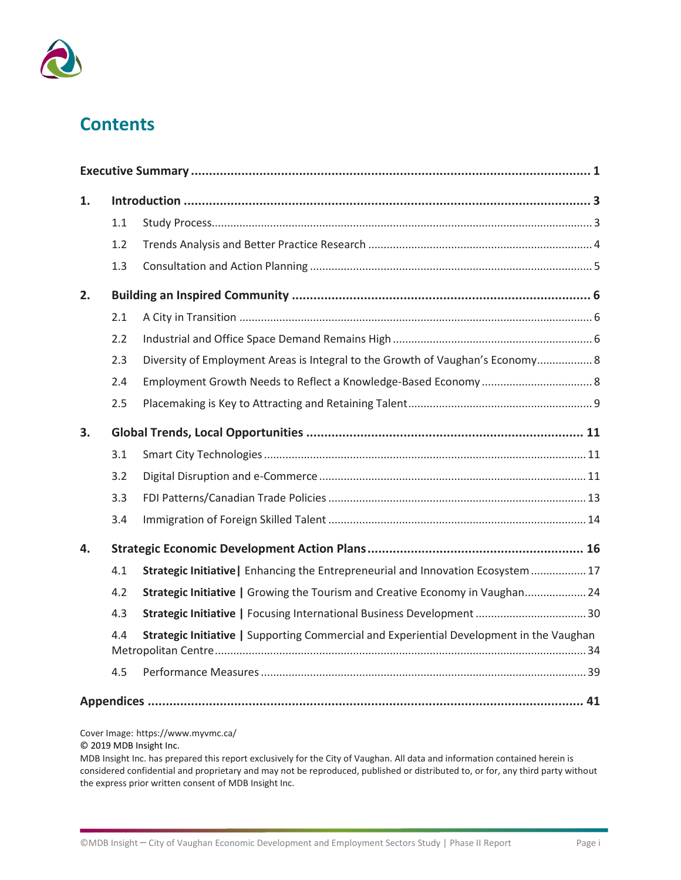# Contents

**Executive Summary** .......... **1**

**1. Introduction** .......... **3**

- 1.1 Study Process .......... 3
- 1.2 Trends Analysis and Better Practice Research .......... 4
- 1.3 Consultation and Action Planning .......... 5

**2. Building an Inspired Community** .......... **6**

- 2.1 A City in Transition .......... 6
- 2.2 Industrial and Office Space Demand Remains High .......... 6
- 2.3 Diversity of Employment Areas is Integral to the Growth of Vaughan's Economy .......... 8
- 2.4 Employment Growth Needs to Reflect a Knowledge-Based Economy .......... 8
- 2.5 Placemaking is Key to Attracting and Retaining Talent .......... 9

**3. Global Trends, Local Opportunities** .......... **11**

- 3.1 Smart City Technologies .......... 11
- 3.2 Digital Disruption and e-Commerce .......... 11
- 3.3 FDI Patterns/Canadian Trade Policies .......... 13
- 3.4 Immigration of Foreign Skilled Talent .......... 14

**4. Strategic Economic Development Action Plans** .......... **16**

- 4.1 **Strategic Initiative |** Enhancing the Entrepreneurial and Innovation Ecosystem .......... 17
- 4.2 **Strategic Initiative |** Growing the Tourism and Creative Economy in Vaughan .......... 24
- 4.3 **Strategic Initiative |** Focusing International Business Development .......... 30
- 4.4 **Strategic Initiative |** Supporting Commercial and Experiential Development in the Vaughan Metropolitan Centre .......... 34
- 4.5 Performance Measures .......... 39

**Appendices** .......... **41**

Cover Image: https://www.myvmc.ca/

© 2019 MDB Insight Inc.

MDB Insight Inc. has prepared this report exclusively for the City of Vaughan. All data and information contained herein is considered confidential and proprietary and may not be reproduced, published or distributed to, or for, any third party without the express prior written consent of MDB Insight Inc.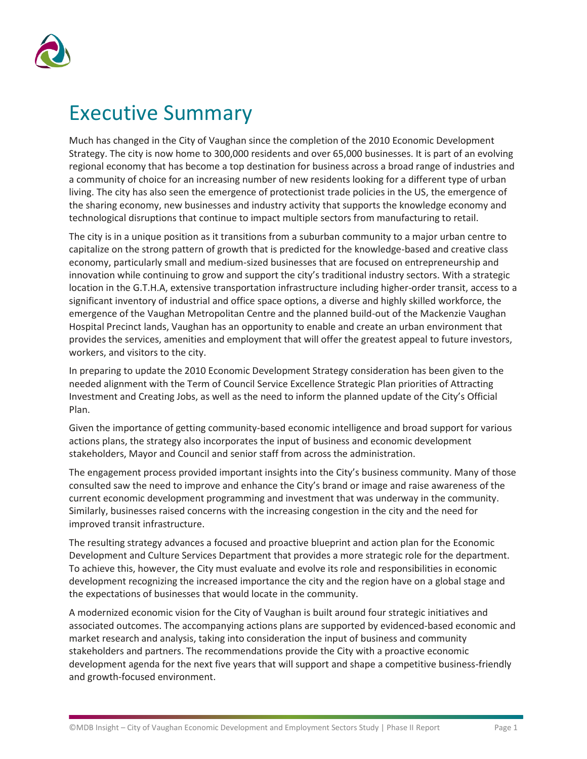# Executive Summary

Much has changed in the City of Vaughan since the completion of the 2010 Economic Development Strategy. The city is now home to 300,000 residents and over 65,000 businesses. It is part of an evolving regional economy that has become a top destination for business across a broad range of industries and a community of choice for an increasing number of new residents looking for a different type of urban living. The city has also seen the emergence of protectionist trade policies in the US, the emergence of the sharing economy, new businesses and industry activity that supports the knowledge economy and technological disruptions that continue to impact multiple sectors from manufacturing to retail.

The city is in a unique position as it transitions from a suburban community to a major urban centre to capitalize on the strong pattern of growth that is predicted for the knowledge-based and creative class economy, particularly small and medium-sized businesses that are focused on entrepreneurship and innovation while continuing to grow and support the city's traditional industry sectors. With a strategic location in the G.T.H.A, extensive transportation infrastructure including higher-order transit, access to a significant inventory of industrial and office space options, a diverse and highly skilled workforce, the emergence of the Vaughan Metropolitan Centre and the planned build-out of the Mackenzie Vaughan Hospital Precinct lands, Vaughan has an opportunity to enable and create an urban environment that provides the services, amenities and employment that will offer the greatest appeal to future investors, workers, and visitors to the city.

In preparing to update the 2010 Economic Development Strategy consideration has been given to the needed alignment with the Term of Council Service Excellence Strategic Plan priorities of Attracting Investment and Creating Jobs, as well as the need to inform the planned update of the City's Official Plan.

Given the importance of getting community-based economic intelligence and broad support for various actions plans, the strategy also incorporates the input of business and economic development stakeholders, Mayor and Council and senior staff from across the administration.

The engagement process provided important insights into the City's business community. Many of those consulted saw the need to improve and enhance the City's brand or image and raise awareness of the current economic development programming and investment that was underway in the community. Similarly, businesses raised concerns with the increasing congestion in the city and the need for improved transit infrastructure.

The resulting strategy advances a focused and proactive blueprint and action plan for the Economic Development and Culture Services Department that provides a more strategic role for the department. To achieve this, however, the City must evaluate and evolve its role and responsibilities in economic development recognizing the increased importance the city and the region have on a global stage and the expectations of businesses that would locate in the community.

A modernized economic vision for the City of Vaughan is built around four strategic initiatives and associated outcomes. The accompanying actions plans are supported by evidenced-based economic and market research and analysis, taking into consideration the input of business and community stakeholders and partners. The recommendations provide the City with a proactive economic development agenda for the next five years that will support and shape a competitive business-friendly and growth-focused environment.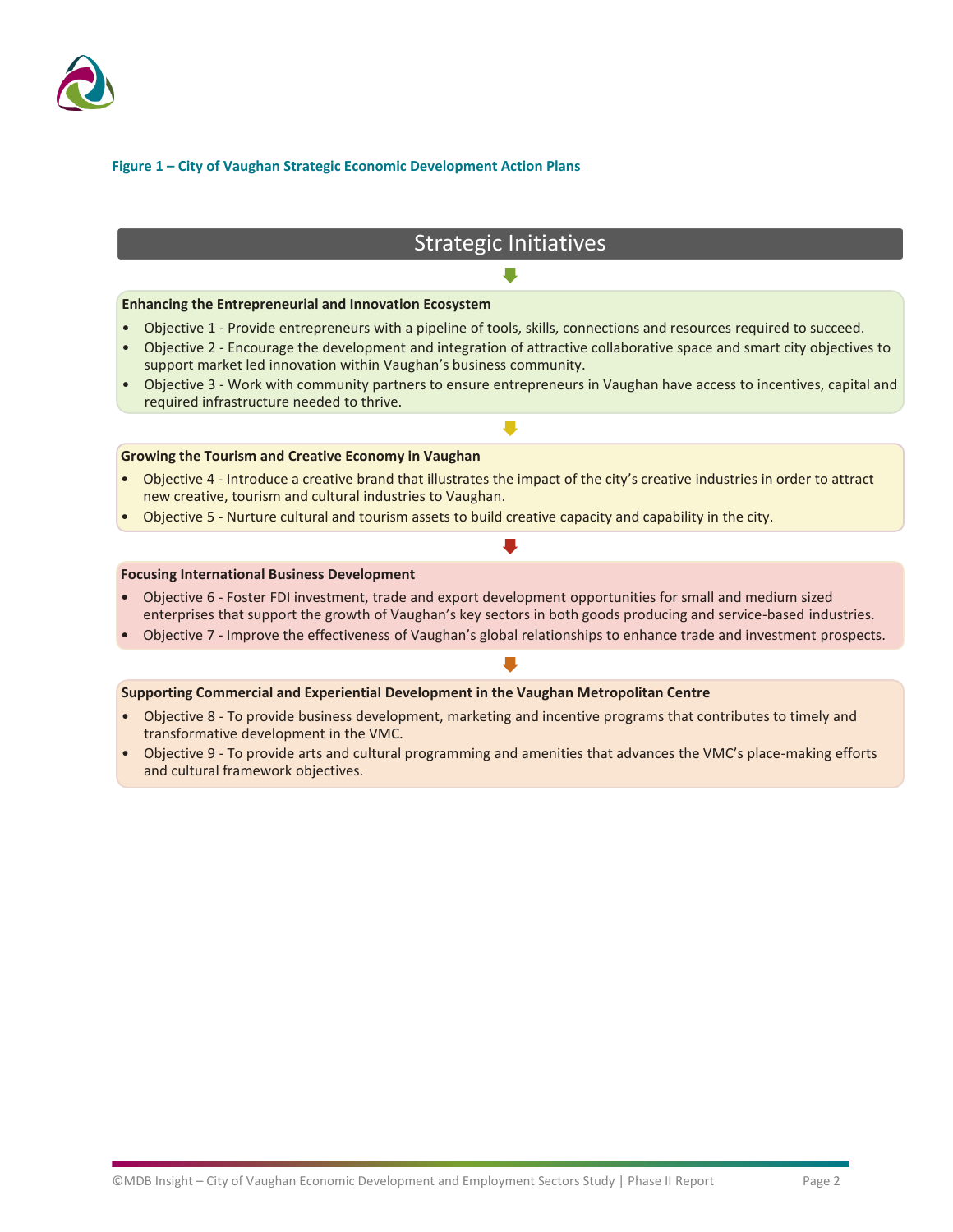**Figure 1 – City of Vaughan Strategic Economic Development Action Plans**

## Strategic Initiatives

**Enhancing the Entrepreneurial and Innovation Ecosystem**

- Objective 1 - Provide entrepreneurs with a pipeline of tools, skills, connections and resources required to succeed.
- Objective 2 - Encourage the development and integration of attractive collaborative space and smart city objectives to support market led innovation within Vaughan's business community.
- Objective 3 - Work with community partners to ensure entrepreneurs in Vaughan have access to incentives, capital and required infrastructure needed to thrive.

**Growing the Tourism and Creative Economy in Vaughan**

- Objective 4 - Introduce a creative brand that illustrates the impact of the city's creative industries in order to attract new creative, tourism and cultural industries to Vaughan.
- Objective 5 - Nurture cultural and tourism assets to build creative capacity and capability in the city.

**Focusing International Business Development**

- Objective 6 - Foster FDI investment, trade and export development opportunities for small and medium sized enterprises that support the growth of Vaughan's key sectors in both goods producing and service-based industries.
- Objective 7 - Improve the effectiveness of Vaughan's global relationships to enhance trade and investment prospects.

**Supporting Commercial and Experiential Development in the Vaughan Metropolitan Centre**

- Objective 8 - To provide business development, marketing and incentive programs that contributes to timely and transformative development in the VMC.
- Objective 9 - To provide arts and cultural programming and amenities that advances the VMC's place-making efforts and cultural framework objectives.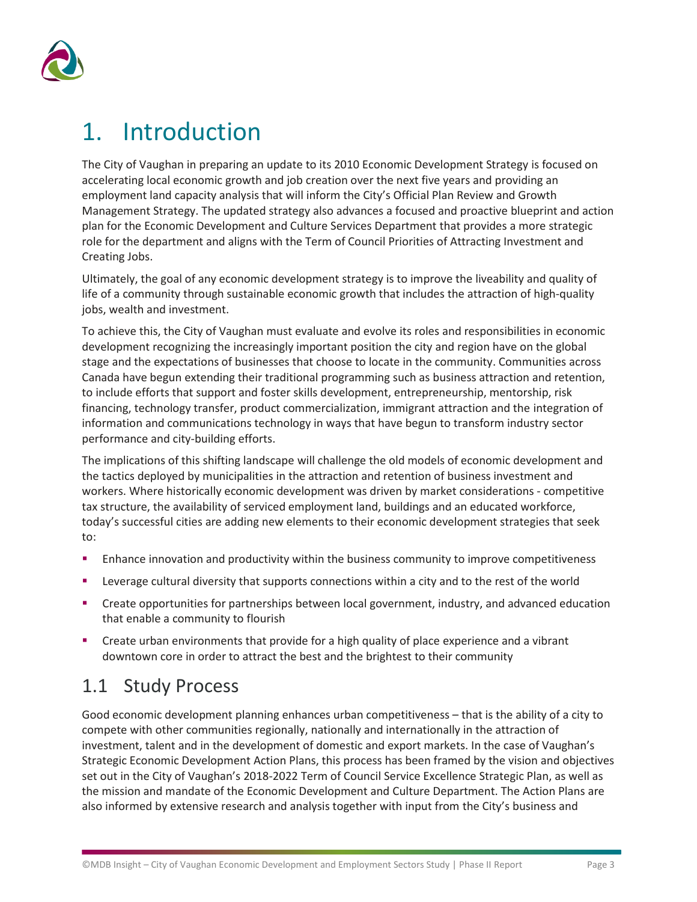# 1. Introduction

The City of Vaughan in preparing an update to its 2010 Economic Development Strategy is focused on accelerating local economic growth and job creation over the next five years and providing an employment land capacity analysis that will inform the City's Official Plan Review and Growth Management Strategy. The updated strategy also advances a focused and proactive blueprint and action plan for the Economic Development and Culture Services Department that provides a more strategic role for the department and aligns with the Term of Council Priorities of Attracting Investment and Creating Jobs.

Ultimately, the goal of any economic development strategy is to improve the liveability and quality of life of a community through sustainable economic growth that includes the attraction of high-quality jobs, wealth and investment.

To achieve this, the City of Vaughan must evaluate and evolve its roles and responsibilities in economic development recognizing the increasingly important position the city and region have on the global stage and the expectations of businesses that choose to locate in the community. Communities across Canada have begun extending their traditional programming such as business attraction and retention, to include efforts that support and foster skills development, entrepreneurship, mentorship, risk financing, technology transfer, product commercialization, immigrant attraction and the integration of information and communications technology in ways that have begun to transform industry sector performance and city-building efforts.

The implications of this shifting landscape will challenge the old models of economic development and the tactics deployed by municipalities in the attraction and retention of business investment and workers. Where historically economic development was driven by market considerations - competitive tax structure, the availability of serviced employment land, buildings and an educated workforce, today's successful cities are adding new elements to their economic development strategies that seek to:

- Enhance innovation and productivity within the business community to improve competitiveness
- Leverage cultural diversity that supports connections within a city and to the rest of the world
- Create opportunities for partnerships between local government, industry, and advanced education that enable a community to flourish
- Create urban environments that provide for a high quality of place experience and a vibrant downtown core in order to attract the best and the brightest to their community

## 1.1 Study Process

Good economic development planning enhances urban competitiveness – that is the ability of a city to compete with other communities regionally, nationally and internationally in the attraction of investment, talent and in the development of domestic and export markets. In the case of Vaughan's Strategic Economic Development Action Plans, this process has been framed by the vision and objectives set out in the City of Vaughan's 2018-2022 Term of Council Service Excellence Strategic Plan, as well as the mission and mandate of the Economic Development and Culture Department. The Action Plans are also informed by extensive research and analysis together with input from the City's business and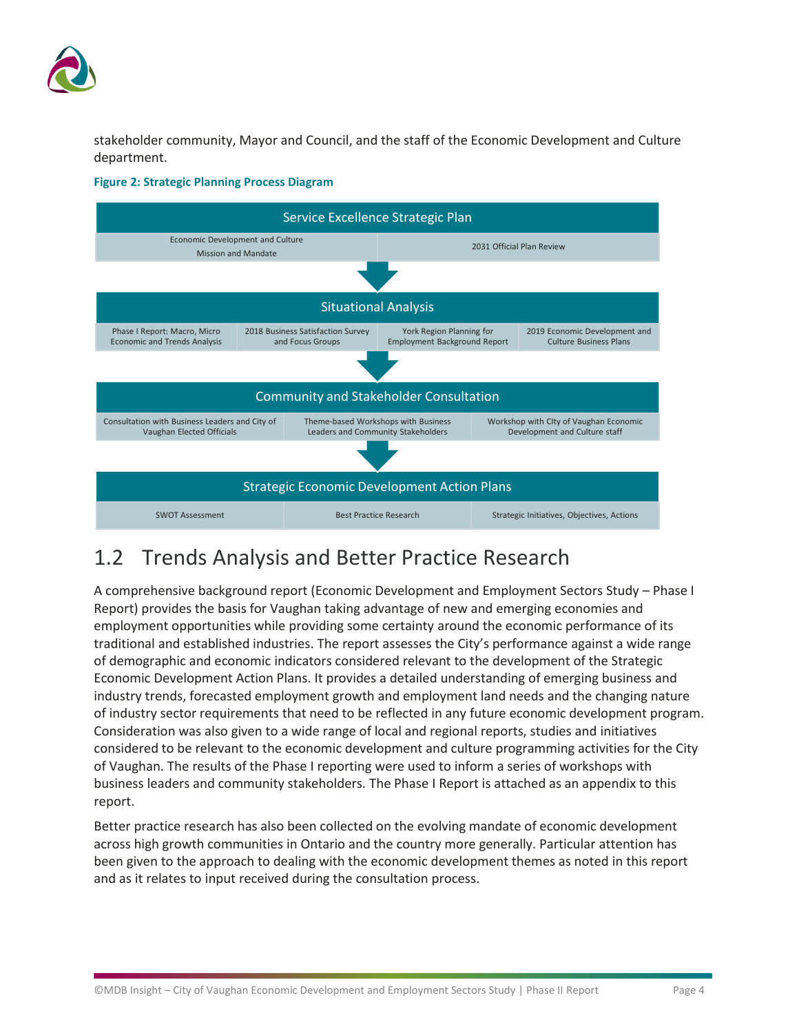stakeholder community, Mayor and Council, and the staff of the Economic Development and Culture department.

**Figure 2: Strategic Planning Process Diagram**

| Service Excellence Strategic Plan | |
|---|---|
| Economic Development and Culture Mission and Mandate | 2031 Official Plan Review |

↓

| Situational Analysis | | | |
|---|---|---|---|
| Phase I Report: Macro, Micro Economic and Trends Analysis | 2018 Business Satisfaction Survey and Focus Groups | York Region Planning for Employment Background Report | 2019 Economic Development and Culture Business Plans |

↓

| Community and Stakeholder Consultation | | |
|---|---|---|
| Consultation with Business Leaders and City of Vaughan Elected Officials | Theme-based Workshops with Business Leaders and Community Stakeholders | Workshop with CIty of Vaughan Economic Development and Culture staff |

↓

| Strategic Economic Development Action Plans | | |
|---|---|---|
| SWOT Assessment | Best Practice Research | Strategic Initiatives, Objectives, Actions |

## 1.2 Trends Analysis and Better Practice Research

A comprehensive background report (Economic Development and Employment Sectors Study – Phase I Report) provides the basis for Vaughan taking advantage of new and emerging economies and employment opportunities while providing some certainty around the economic performance of its traditional and established industries. The report assesses the City's performance against a wide range of demographic and economic indicators considered relevant to the development of the Strategic Economic Development Action Plans. It provides a detailed understanding of emerging business and industry trends, forecasted employment growth and employment land needs and the changing nature of industry sector requirements that need to be reflected in any future economic development program. Consideration was also given to a wide range of local and regional reports, studies and initiatives considered to be relevant to the economic development and culture programming activities for the City of Vaughan. The results of the Phase I reporting were used to inform a series of workshops with business leaders and community stakeholders. The Phase I Report is attached as an appendix to this report.

Better practice research has also been collected on the evolving mandate of economic development across high growth communities in Ontario and the country more generally. Particular attention has been given to the approach to dealing with the economic development themes as noted in this report and as it relates to input received during the consultation process.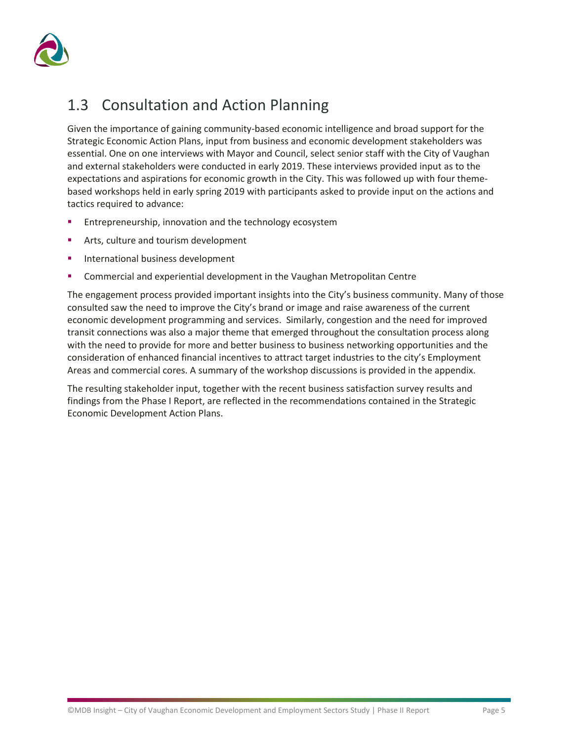## 1.3 Consultation and Action Planning

Given the importance of gaining community-based economic intelligence and broad support for the Strategic Economic Action Plans, input from business and economic development stakeholders was essential. One on one interviews with Mayor and Council, select senior staff with the City of Vaughan and external stakeholders were conducted in early 2019. These interviews provided input as to the expectations and aspirations for economic growth in the City. This was followed up with four theme-based workshops held in early spring 2019 with participants asked to provide input on the actions and tactics required to advance:

- Entrepreneurship, innovation and the technology ecosystem
- Arts, culture and tourism development
- International business development
- Commercial and experiential development in the Vaughan Metropolitan Centre

The engagement process provided important insights into the City's business community. Many of those consulted saw the need to improve the City's brand or image and raise awareness of the current economic development programming and services. Similarly, congestion and the need for improved transit connections was also a major theme that emerged throughout the consultation process along with the need to provide for more and better business to business networking opportunities and the consideration of enhanced financial incentives to attract target industries to the city's Employment Areas and commercial cores. A summary of the workshop discussions is provided in the appendix.

The resulting stakeholder input, together with the recent business satisfaction survey results and findings from the Phase I Report, are reflected in the recommendations contained in the Strategic Economic Development Action Plans.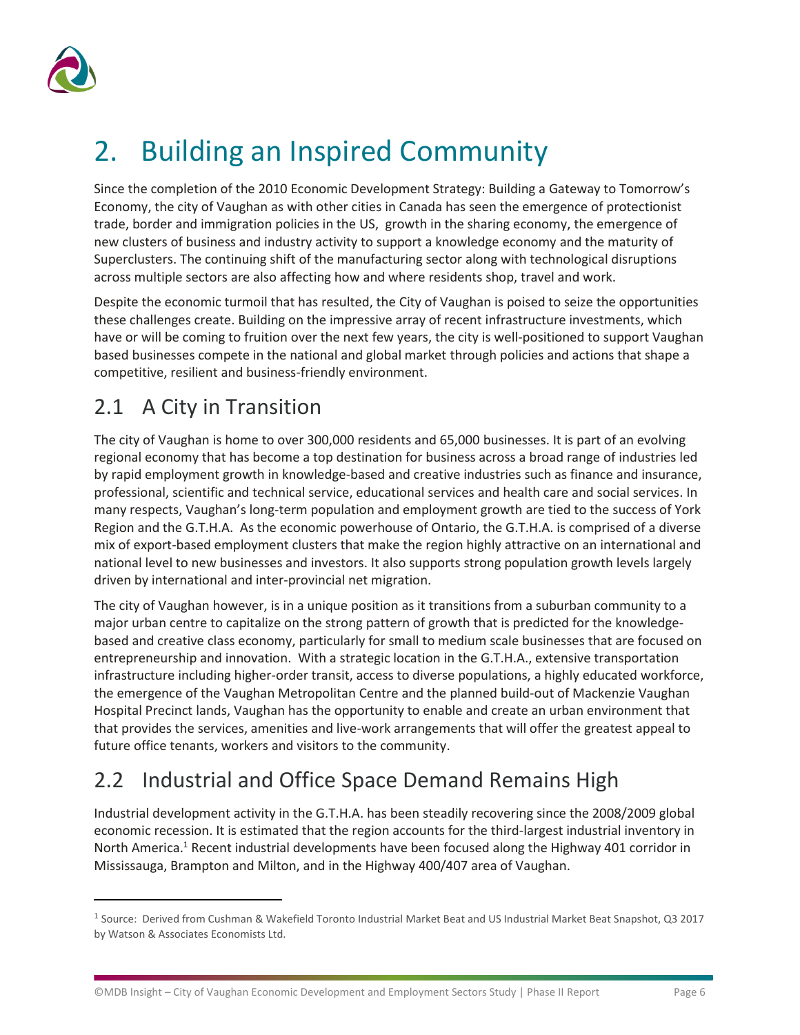# 2. Building an Inspired Community

Since the completion of the 2010 Economic Development Strategy: Building a Gateway to Tomorrow's Economy, the city of Vaughan as with other cities in Canada has seen the emergence of protectionist trade, border and immigration policies in the US, growth in the sharing economy, the emergence of new clusters of business and industry activity to support a knowledge economy and the maturity of Superclusters. The continuing shift of the manufacturing sector along with technological disruptions across multiple sectors are also affecting how and where residents shop, travel and work.

Despite the economic turmoil that has resulted, the City of Vaughan is poised to seize the opportunities these challenges create. Building on the impressive array of recent infrastructure investments, which have or will be coming to fruition over the next few years, the city is well-positioned to support Vaughan based businesses compete in the national and global market through policies and actions that shape a competitive, resilient and business-friendly environment.

## 2.1 A City in Transition

The city of Vaughan is home to over 300,000 residents and 65,000 businesses. It is part of an evolving regional economy that has become a top destination for business across a broad range of industries led by rapid employment growth in knowledge-based and creative industries such as finance and insurance, professional, scientific and technical service, educational services and health care and social services. In many respects, Vaughan's long-term population and employment growth are tied to the success of York Region and the G.T.H.A. As the economic powerhouse of Ontario, the G.T.H.A. is comprised of a diverse mix of export-based employment clusters that make the region highly attractive on an international and national level to new businesses and investors. It also supports strong population growth levels largely driven by international and inter-provincial net migration.

The city of Vaughan however, is in a unique position as it transitions from a suburban community to a major urban centre to capitalize on the strong pattern of growth that is predicted for the knowledge-based and creative class economy, particularly for small to medium scale businesses that are focused on entrepreneurship and innovation. With a strategic location in the G.T.H.A., extensive transportation infrastructure including higher-order transit, access to diverse populations, a highly educated workforce, the emergence of the Vaughan Metropolitan Centre and the planned build-out of Mackenzie Vaughan Hospital Precinct lands, Vaughan has the opportunity to enable and create an urban environment that that provides the services, amenities and live-work arrangements that will offer the greatest appeal to future office tenants, workers and visitors to the community.

## 2.2 Industrial and Office Space Demand Remains High

Industrial development activity in the G.T.H.A. has been steadily recovering since the 2008/2009 global economic recession. It is estimated that the region accounts for the third-largest industrial inventory in North America.[1] Recent industrial developments have been focused along the Highway 401 corridor in Mississauga, Brampton and Milton, and in the Highway 400/407 area of Vaughan.

[1] Source: Derived from Cushman & Wakefield Toronto Industrial Market Beat and US Industrial Market Beat Snapshot, Q3 2017 by Watson & Associates Economists Ltd.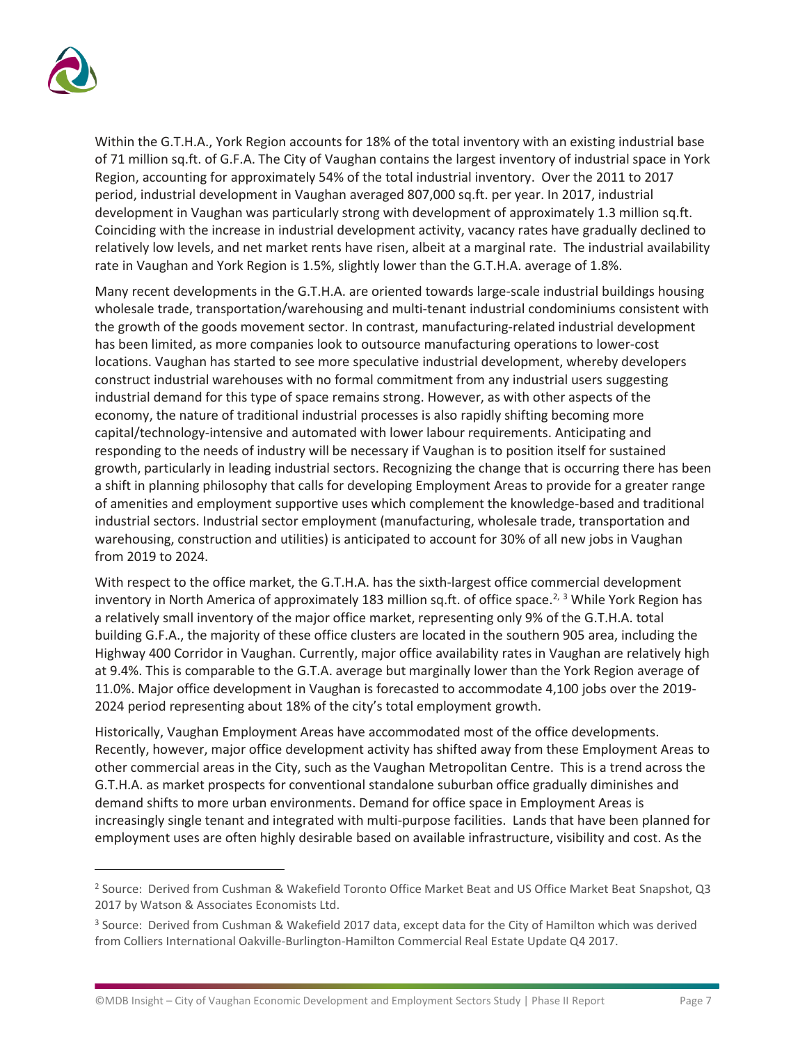Within the G.T.H.A., York Region accounts for 18% of the total inventory with an existing industrial base of 71 million sq.ft. of G.F.A. The City of Vaughan contains the largest inventory of industrial space in York Region, accounting for approximately 54% of the total industrial inventory. Over the 2011 to 2017 period, industrial development in Vaughan averaged 807,000 sq.ft. per year. In 2017, industrial development in Vaughan was particularly strong with development of approximately 1.3 million sq.ft. Coinciding with the increase in industrial development activity, vacancy rates have gradually declined to relatively low levels, and net market rents have risen, albeit at a marginal rate. The industrial availability rate in Vaughan and York Region is 1.5%, slightly lower than the G.T.H.A. average of 1.8%.

Many recent developments in the G.T.H.A. are oriented towards large-scale industrial buildings housing wholesale trade, transportation/warehousing and multi-tenant industrial condominiums consistent with the growth of the goods movement sector. In contrast, manufacturing-related industrial development has been limited, as more companies look to outsource manufacturing operations to lower-cost locations. Vaughan has started to see more speculative industrial development, whereby developers construct industrial warehouses with no formal commitment from any industrial users suggesting industrial demand for this type of space remains strong. However, as with other aspects of the economy, the nature of traditional industrial processes is also rapidly shifting becoming more capital/technology-intensive and automated with lower labour requirements. Anticipating and responding to the needs of industry will be necessary if Vaughan is to position itself for sustained growth, particularly in leading industrial sectors. Recognizing the change that is occurring there has been a shift in planning philosophy that calls for developing Employment Areas to provide for a greater range of amenities and employment supportive uses which complement the knowledge-based and traditional industrial sectors. Industrial sector employment (manufacturing, wholesale trade, transportation and warehousing, construction and utilities) is anticipated to account for 30% of all new jobs in Vaughan from 2019 to 2024.

With respect to the office market, the G.T.H.A. has the sixth-largest office commercial development inventory in North America of approximately 183 million sq.ft. of office space.[2, 3] While York Region has a relatively small inventory of the major office market, representing only 9% of the G.T.H.A. total building G.F.A., the majority of these office clusters are located in the southern 905 area, including the Highway 400 Corridor in Vaughan. Currently, major office availability rates in Vaughan are relatively high at 9.4%. This is comparable to the G.T.A. average but marginally lower than the York Region average of 11.0%. Major office development in Vaughan is forecasted to accommodate 4,100 jobs over the 2019-2024 period representing about 18% of the city's total employment growth.

Historically, Vaughan Employment Areas have accommodated most of the office developments. Recently, however, major office development activity has shifted away from these Employment Areas to other commercial areas in the City, such as the Vaughan Metropolitan Centre. This is a trend across the G.T.H.A. as market prospects for conventional standalone suburban office gradually diminishes and demand shifts to more urban environments. Demand for office space in Employment Areas is increasingly single tenant and integrated with multi-purpose facilities. Lands that have been planned for employment uses are often highly desirable based on available infrastructure, visibility and cost. As the

---

[2] Source: Derived from Cushman & Wakefield Toronto Office Market Beat and US Office Market Beat Snapshot, Q3 2017 by Watson & Associates Economists Ltd.

[3] Source: Derived from Cushman & Wakefield 2017 data, except data for the City of Hamilton which was derived from Colliers International Oakville-Burlington-Hamilton Commercial Real Estate Update Q4 2017.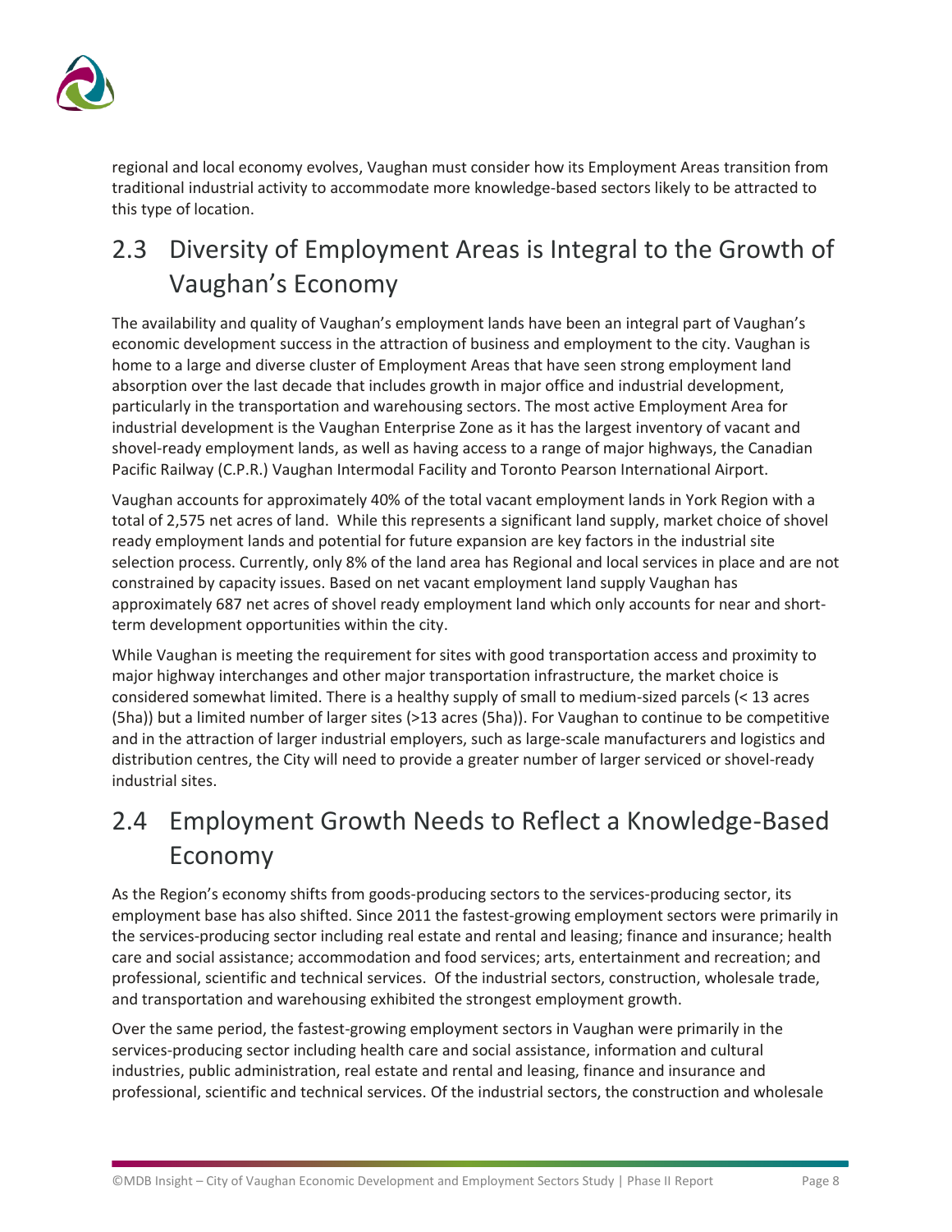regional and local economy evolves, Vaughan must consider how its Employment Areas transition from traditional industrial activity to accommodate more knowledge-based sectors likely to be attracted to this type of location.

## 2.3 Diversity of Employment Areas is Integral to the Growth of Vaughan's Economy

The availability and quality of Vaughan's employment lands have been an integral part of Vaughan's economic development success in the attraction of business and employment to the city. Vaughan is home to a large and diverse cluster of Employment Areas that have seen strong employment land absorption over the last decade that includes growth in major office and industrial development, particularly in the transportation and warehousing sectors. The most active Employment Area for industrial development is the Vaughan Enterprise Zone as it has the largest inventory of vacant and shovel-ready employment lands, as well as having access to a range of major highways, the Canadian Pacific Railway (C.P.R.) Vaughan Intermodal Facility and Toronto Pearson International Airport.

Vaughan accounts for approximately 40% of the total vacant employment lands in York Region with a total of 2,575 net acres of land. While this represents a significant land supply, market choice of shovel ready employment lands and potential for future expansion are key factors in the industrial site selection process. Currently, only 8% of the land area has Regional and local services in place and are not constrained by capacity issues. Based on net vacant employment land supply Vaughan has approximately 687 net acres of shovel ready employment land which only accounts for near and short-term development opportunities within the city.

While Vaughan is meeting the requirement for sites with good transportation access and proximity to major highway interchanges and other major transportation infrastructure, the market choice is considered somewhat limited. There is a healthy supply of small to medium-sized parcels (< 13 acres (5ha)) but a limited number of larger sites (>13 acres (5ha)). For Vaughan to continue to be competitive and in the attraction of larger industrial employers, such as large-scale manufacturers and logistics and distribution centres, the City will need to provide a greater number of larger serviced or shovel-ready industrial sites.

## 2.4 Employment Growth Needs to Reflect a Knowledge-Based Economy

As the Region's economy shifts from goods-producing sectors to the services-producing sector, its employment base has also shifted. Since 2011 the fastest-growing employment sectors were primarily in the services-producing sector including real estate and rental and leasing; finance and insurance; health care and social assistance; accommodation and food services; arts, entertainment and recreation; and professional, scientific and technical services. Of the industrial sectors, construction, wholesale trade, and transportation and warehousing exhibited the strongest employment growth.

Over the same period, the fastest-growing employment sectors in Vaughan were primarily in the services-producing sector including health care and social assistance, information and cultural industries, public administration, real estate and rental and leasing, finance and insurance and professional, scientific and technical services. Of the industrial sectors, the construction and wholesale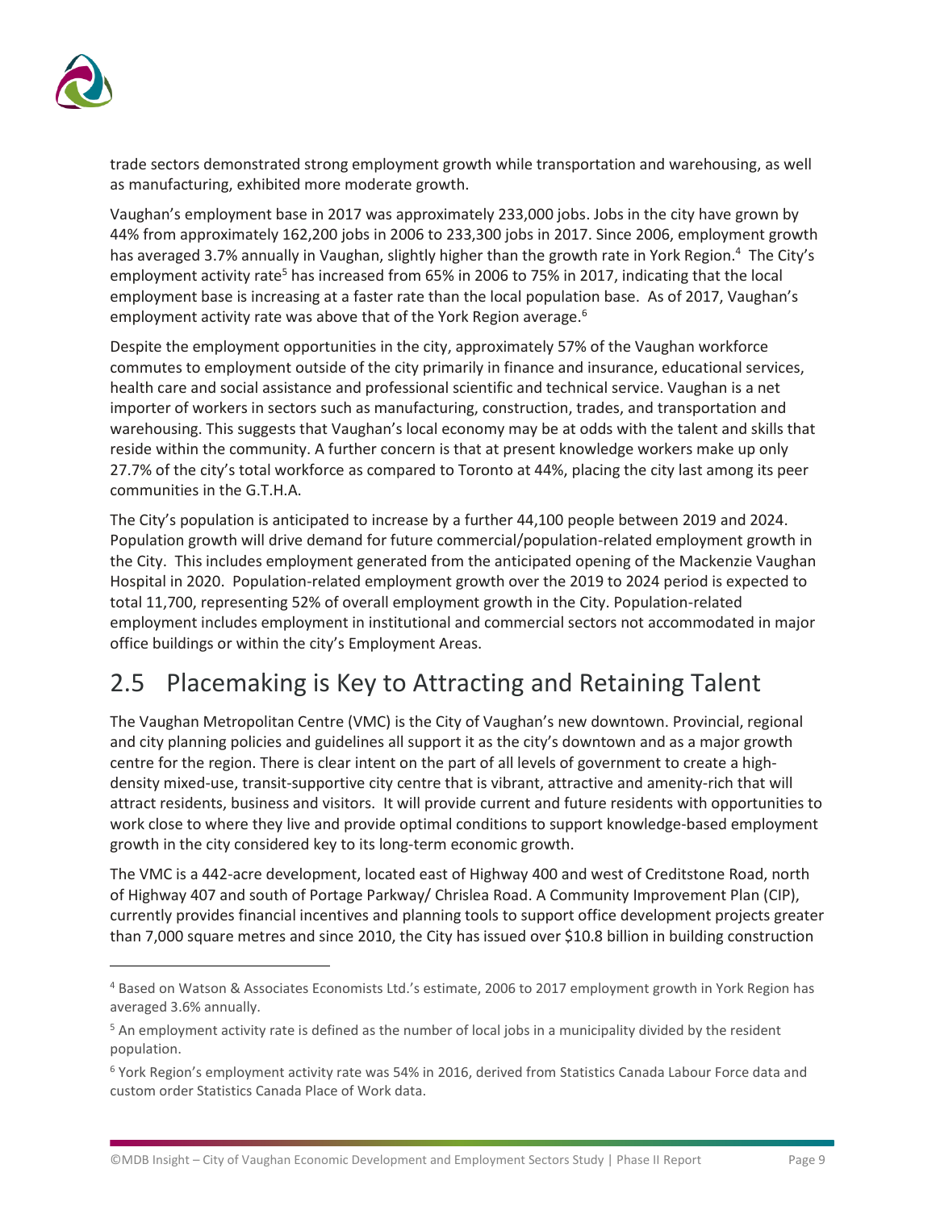trade sectors demonstrated strong employment growth while transportation and warehousing, as well as manufacturing, exhibited more moderate growth.

Vaughan's employment base in 2017 was approximately 233,000 jobs. Jobs in the city have grown by 44% from approximately 162,200 jobs in 2006 to 233,300 jobs in 2017. Since 2006, employment growth has averaged 3.7% annually in Vaughan, slightly higher than the growth rate in York Region.[4] The City's employment activity rate[5] has increased from 65% in 2006 to 75% in 2017, indicating that the local employment base is increasing at a faster rate than the local population base. As of 2017, Vaughan's employment activity rate was above that of the York Region average.[6]

Despite the employment opportunities in the city, approximately 57% of the Vaughan workforce commutes to employment outside of the city primarily in finance and insurance, educational services, health care and social assistance and professional scientific and technical service. Vaughan is a net importer of workers in sectors such as manufacturing, construction, trades, and transportation and warehousing. This suggests that Vaughan's local economy may be at odds with the talent and skills that reside within the community. A further concern is that at present knowledge workers make up only 27.7% of the city's total workforce as compared to Toronto at 44%, placing the city last among its peer communities in the G.T.H.A.

The City's population is anticipated to increase by a further 44,100 people between 2019 and 2024. Population growth will drive demand for future commercial/population-related employment growth in the City. This includes employment generated from the anticipated opening of the Mackenzie Vaughan Hospital in 2020. Population-related employment growth over the 2019 to 2024 period is expected to total 11,700, representing 52% of overall employment growth in the City. Population-related employment includes employment in institutional and commercial sectors not accommodated in major office buildings or within the city's Employment Areas.

## 2.5 Placemaking is Key to Attracting and Retaining Talent

The Vaughan Metropolitan Centre (VMC) is the City of Vaughan's new downtown. Provincial, regional and city planning policies and guidelines all support it as the city's downtown and as a major growth centre for the region. There is clear intent on the part of all levels of government to create a high-density mixed-use, transit-supportive city centre that is vibrant, attractive and amenity-rich that will attract residents, business and visitors. It will provide current and future residents with opportunities to work close to where they live and provide optimal conditions to support knowledge-based employment growth in the city considered key to its long-term economic growth.

The VMC is a 442-acre development, located east of Highway 400 and west of Creditstone Road, north of Highway 407 and south of Portage Parkway/ Chrislea Road. A Community Improvement Plan (CIP), currently provides financial incentives and planning tools to support office development projects greater than 7,000 square metres and since 2010, the City has issued over $10.8 billion in building construction

---

[4] Based on Watson & Associates Economists Ltd.'s estimate, 2006 to 2017 employment growth in York Region has averaged 3.6% annually.

[5] An employment activity rate is defined as the number of local jobs in a municipality divided by the resident population.

[6] York Region's employment activity rate was 54% in 2016, derived from Statistics Canada Labour Force data and custom order Statistics Canada Place of Work data.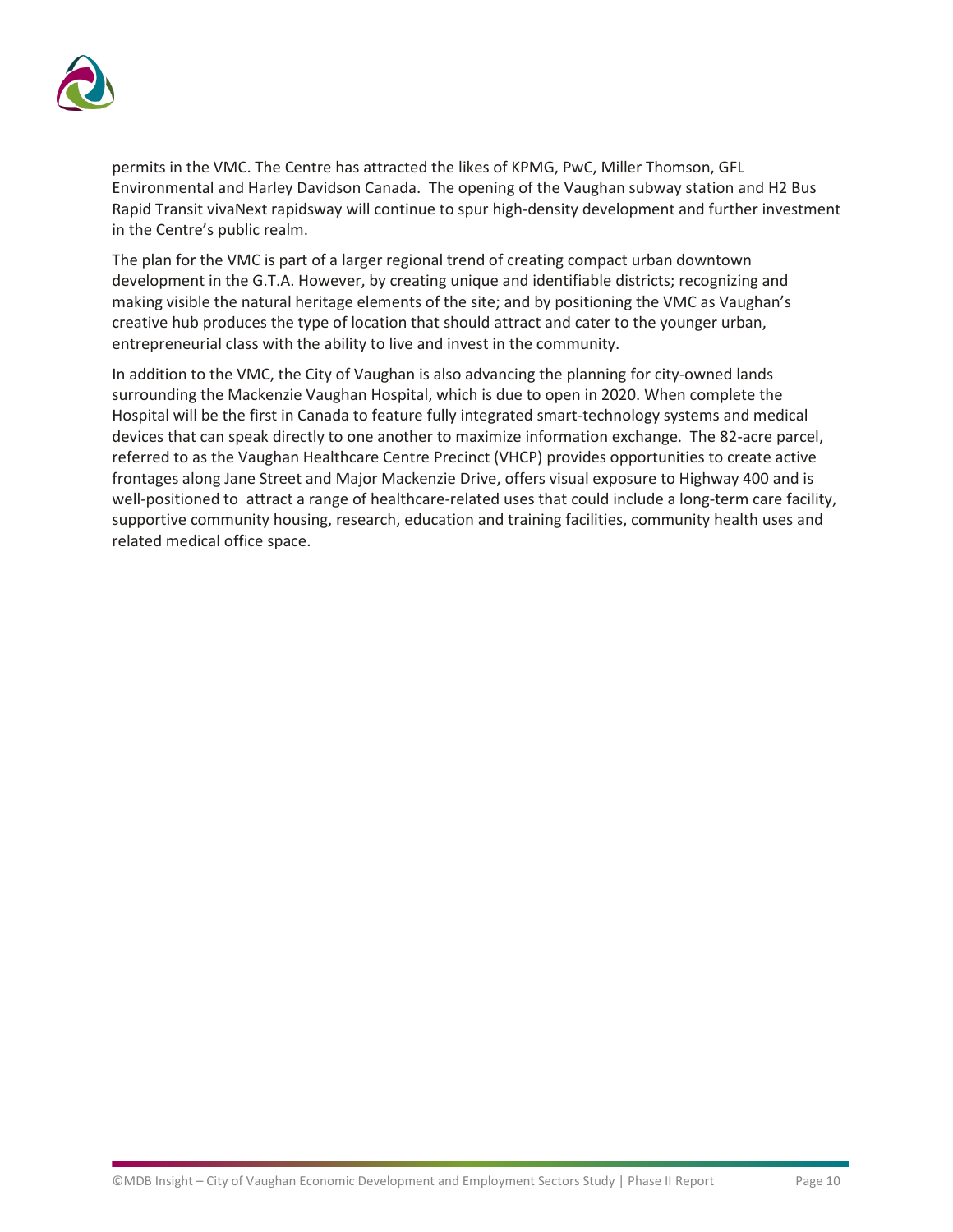permits in the VMC. The Centre has attracted the likes of KPMG, PwC, Miller Thomson, GFL Environmental and Harley Davidson Canada. The opening of the Vaughan subway station and H2 Bus Rapid Transit vivaNext rapidsway will continue to spur high-density development and further investment in the Centre's public realm.

The plan for the VMC is part of a larger regional trend of creating compact urban downtown development in the G.T.A. However, by creating unique and identifiable districts; recognizing and making visible the natural heritage elements of the site; and by positioning the VMC as Vaughan's creative hub produces the type of location that should attract and cater to the younger urban, entrepreneurial class with the ability to live and invest in the community.

In addition to the VMC, the City of Vaughan is also advancing the planning for city-owned lands surrounding the Mackenzie Vaughan Hospital, which is due to open in 2020. When complete the Hospital will be the first in Canada to feature fully integrated smart-technology systems and medical devices that can speak directly to one another to maximize information exchange. The 82-acre parcel, referred to as the Vaughan Healthcare Centre Precinct (VHCP) provides opportunities to create active frontages along Jane Street and Major Mackenzie Drive, offers visual exposure to Highway 400 and is well-positioned to attract a range of healthcare-related uses that could include a long-term care facility, supportive community housing, research, education and training facilities, community health uses and related medical office space.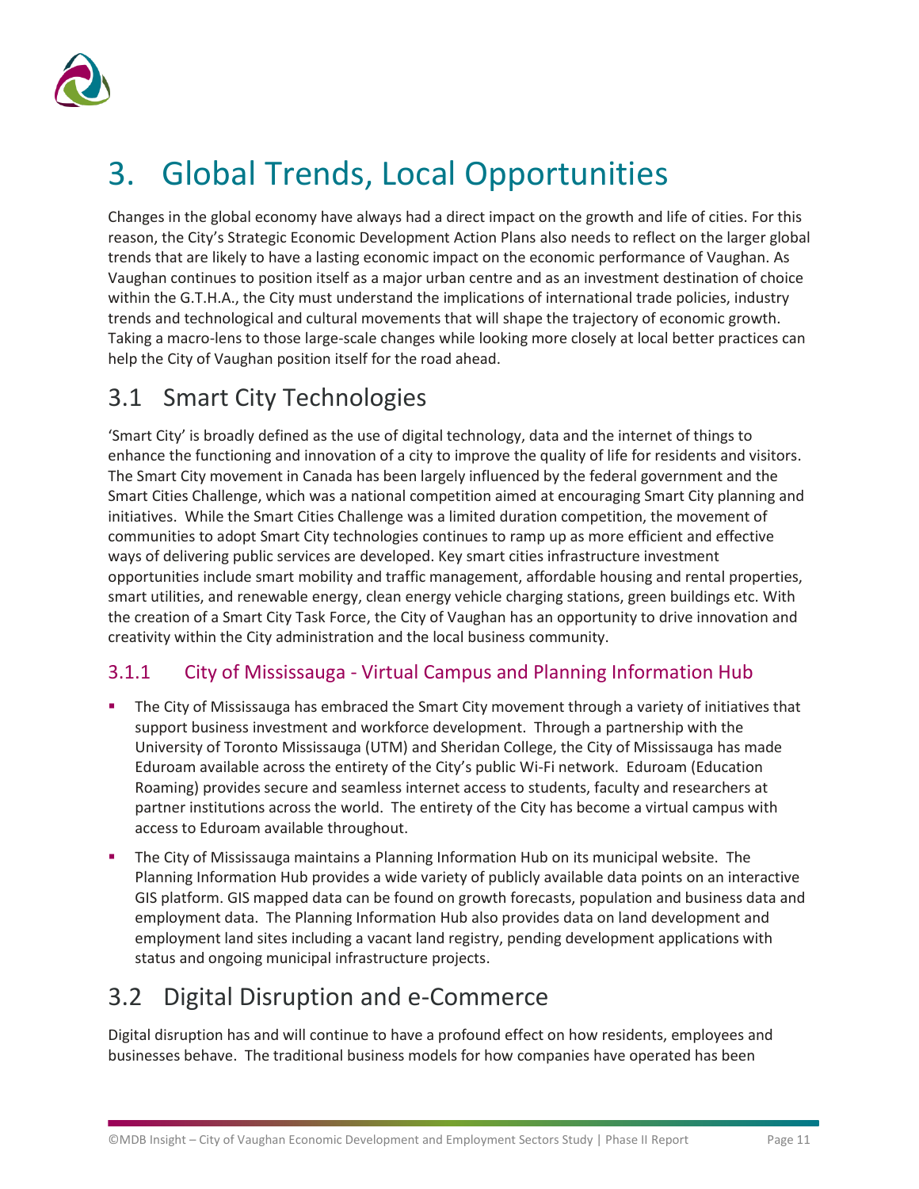# 3. Global Trends, Local Opportunities

Changes in the global economy have always had a direct impact on the growth and life of cities. For this reason, the City's Strategic Economic Development Action Plans also needs to reflect on the larger global trends that are likely to have a lasting economic impact on the economic performance of Vaughan. As Vaughan continues to position itself as a major urban centre and as an investment destination of choice within the G.T.H.A., the City must understand the implications of international trade policies, industry trends and technological and cultural movements that will shape the trajectory of economic growth. Taking a macro-lens to those large-scale changes while looking more closely at local better practices can help the City of Vaughan position itself for the road ahead.

## 3.1 Smart City Technologies

'Smart City' is broadly defined as the use of digital technology, data and the internet of things to enhance the functioning and innovation of a city to improve the quality of life for residents and visitors. The Smart City movement in Canada has been largely influenced by the federal government and the Smart Cities Challenge, which was a national competition aimed at encouraging Smart City planning and initiatives. While the Smart Cities Challenge was a limited duration competition, the movement of communities to adopt Smart City technologies continues to ramp up as more efficient and effective ways of delivering public services are developed. Key smart cities infrastructure investment opportunities include smart mobility and traffic management, affordable housing and rental properties, smart utilities, and renewable energy, clean energy vehicle charging stations, green buildings etc. With the creation of a Smart City Task Force, the City of Vaughan has an opportunity to drive innovation and creativity within the City administration and the local business community.

### 3.1.1 City of Mississauga - Virtual Campus and Planning Information Hub

- The City of Mississauga has embraced the Smart City movement through a variety of initiatives that support business investment and workforce development. Through a partnership with the University of Toronto Mississauga (UTM) and Sheridan College, the City of Mississauga has made Eduroam available across the entirety of the City's public Wi-Fi network. Eduroam (Education Roaming) provides secure and seamless internet access to students, faculty and researchers at partner institutions across the world. The entirety of the City has become a virtual campus with access to Eduroam available throughout.
- The City of Mississauga maintains a Planning Information Hub on its municipal website. The Planning Information Hub provides a wide variety of publicly available data points on an interactive GIS platform. GIS mapped data can be found on growth forecasts, population and business data and employment data. The Planning Information Hub also provides data on land development and employment land sites including a vacant land registry, pending development applications with status and ongoing municipal infrastructure projects.

## 3.2 Digital Disruption and e-Commerce

Digital disruption has and will continue to have a profound effect on how residents, employees and businesses behave. The traditional business models for how companies have operated has been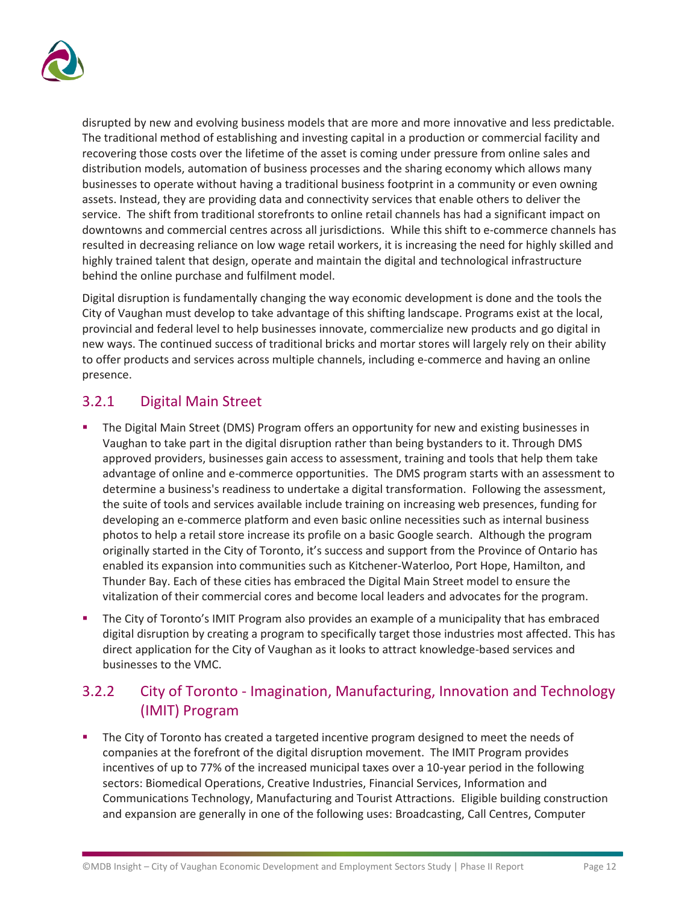disrupted by new and evolving business models that are more and more innovative and less predictable. The traditional method of establishing and investing capital in a production or commercial facility and recovering those costs over the lifetime of the asset is coming under pressure from online sales and distribution models, automation of business processes and the sharing economy which allows many businesses to operate without having a traditional business footprint in a community or even owning assets. Instead, they are providing data and connectivity services that enable others to deliver the service. The shift from traditional storefronts to online retail channels has had a significant impact on downtowns and commercial centres across all jurisdictions. While this shift to e-commerce channels has resulted in decreasing reliance on low wage retail workers, it is increasing the need for highly skilled and highly trained talent that design, operate and maintain the digital and technological infrastructure behind the online purchase and fulfilment model.

Digital disruption is fundamentally changing the way economic development is done and the tools the City of Vaughan must develop to take advantage of this shifting landscape. Programs exist at the local, provincial and federal level to help businesses innovate, commercialize new products and go digital in new ways. The continued success of traditional bricks and mortar stores will largely rely on their ability to offer products and services across multiple channels, including e-commerce and having an online presence.

### 3.2.1 Digital Main Street

- The Digital Main Street (DMS) Program offers an opportunity for new and existing businesses in Vaughan to take part in the digital disruption rather than being bystanders to it. Through DMS approved providers, businesses gain access to assessment, training and tools that help them take advantage of online and e-commerce opportunities. The DMS program starts with an assessment to determine a business's readiness to undertake a digital transformation. Following the assessment, the suite of tools and services available include training on increasing web presences, funding for developing an e-commerce platform and even basic online necessities such as internal business photos to help a retail store increase its profile on a basic Google search. Although the program originally started in the City of Toronto, it's success and support from the Province of Ontario has enabled its expansion into communities such as Kitchener-Waterloo, Port Hope, Hamilton, and Thunder Bay. Each of these cities has embraced the Digital Main Street model to ensure the vitalization of their commercial cores and become local leaders and advocates for the program.
- The City of Toronto's IMIT Program also provides an example of a municipality that has embraced digital disruption by creating a program to specifically target those industries most affected. This has direct application for the City of Vaughan as it looks to attract knowledge-based services and businesses to the VMC.

### 3.2.2 City of Toronto - Imagination, Manufacturing, Innovation and Technology (IMIT) Program

- The City of Toronto has created a targeted incentive program designed to meet the needs of companies at the forefront of the digital disruption movement. The IMIT Program provides incentives of up to 77% of the increased municipal taxes over a 10-year period in the following sectors: Biomedical Operations, Creative Industries, Financial Services, Information and Communications Technology, Manufacturing and Tourist Attractions. Eligible building construction and expansion are generally in one of the following uses: Broadcasting, Call Centres, Computer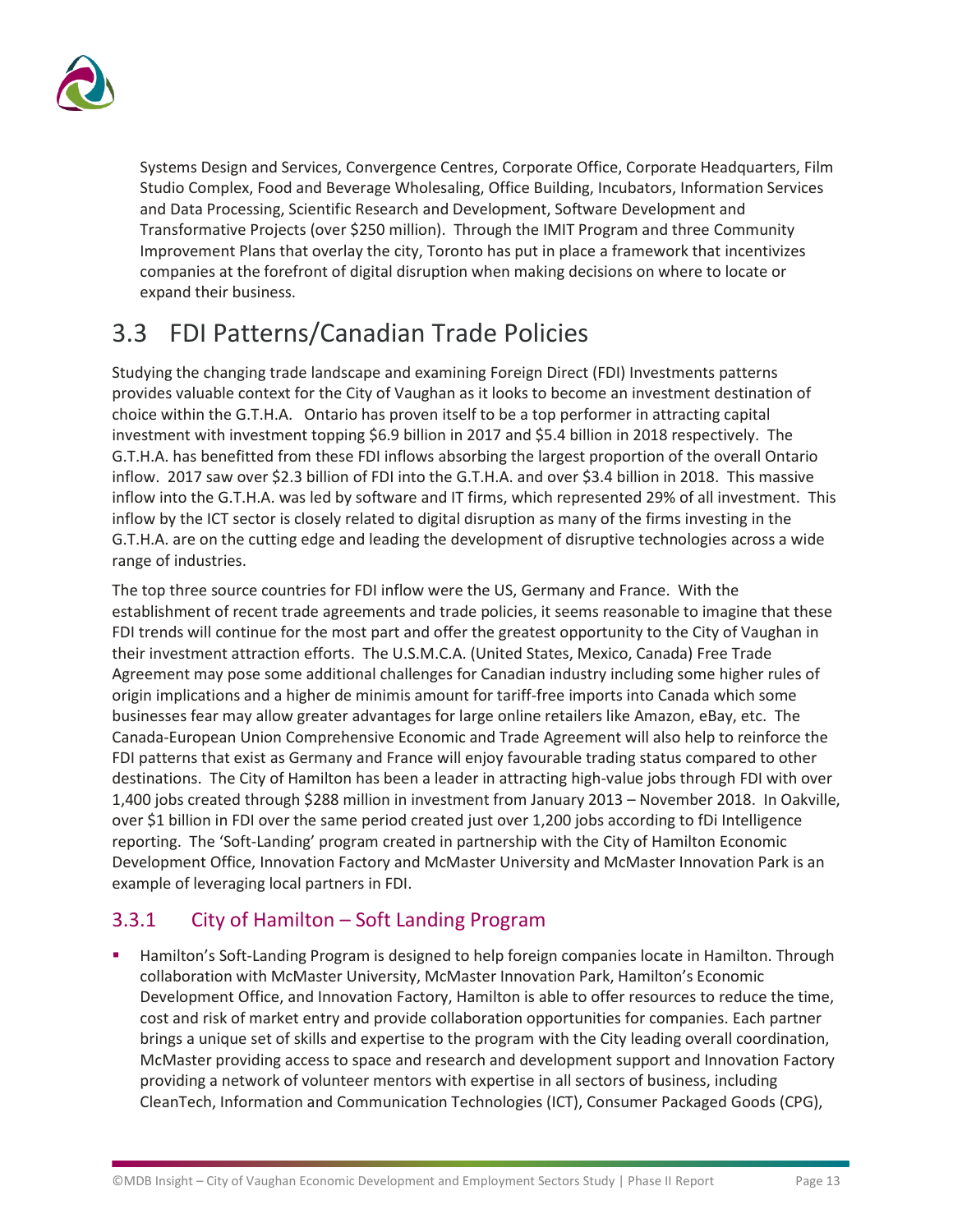Systems Design and Services, Convergence Centres, Corporate Office, Corporate Headquarters, Film Studio Complex, Food and Beverage Wholesaling, Office Building, Incubators, Information Services and Data Processing, Scientific Research and Development, Software Development and Transformative Projects (over $250 million). Through the IMIT Program and three Community Improvement Plans that overlay the city, Toronto has put in place a framework that incentivizes companies at the forefront of digital disruption when making decisions on where to locate or expand their business.

## 3.3 FDI Patterns/Canadian Trade Policies

Studying the changing trade landscape and examining Foreign Direct (FDI) Investments patterns provides valuable context for the City of Vaughan as it looks to become an investment destination of choice within the G.T.H.A. Ontario has proven itself to be a top performer in attracting capital investment with investment topping $6.9 billion in 2017 and $5.4 billion in 2018 respectively. The G.T.H.A. has benefitted from these FDI inflows absorbing the largest proportion of the overall Ontario inflow. 2017 saw over $2.3 billion of FDI into the G.T.H.A. and over $3.4 billion in 2018. This massive inflow into the G.T.H.A. was led by software and IT firms, which represented 29% of all investment. This inflow by the ICT sector is closely related to digital disruption as many of the firms investing in the G.T.H.A. are on the cutting edge and leading the development of disruptive technologies across a wide range of industries.

The top three source countries for FDI inflow were the US, Germany and France. With the establishment of recent trade agreements and trade policies, it seems reasonable to imagine that these FDI trends will continue for the most part and offer the greatest opportunity to the City of Vaughan in their investment attraction efforts. The U.S.M.C.A. (United States, Mexico, Canada) Free Trade Agreement may pose some additional challenges for Canadian industry including some higher rules of origin implications and a higher de minimis amount for tariff-free imports into Canada which some businesses fear may allow greater advantages for large online retailers like Amazon, eBay, etc. The Canada-European Union Comprehensive Economic and Trade Agreement will also help to reinforce the FDI patterns that exist as Germany and France will enjoy favourable trading status compared to other destinations. The City of Hamilton has been a leader in attracting high-value jobs through FDI with over 1,400 jobs created through $288 million in investment from January 2013 – November 2018. In Oakville, over $1 billion in FDI over the same period created just over 1,200 jobs according to fDi Intelligence reporting. The 'Soft-Landing' program created in partnership with the City of Hamilton Economic Development Office, Innovation Factory and McMaster University and McMaster Innovation Park is an example of leveraging local partners in FDI.

### 3.3.1 City of Hamilton – Soft Landing Program

- Hamilton's Soft-Landing Program is designed to help foreign companies locate in Hamilton. Through collaboration with McMaster University, McMaster Innovation Park, Hamilton's Economic Development Office, and Innovation Factory, Hamilton is able to offer resources to reduce the time, cost and risk of market entry and provide collaboration opportunities for companies. Each partner brings a unique set of skills and expertise to the program with the City leading overall coordination, McMaster providing access to space and research and development support and Innovation Factory providing a network of volunteer mentors with expertise in all sectors of business, including CleanTech, Information and Communication Technologies (ICT), Consumer Packaged Goods (CPG),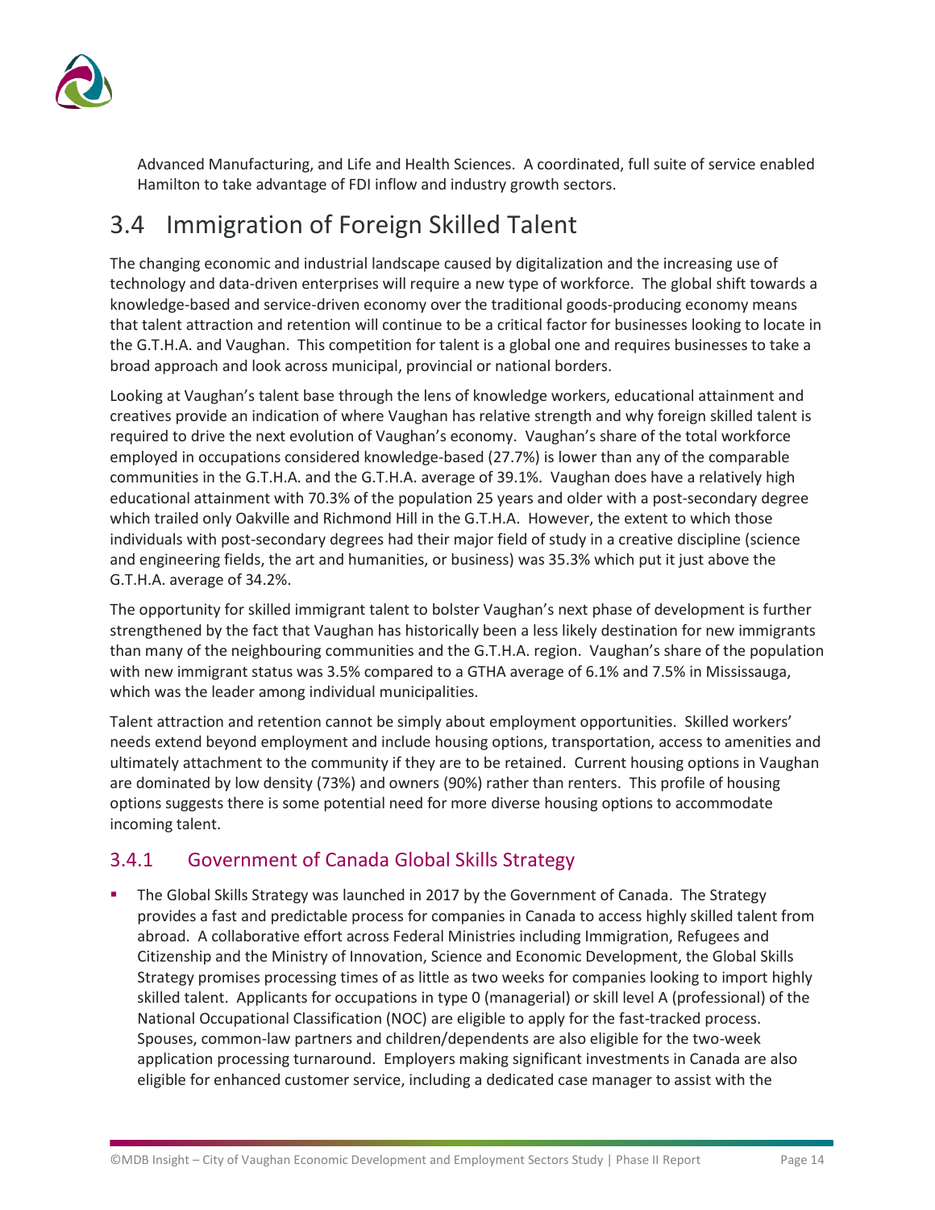Advanced Manufacturing, and Life and Health Sciences. A coordinated, full suite of service enabled Hamilton to take advantage of FDI inflow and industry growth sectors.

## 3.4 Immigration of Foreign Skilled Talent

The changing economic and industrial landscape caused by digitalization and the increasing use of technology and data-driven enterprises will require a new type of workforce. The global shift towards a knowledge-based and service-driven economy over the traditional goods-producing economy means that talent attraction and retention will continue to be a critical factor for businesses looking to locate in the G.T.H.A. and Vaughan. This competition for talent is a global one and requires businesses to take a broad approach and look across municipal, provincial or national borders.

Looking at Vaughan's talent base through the lens of knowledge workers, educational attainment and creatives provide an indication of where Vaughan has relative strength and why foreign skilled talent is required to drive the next evolution of Vaughan's economy. Vaughan's share of the total workforce employed in occupations considered knowledge-based (27.7%) is lower than any of the comparable communities in the G.T.H.A. and the G.T.H.A. average of 39.1%. Vaughan does have a relatively high educational attainment with 70.3% of the population 25 years and older with a post-secondary degree which trailed only Oakville and Richmond Hill in the G.T.H.A. However, the extent to which those individuals with post-secondary degrees had their major field of study in a creative discipline (science and engineering fields, the art and humanities, or business) was 35.3% which put it just above the G.T.H.A. average of 34.2%.

The opportunity for skilled immigrant talent to bolster Vaughan's next phase of development is further strengthened by the fact that Vaughan has historically been a less likely destination for new immigrants than many of the neighbouring communities and the G.T.H.A. region. Vaughan's share of the population with new immigrant status was 3.5% compared to a GTHA average of 6.1% and 7.5% in Mississauga, which was the leader among individual municipalities.

Talent attraction and retention cannot be simply about employment opportunities. Skilled workers' needs extend beyond employment and include housing options, transportation, access to amenities and ultimately attachment to the community if they are to be retained. Current housing options in Vaughan are dominated by low density (73%) and owners (90%) rather than renters. This profile of housing options suggests there is some potential need for more diverse housing options to accommodate incoming talent.

### 3.4.1 Government of Canada Global Skills Strategy

- The Global Skills Strategy was launched in 2017 by the Government of Canada. The Strategy provides a fast and predictable process for companies in Canada to access highly skilled talent from abroad. A collaborative effort across Federal Ministries including Immigration, Refugees and Citizenship and the Ministry of Innovation, Science and Economic Development, the Global Skills Strategy promises processing times of as little as two weeks for companies looking to import highly skilled talent. Applicants for occupations in type 0 (managerial) or skill level A (professional) of the National Occupational Classification (NOC) are eligible to apply for the fast-tracked process. Spouses, common-law partners and children/dependents are also eligible for the two-week application processing turnaround. Employers making significant investments in Canada are also eligible for enhanced customer service, including a dedicated case manager to assist with the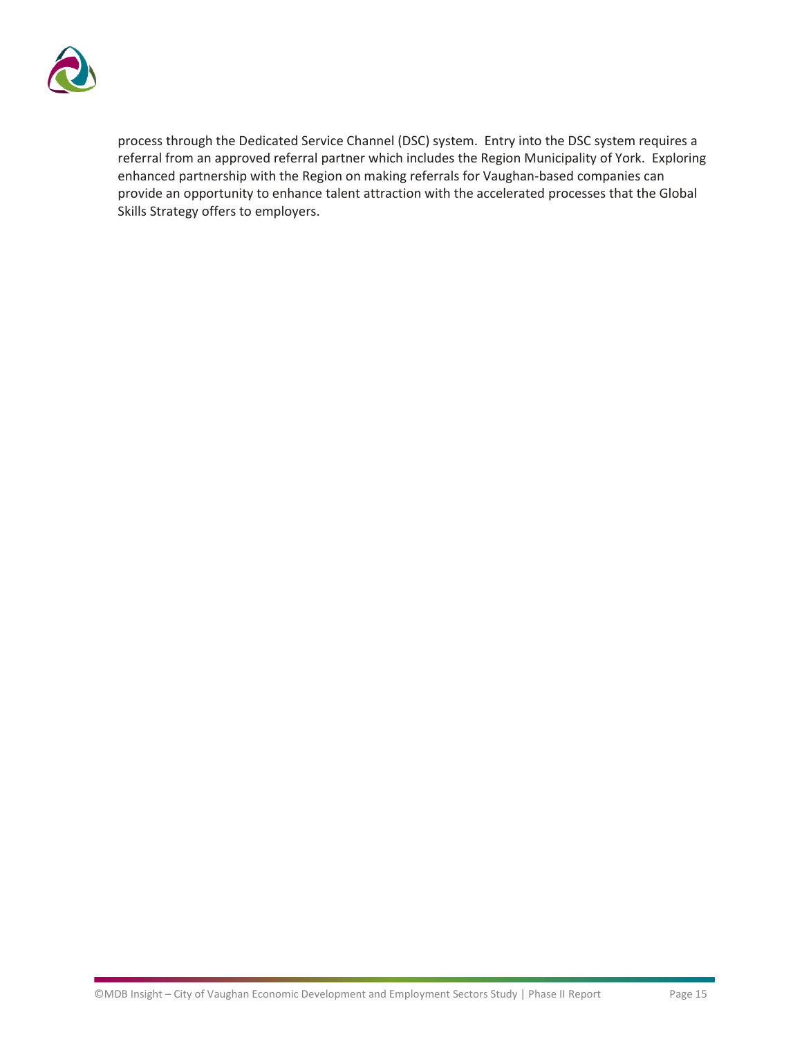process through the Dedicated Service Channel (DSC) system. Entry into the DSC system requires a referral from an approved referral partner which includes the Region Municipality of York. Exploring enhanced partnership with the Region on making referrals for Vaughan-based companies can provide an opportunity to enhance talent attraction with the accelerated processes that the Global Skills Strategy offers to employers.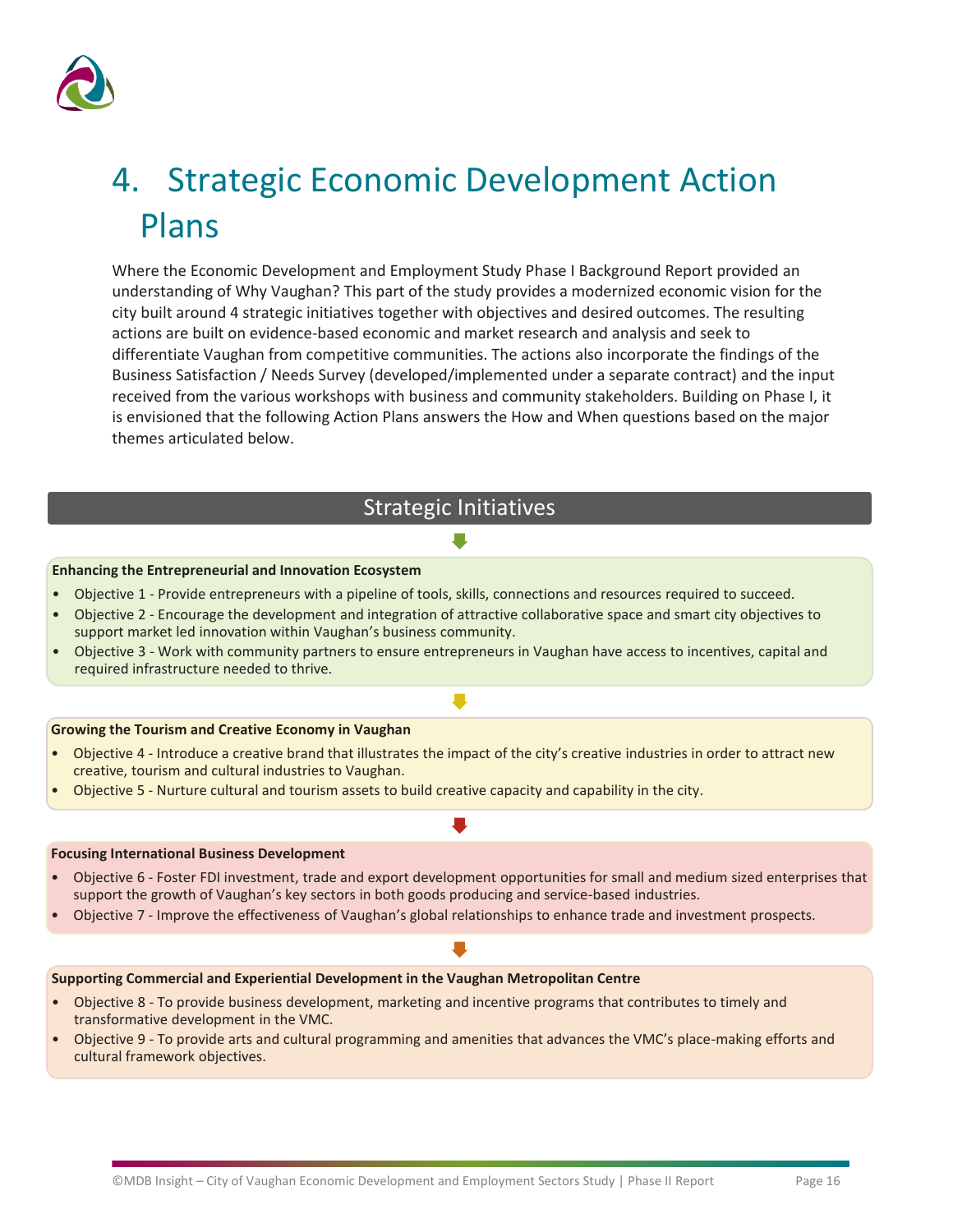# 4. Strategic Economic Development Action Plans

Where the Economic Development and Employment Study Phase I Background Report provided an understanding of Why Vaughan? This part of the study provides a modernized economic vision for the city built around 4 strategic initiatives together with objectives and desired outcomes. The resulting actions are built on evidence-based economic and market research and analysis and seek to differentiate Vaughan from competitive communities. The actions also incorporate the findings of the Business Satisfaction / Needs Survey (developed/implemented under a separate contract) and the input received from the various workshops with business and community stakeholders. Building on Phase I, it is envisioned that the following Action Plans answers the How and When questions based on the major themes articulated below.

## Strategic Initiatives

**Enhancing the Entrepreneurial and Innovation Ecosystem**

- Objective 1 - Provide entrepreneurs with a pipeline of tools, skills, connections and resources required to succeed.
- Objective 2 - Encourage the development and integration of attractive collaborative space and smart city objectives to support market led innovation within Vaughan's business community.
- Objective 3 - Work with community partners to ensure entrepreneurs in Vaughan have access to incentives, capital and required infrastructure needed to thrive.

**Growing the Tourism and Creative Economy in Vaughan**

- Objective 4 - Introduce a creative brand that illustrates the impact of the city's creative industries in order to attract new creative, tourism and cultural industries to Vaughan.
- Objective 5 - Nurture cultural and tourism assets to build creative capacity and capability in the city.

**Focusing International Business Development**

- Objective 6 - Foster FDI investment, trade and export development opportunities for small and medium sized enterprises that support the growth of Vaughan's key sectors in both goods producing and service-based industries.
- Objective 7 - Improve the effectiveness of Vaughan's global relationships to enhance trade and investment prospects.

**Supporting Commercial and Experiential Development in the Vaughan Metropolitan Centre**

- Objective 8 - To provide business development, marketing and incentive programs that contributes to timely and transformative development in the VMC.
- Objective 9 - To provide arts and cultural programming and amenities that advances the VMC's place-making efforts and cultural framework objectives.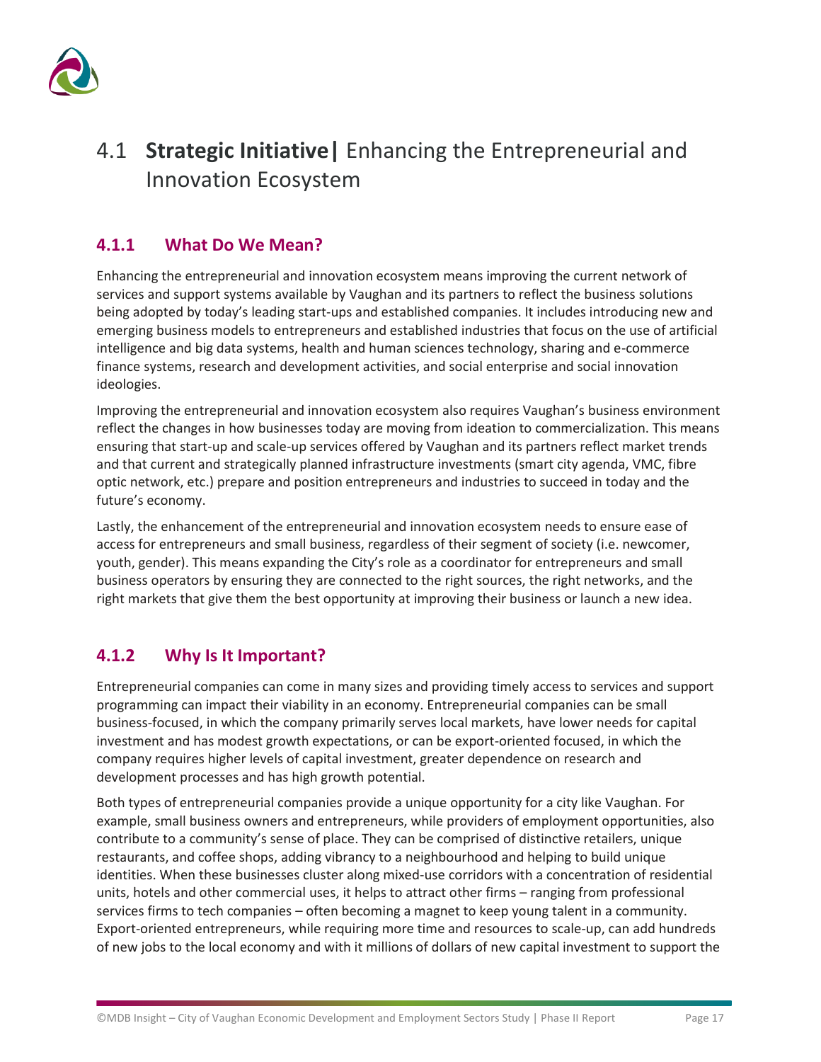# 4.1 **Strategic Initiative|** Enhancing the Entrepreneurial and Innovation Ecosystem

## 4.1.1 What Do We Mean?

Enhancing the entrepreneurial and innovation ecosystem means improving the current network of services and support systems available by Vaughan and its partners to reflect the business solutions being adopted by today's leading start-ups and established companies. It includes introducing new and emerging business models to entrepreneurs and established industries that focus on the use of artificial intelligence and big data systems, health and human sciences technology, sharing and e-commerce finance systems, research and development activities, and social enterprise and social innovation ideologies.

Improving the entrepreneurial and innovation ecosystem also requires Vaughan's business environment reflect the changes in how businesses today are moving from ideation to commercialization. This means ensuring that start-up and scale-up services offered by Vaughan and its partners reflect market trends and that current and strategically planned infrastructure investments (smart city agenda, VMC, fibre optic network, etc.) prepare and position entrepreneurs and industries to succeed in today and the future's economy.

Lastly, the enhancement of the entrepreneurial and innovation ecosystem needs to ensure ease of access for entrepreneurs and small business, regardless of their segment of society (i.e. newcomer, youth, gender). This means expanding the City's role as a coordinator for entrepreneurs and small business operators by ensuring they are connected to the right sources, the right networks, and the right markets that give them the best opportunity at improving their business or launch a new idea.

## 4.1.2 Why Is It Important?

Entrepreneurial companies can come in many sizes and providing timely access to services and support programming can impact their viability in an economy. Entrepreneurial companies can be small business-focused, in which the company primarily serves local markets, have lower needs for capital investment and has modest growth expectations, or can be export-oriented focused, in which the company requires higher levels of capital investment, greater dependence on research and development processes and has high growth potential.

Both types of entrepreneurial companies provide a unique opportunity for a city like Vaughan. For example, small business owners and entrepreneurs, while providers of employment opportunities, also contribute to a community's sense of place. They can be comprised of distinctive retailers, unique restaurants, and coffee shops, adding vibrancy to a neighbourhood and helping to build unique identities. When these businesses cluster along mixed-use corridors with a concentration of residential units, hotels and other commercial uses, it helps to attract other firms – ranging from professional services firms to tech companies – often becoming a magnet to keep young talent in a community. Export-oriented entrepreneurs, while requiring more time and resources to scale-up, can add hundreds of new jobs to the local economy and with it millions of dollars of new capital investment to support the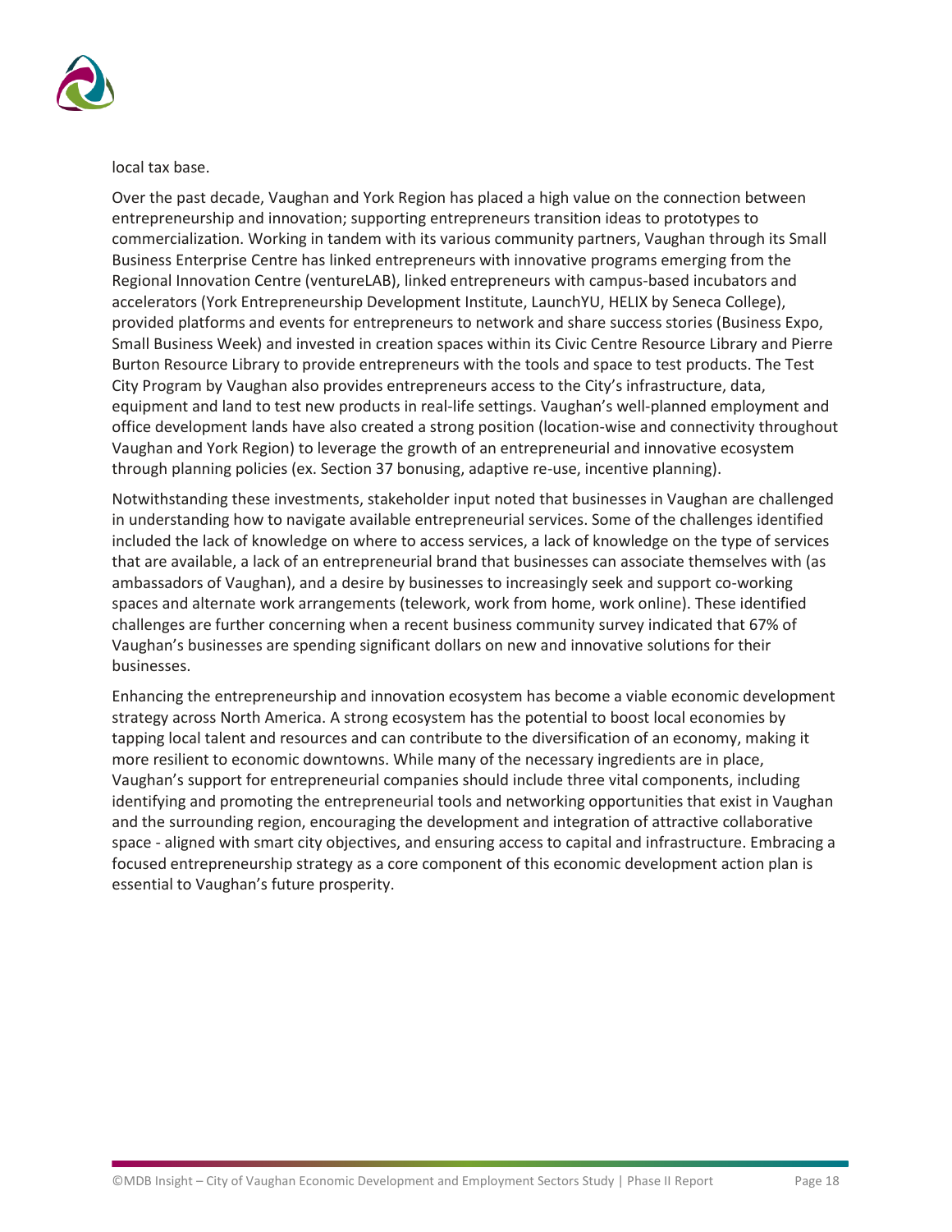local tax base.

Over the past decade, Vaughan and York Region has placed a high value on the connection between entrepreneurship and innovation; supporting entrepreneurs transition ideas to prototypes to commercialization. Working in tandem with its various community partners, Vaughan through its Small Business Enterprise Centre has linked entrepreneurs with innovative programs emerging from the Regional Innovation Centre (ventureLAB), linked entrepreneurs with campus-based incubators and accelerators (York Entrepreneurship Development Institute, LaunchYU, HELIX by Seneca College), provided platforms and events for entrepreneurs to network and share success stories (Business Expo, Small Business Week) and invested in creation spaces within its Civic Centre Resource Library and Pierre Burton Resource Library to provide entrepreneurs with the tools and space to test products. The Test City Program by Vaughan also provides entrepreneurs access to the City's infrastructure, data, equipment and land to test new products in real-life settings. Vaughan's well-planned employment and office development lands have also created a strong position (location-wise and connectivity throughout Vaughan and York Region) to leverage the growth of an entrepreneurial and innovative ecosystem through planning policies (ex. Section 37 bonusing, adaptive re-use, incentive planning).

Notwithstanding these investments, stakeholder input noted that businesses in Vaughan are challenged in understanding how to navigate available entrepreneurial services. Some of the challenges identified included the lack of knowledge on where to access services, a lack of knowledge on the type of services that are available, a lack of an entrepreneurial brand that businesses can associate themselves with (as ambassadors of Vaughan), and a desire by businesses to increasingly seek and support co-working spaces and alternate work arrangements (telework, work from home, work online). These identified challenges are further concerning when a recent business community survey indicated that 67% of Vaughan's businesses are spending significant dollars on new and innovative solutions for their businesses.

Enhancing the entrepreneurship and innovation ecosystem has become a viable economic development strategy across North America. A strong ecosystem has the potential to boost local economies by tapping local talent and resources and can contribute to the diversification of an economy, making it more resilient to economic downtowns. While many of the necessary ingredients are in place, Vaughan's support for entrepreneurial companies should include three vital components, including identifying and promoting the entrepreneurial tools and networking opportunities that exist in Vaughan and the surrounding region, encouraging the development and integration of attractive collaborative space - aligned with smart city objectives, and ensuring access to capital and infrastructure. Embracing a focused entrepreneurship strategy as a core component of this economic development action plan is essential to Vaughan's future prosperity.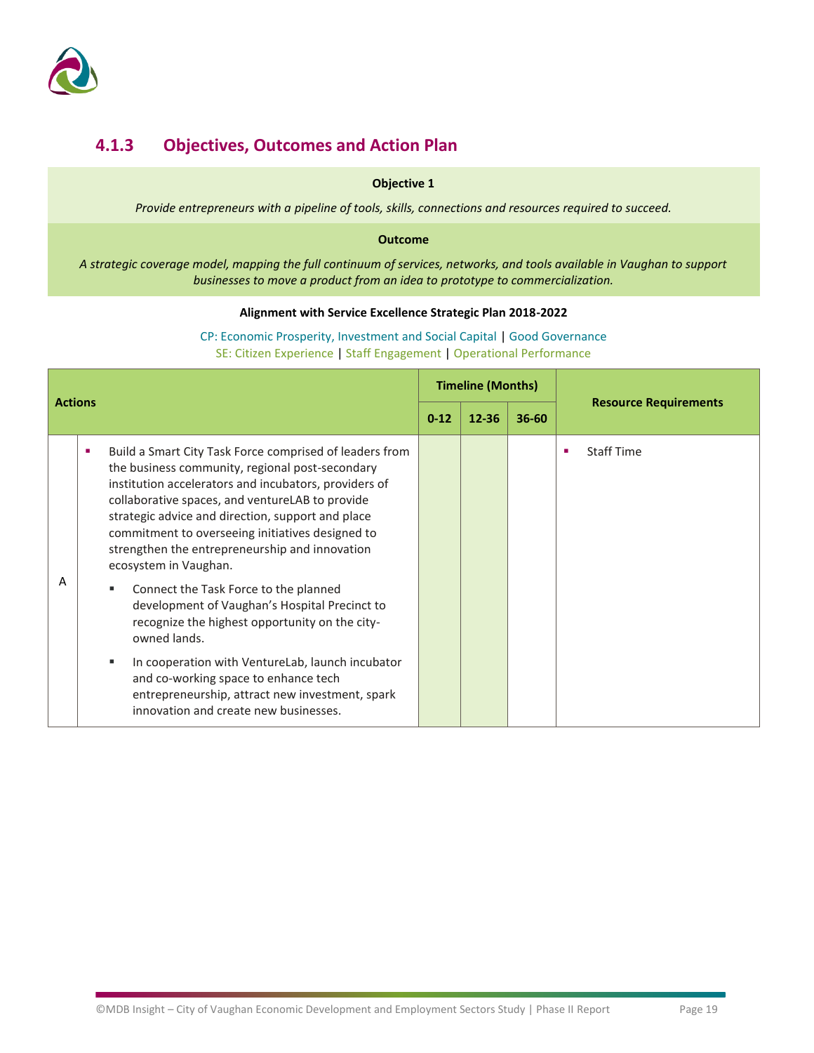### 4.1.3 Objectives, Outcomes and Action Plan

**Objective 1**

*Provide entrepreneurs with a pipeline of tools, skills, connections and resources required to succeed.*

**Outcome**

*A strategic coverage model, mapping the full continuum of services, networks, and tools available in Vaughan to support businesses to move a product from an idea to prototype to commercialization.*

**Alignment with Service Excellence Strategic Plan 2018-2022**

CP: Economic Prosperity, Investment and Social Capital | Good Governance
SE: Citizen Experience | Staff Engagement | Operational Performance

| | Actions | Timeline (Months) | | | Resource Requirements |
|---|---|---|---|---|---|
| | | 0-12 | 12-36 | 36-60 | |
| A | ▪ Build a Smart City Task Force comprised of leaders from the business community, regional post-secondary institution accelerators and incubators, providers of collaborative spaces, and ventureLAB to provide strategic advice and direction, support and place commitment to overseeing initiatives designed to strengthen the entrepreneurship and innovation ecosystem in Vaughan.<br>▪ Connect the Task Force to the planned development of Vaughan's Hospital Precinct to recognize the highest opportunity on the city-owned lands.<br>▪ In cooperation with VentureLab, launch incubator and co-working space to enhance tech entrepreneurship, attract new investment, spark innovation and create new businesses. | ✓ | ✓ | | ▪ Staff Time |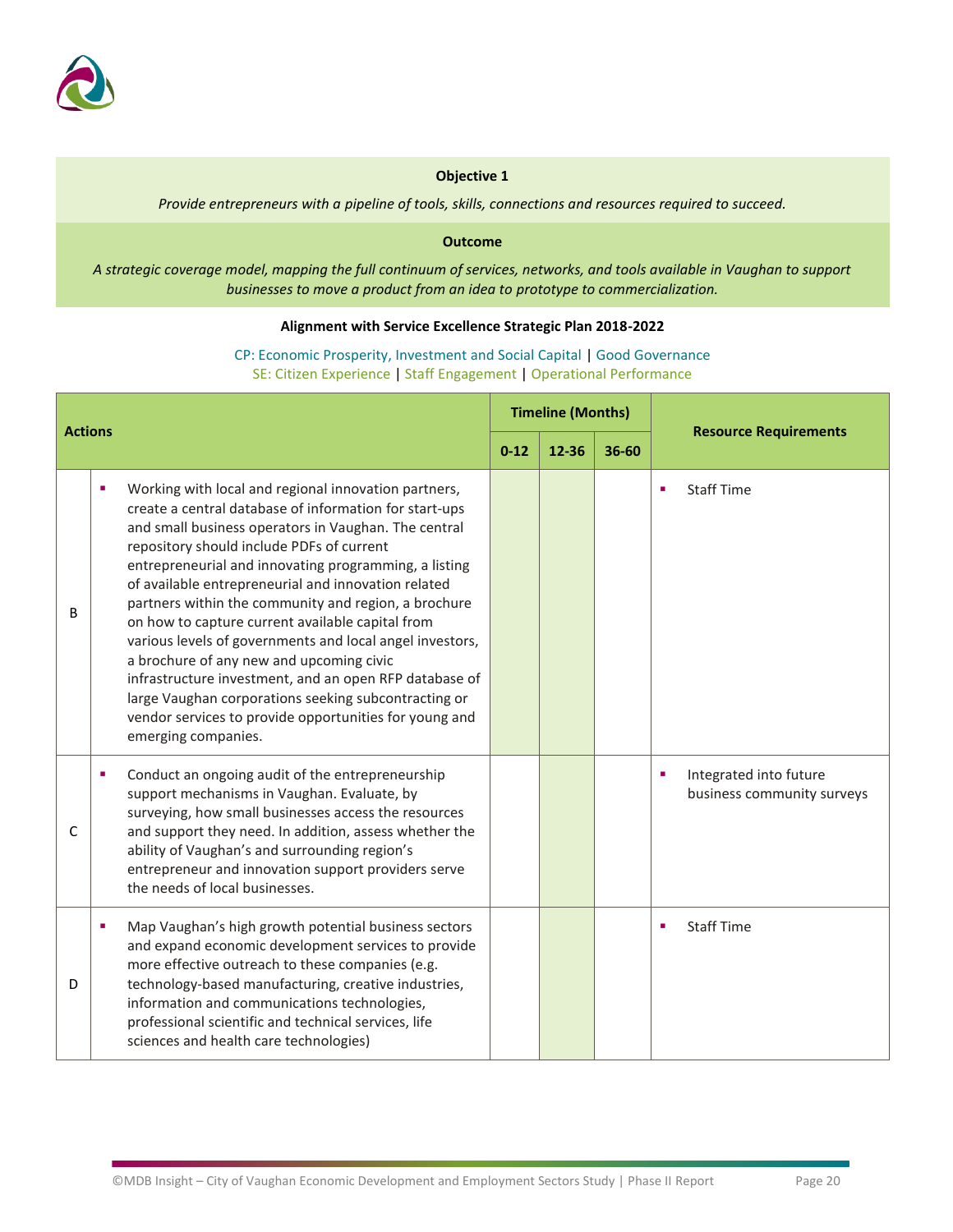**Objective 1**

*Provide entrepreneurs with a pipeline of tools, skills, connections and resources required to succeed.*

**Outcome**

*A strategic coverage model, mapping the full continuum of services, networks, and tools available in Vaughan to support businesses to move a product from an idea to prototype to commercialization.*

**Alignment with Service Excellence Strategic Plan 2018-2022**

CP: Economic Prosperity, Investment and Social Capital | Good Governance
SE: Citizen Experience | Staff Engagement | Operational Performance

| Actions | | Timeline (Months) | | | Resource Requirements |
|---|---|---|---|---|---|
| | | 0-12 | 12-36 | 36-60 | |
| B | ▪ Working with local and regional innovation partners, create a central database of information for start-ups and small business operators in Vaughan. The central repository should include PDFs of current entrepreneurial and innovating programming, a listing of available entrepreneurial and innovation related partners within the community and region, a brochure on how to capture current available capital from various levels of governments and local angel investors, a brochure of any new and upcoming civic infrastructure investment, and an open RFP database of large Vaughan corporations seeking subcontracting or vendor services to provide opportunities for young and emerging companies. | ✓ | ✓ | | ▪ Staff Time |
| C | ▪ Conduct an ongoing audit of the entrepreneurship support mechanisms in Vaughan. Evaluate, by surveying, how small businesses access the resources and support they need. In addition, assess whether the ability of Vaughan's and surrounding region's entrepreneur and innovation support providers serve the needs of local businesses. | | ✓ | | ▪ Integrated into future business community surveys |
| D | ▪ Map Vaughan's high growth potential business sectors and expand economic development services to provide more effective outreach to these companies (e.g. technology-based manufacturing, creative industries, information and communications technologies, professional scientific and technical services, life sciences and health care technologies) | | ✓ | | ▪ Staff Time |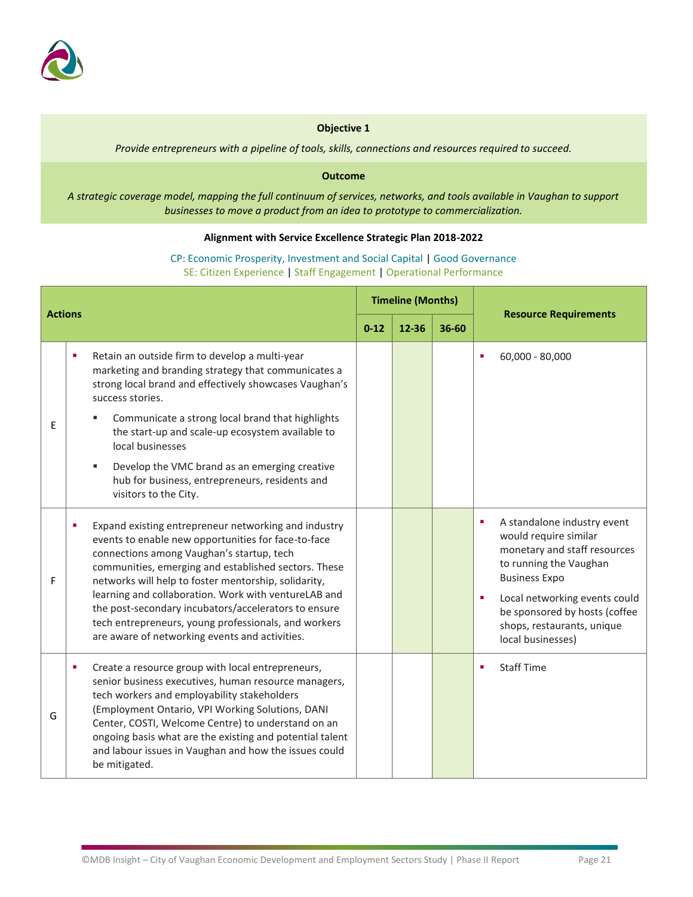**Objective 1**

*Provide entrepreneurs with a pipeline of tools, skills, connections and resources required to succeed.*

**Outcome**

*A strategic coverage model, mapping the full continuum of services, networks, and tools available in Vaughan to support businesses to move a product from an idea to prototype to commercialization.*

**Alignment with Service Excellence Strategic Plan 2018-2022**

CP: Economic Prosperity, Investment and Social Capital | Good Governance
SE: Citizen Experience | Staff Engagement | Operational Performance

| Actions | | Timeline (Months) | | | Resource Requirements |
|---|---|---|---|---|---|
| | | 0-12 | 12-36 | 36-60 | |
| E | ▪ Retain an outside firm to develop a multi-year marketing and branding strategy that communicates a strong local brand and effectively showcases Vaughan's success stories.<br>▪ Communicate a strong local brand that highlights the start-up and scale-up ecosystem available to local businesses<br>▪ Develop the VMC brand as an emerging creative hub for business, entrepreneurs, residents and visitors to the City. | | ✓ | | ▪ 60,000 - 80,000 |
| F | ▪ Expand existing entrepreneur networking and industry events to enable new opportunities for face-to-face connections among Vaughan's startup, tech communities, emerging and established sectors. These networks will help to foster mentorship, solidarity, learning and collaboration. Work with ventureLAB and the post-secondary incubators/accelerators to ensure tech entrepreneurs, young professionals, and workers are aware of networking events and activities. | | ✓ | ✓ | ▪ A standalone industry event would require similar monetary and staff resources to running the Vaughan Business Expo<br>▪ Local networking events could be sponsored by hosts (coffee shops, restaurants, unique local businesses) |
| G | ▪ Create a resource group with local entrepreneurs, senior business executives, human resource managers, tech workers and employability stakeholders (Employment Ontario, VPI Working Solutions, DANI Center, COSTI, Welcome Centre) to understand on an ongoing basis what are the existing and potential talent and labour issues in Vaughan and how the issues could be mitigated. | | | ✓ | ▪ Staff Time |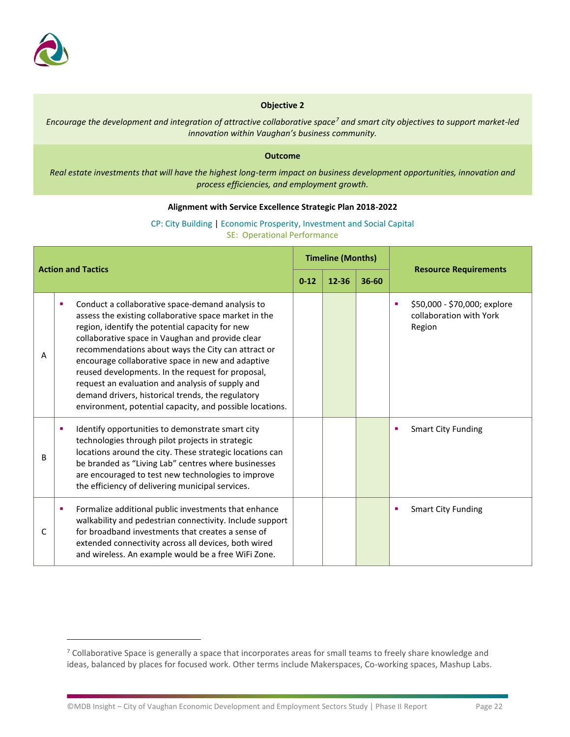**Objective 2**

*Encourage the development and integration of attractive collaborative space[7] and smart city objectives to support market-led innovation within Vaughan's business community.*

**Outcome**

*Real estate investments that will have the highest long-term impact on business development opportunities, innovation and process efficiencies, and employment growth.*

**Alignment with Service Excellence Strategic Plan 2018-2022**

CP: City Building | Economic Prosperity, Investment and Social Capital
SE: Operational Performance

| | Action and Tactics | Timeline (Months) | | | Resource Requirements |
|---|---|---|---|---|---|
| | | 0-12 | 12-36 | 36-60 | |
| A | ▪ Conduct a collaborative space-demand analysis to assess the existing collaborative space market in the region, identify the potential capacity for new collaborative space in Vaughan and provide clear recommendations about ways the City can attract or encourage collaborative space in new and adaptive reused developments. In the request for proposal, request an evaluation and analysis of supply and demand drivers, historical trends, the regulatory environment, potential capacity, and possible locations. | | | | ▪ $50,000 - $70,000; explore collaboration with York Region |
| B | ▪ Identify opportunities to demonstrate smart city technologies through pilot projects in strategic locations around the city. These strategic locations can be branded as "Living Lab" centres where businesses are encouraged to test new technologies to improve the efficiency of delivering municipal services. | | | | ▪ Smart City Funding |
| C | ▪ Formalize additional public investments that enhance walkability and pedestrian connectivity. Include support for broadband investments that creates a sense of extended connectivity across all devices, both wired and wireless. An example would be a free WiFi Zone. | | | | ▪ Smart City Funding |

[7] Collaborative Space is generally a space that incorporates areas for small teams to freely share knowledge and ideas, balanced by places for focused work. Other terms include Makerspaces, Co-working spaces, Mashup Labs.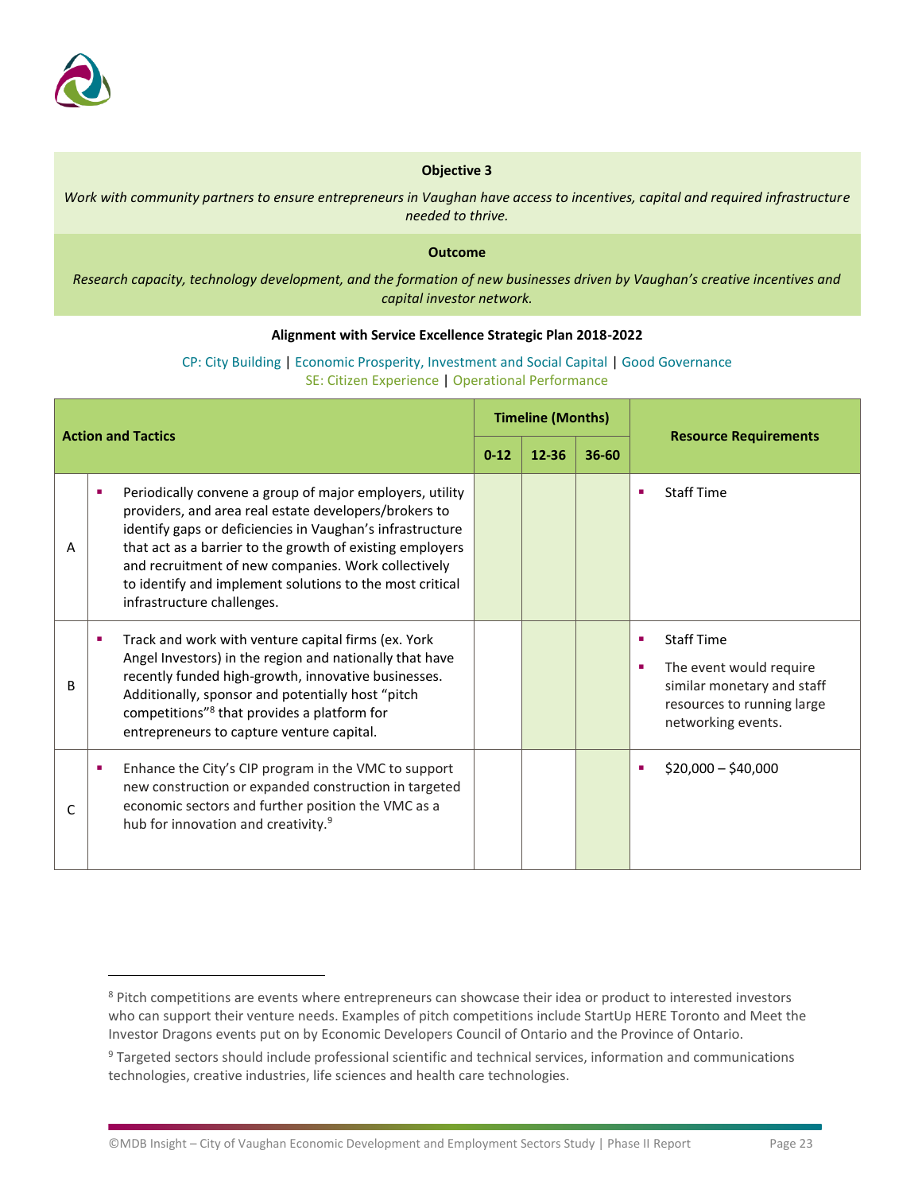**Objective 3**

*Work with community partners to ensure entrepreneurs in Vaughan have access to incentives, capital and required infrastructure needed to thrive.*

**Outcome**

*Research capacity, technology development, and the formation of new businesses driven by Vaughan's creative incentives and capital investor network.*

**Alignment with Service Excellence Strategic Plan 2018-2022**

CP: City Building | Economic Prosperity, Investment and Social Capital | Good Governance
SE: Citizen Experience | Operational Performance

| Action and Tactics | | Timeline (Months) | | | Resource Requirements |
|---|---|---|---|---|---|
| | | 0-12 | 12-36 | 36-60 | |
| A | ▪ Periodically convene a group of major employers, utility providers, and area real estate developers/brokers to identify gaps or deficiencies in Vaughan's infrastructure that act as a barrier to the growth of existing employers and recruitment of new companies. Work collectively to identify and implement solutions to the most critical infrastructure challenges. | | | | ▪ Staff Time |
| B | ▪ Track and work with venture capital firms (ex. York Angel Investors) in the region and nationally that have recently funded high-growth, innovative businesses. Additionally, sponsor and potentially host "pitch competitions"[8] that provides a platform for entrepreneurs to capture venture capital. | | | | ▪ Staff Time<br>▪ The event would require similar monetary and staff resources to running large networking events. |
| C | ▪ Enhance the City's CIP program in the VMC to support new construction or expanded construction in targeted economic sectors and further position the VMC as a hub for innovation and creativity.[9] | | | | ▪ \$20,000 – \$40,000 |

---

[8] Pitch competitions are events where entrepreneurs can showcase their idea or product to interested investors who can support their venture needs. Examples of pitch competitions include StartUp HERE Toronto and Meet the Investor Dragons events put on by Economic Developers Council of Ontario and the Province of Ontario.

[9] Targeted sectors should include professional scientific and technical services, information and communications technologies, creative industries, life sciences and health care technologies.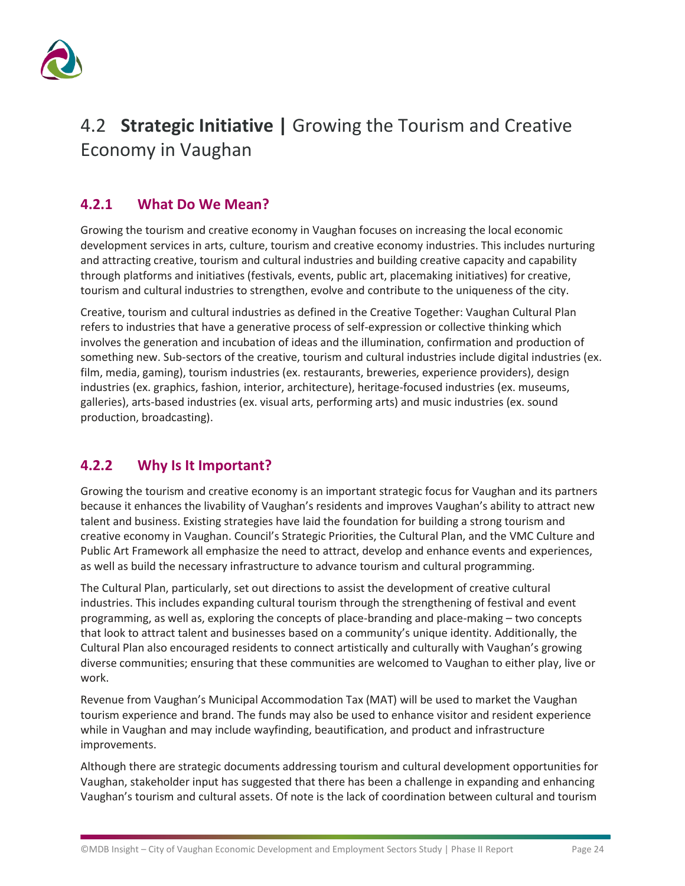## 4.2 **Strategic Initiative |** Growing the Tourism and Creative Economy in Vaughan

### 4.2.1 What Do We Mean?

Growing the tourism and creative economy in Vaughan focuses on increasing the local economic development services in arts, culture, tourism and creative economy industries. This includes nurturing and attracting creative, tourism and cultural industries and building creative capacity and capability through platforms and initiatives (festivals, events, public art, placemaking initiatives) for creative, tourism and cultural industries to strengthen, evolve and contribute to the uniqueness of the city.

Creative, tourism and cultural industries as defined in the Creative Together: Vaughan Cultural Plan refers to industries that have a generative process of self-expression or collective thinking which involves the generation and incubation of ideas and the illumination, confirmation and production of something new. Sub-sectors of the creative, tourism and cultural industries include digital industries (ex. film, media, gaming), tourism industries (ex. restaurants, breweries, experience providers), design industries (ex. graphics, fashion, interior, architecture), heritage-focused industries (ex. museums, galleries), arts-based industries (ex. visual arts, performing arts) and music industries (ex. sound production, broadcasting).

### 4.2.2 Why Is It Important?

Growing the tourism and creative economy is an important strategic focus for Vaughan and its partners because it enhances the livability of Vaughan's residents and improves Vaughan's ability to attract new talent and business. Existing strategies have laid the foundation for building a strong tourism and creative economy in Vaughan. Council's Strategic Priorities, the Cultural Plan, and the VMC Culture and Public Art Framework all emphasize the need to attract, develop and enhance events and experiences, as well as build the necessary infrastructure to advance tourism and cultural programming.

The Cultural Plan, particularly, set out directions to assist the development of creative cultural industries. This includes expanding cultural tourism through the strengthening of festival and event programming, as well as, exploring the concepts of place-branding and place-making – two concepts that look to attract talent and businesses based on a community's unique identity. Additionally, the Cultural Plan also encouraged residents to connect artistically and culturally with Vaughan's growing diverse communities; ensuring that these communities are welcomed to Vaughan to either play, live or work.

Revenue from Vaughan's Municipal Accommodation Tax (MAT) will be used to market the Vaughan tourism experience and brand. The funds may also be used to enhance visitor and resident experience while in Vaughan and may include wayfinding, beautification, and product and infrastructure improvements.

Although there are strategic documents addressing tourism and cultural development opportunities for Vaughan, stakeholder input has suggested that there has been a challenge in expanding and enhancing Vaughan's tourism and cultural assets. Of note is the lack of coordination between cultural and tourism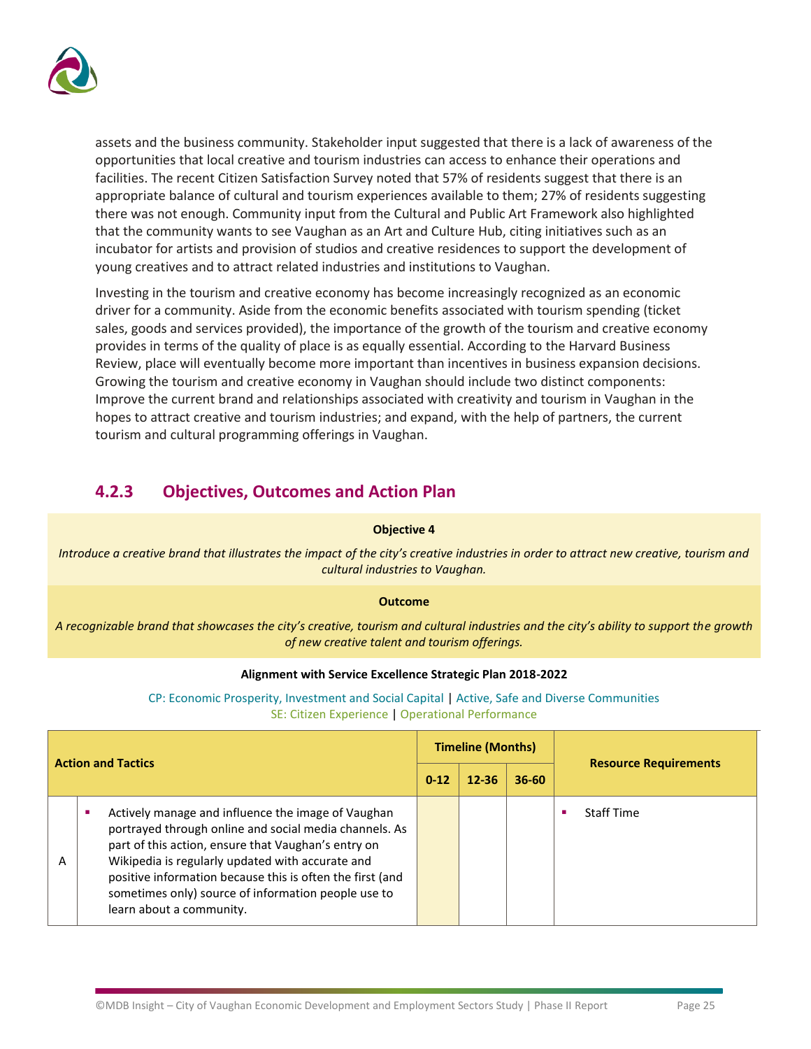assets and the business community. Stakeholder input suggested that there is a lack of awareness of the opportunities that local creative and tourism industries can access to enhance their operations and facilities. The recent Citizen Satisfaction Survey noted that 57% of residents suggest that there is an appropriate balance of cultural and tourism experiences available to them; 27% of residents suggesting there was not enough. Community input from the Cultural and Public Art Framework also highlighted that the community wants to see Vaughan as an Art and Culture Hub, citing initiatives such as an incubator for artists and provision of studios and creative residences to support the development of young creatives and to attract related industries and institutions to Vaughan.

Investing in the tourism and creative economy has become increasingly recognized as an economic driver for a community. Aside from the economic benefits associated with tourism spending (ticket sales, goods and services provided), the importance of the growth of the tourism and creative economy provides in terms of the quality of place is as equally essential. According to the Harvard Business Review, place will eventually become more important than incentives in business expansion decisions. Growing the tourism and creative economy in Vaughan should include two distinct components: Improve the current brand and relationships associated with creativity and tourism in Vaughan in the hopes to attract creative and tourism industries; and expand, with the help of partners, the current tourism and cultural programming offerings in Vaughan.

### 4.2.3 Objectives, Outcomes and Action Plan

**Objective 4**

*Introduce a creative brand that illustrates the impact of the city's creative industries in order to attract new creative, tourism and cultural industries to Vaughan.*

**Outcome**

*A recognizable brand that showcases the city's creative, tourism and cultural industries and the city's ability to support the growth of new creative talent and tourism offerings.*

**Alignment with Service Excellence Strategic Plan 2018-2022**

CP: Economic Prosperity, Investment and Social Capital | Active, Safe and Diverse Communities
SE: Citizen Experience | Operational Performance

| Action and Tactics | | Timeline (Months) | | | Resource Requirements |
|---|---|---|---|---|---|
| | | 0-12 | 12-36 | 36-60 | |
| A | ▪ Actively manage and influence the image of Vaughan portrayed through online and social media channels. As part of this action, ensure that Vaughan's entry on Wikipedia is regularly updated with accurate and positive information because this is often the first (and sometimes only) source of information people use to learn about a community. | | | | ▪ Staff Time |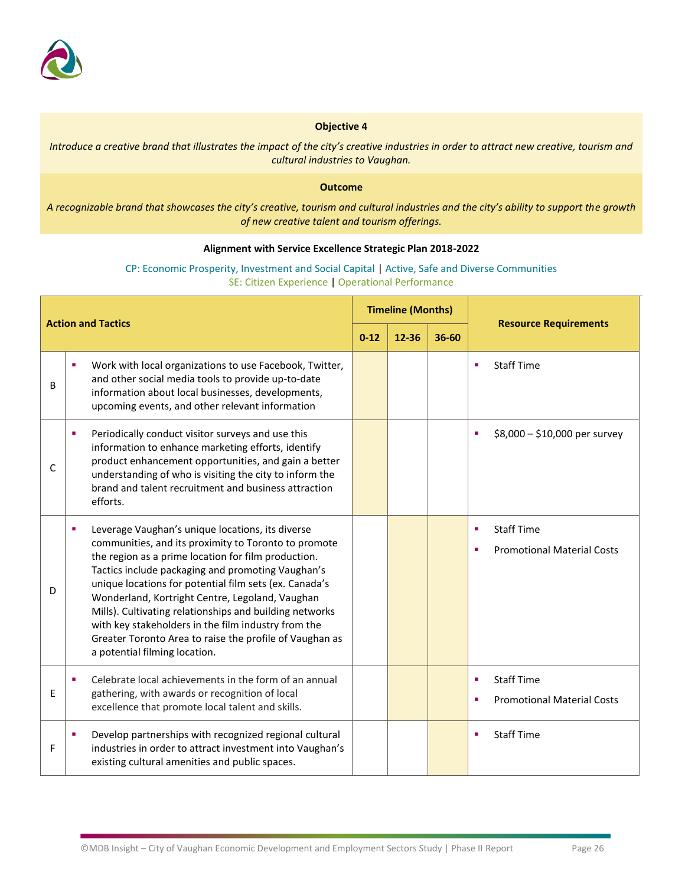**Objective 4**

*Introduce a creative brand that illustrates the impact of the city's creative industries in order to attract new creative, tourism and cultural industries to Vaughan.*

**Outcome**

*A recognizable brand that showcases the city's creative, tourism and cultural industries and the city's ability to support the growth of new creative talent and tourism offerings.*

**Alignment with Service Excellence Strategic Plan 2018-2022**

CP: Economic Prosperity, Investment and Social Capital | Active, Safe and Diverse Communities
SE: Citizen Experience | Operational Performance

| Action and Tactics | | Timeline (Months) | | | Resource Requirements |
|---|---|---|---|---|---|
| | | 0-12 | 12-36 | 36-60 | |
| B | ▪ Work with local organizations to use Facebook, Twitter, and other social media tools to provide up-to-date information about local businesses, developments, upcoming events, and other relevant information | ✓ | | | ▪ Staff Time |
| C | ▪ Periodically conduct visitor surveys and use this information to enhance marketing efforts, identify product enhancement opportunities, and gain a better understanding of who is visiting the city to inform the brand and talent recruitment and business attraction efforts. | ✓ | | | ▪ $8,000 – $10,000 per survey |
| D | ▪ Leverage Vaughan's unique locations, its diverse communities, and its proximity to Toronto to promote the region as a prime location for film production. Tactics include packaging and promoting Vaughan's unique locations for potential film sets (ex. Canada's Wonderland, Kortright Centre, Legoland, Vaughan Mills). Cultivating relationships and building networks with key stakeholders in the film industry from the Greater Toronto Area to raise the profile of Vaughan as a potential filming location. | | ✓ | ✓ | ▪ Staff Time<br>▪ Promotional Material Costs |
| E | ▪ Celebrate local achievements in the form of an annual gathering, with awards or recognition of local excellence that promote local talent and skills. | | ✓ | ✓ | ▪ Staff Time<br>▪ Promotional Material Costs |
| F | ▪ Develop partnerships with recognized regional cultural industries in order to attract investment into Vaughan's existing cultural amenities and public spaces. | | | ✓ | ▪ Staff Time |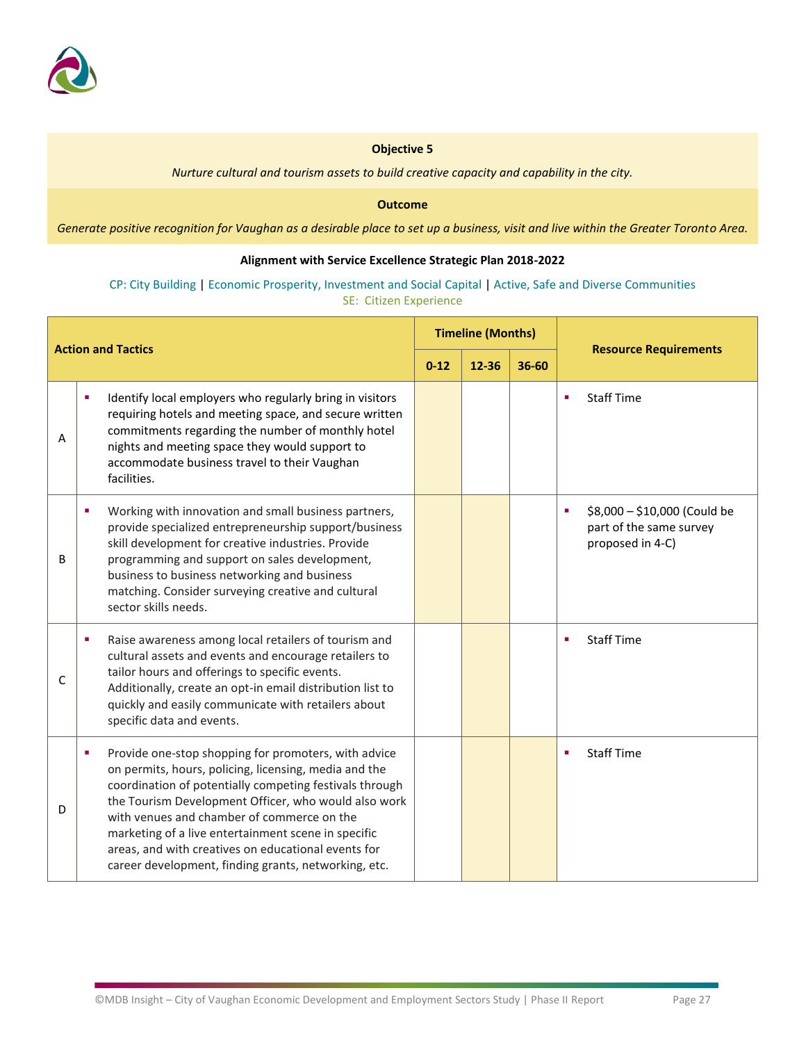**Objective 5**

*Nurture cultural and tourism assets to build creative capacity and capability in the city.*

**Outcome**

*Generate positive recognition for Vaughan as a desirable place to set up a business, visit and live within the Greater Toronto Area.*

**Alignment with Service Excellence Strategic Plan 2018-2022**

CP: City Building | Economic Prosperity, Investment and Social Capital | Active, Safe and Diverse Communities
SE: Citizen Experience

| | Action and Tactics | Timeline (Months) | | | Resource Requirements |
|---|---|---|---|---|---|
| | | 0-12 | 12-36 | 36-60 | |
| A | ▪ Identify local employers who regularly bring in visitors requiring hotels and meeting space, and secure written commitments regarding the number of monthly hotel nights and meeting space they would support to accommodate business travel to their Vaughan facilities. | ■ | | | ▪ Staff Time |
| B | ▪ Working with innovation and small business partners, provide specialized entrepreneurship support/business skill development for creative industries. Provide programming and support on sales development, business to business networking and business matching. Consider surveying creative and cultural sector skills needs. | ■ | ■ | | ▪ $8,000 – $10,000 (Could be part of the same survey proposed in 4-C) |
| C | ▪ Raise awareness among local retailers of tourism and cultural assets and events and encourage retailers to tailor hours and offerings to specific events. Additionally, create an opt-in email distribution list to quickly and easily communicate with retailers about specific data and events. | | ■ | | ▪ Staff Time |
| D | ▪ Provide one-stop shopping for promoters, with advice on permits, hours, policing, licensing, media and the coordination of potentially competing festivals through the Tourism Development Officer, who would also work with venues and chamber of commerce on the marketing of a live entertainment scene in specific areas, and with creatives on educational events for career development, finding grants, networking, etc. | | ■ | ■ | ▪ Staff Time |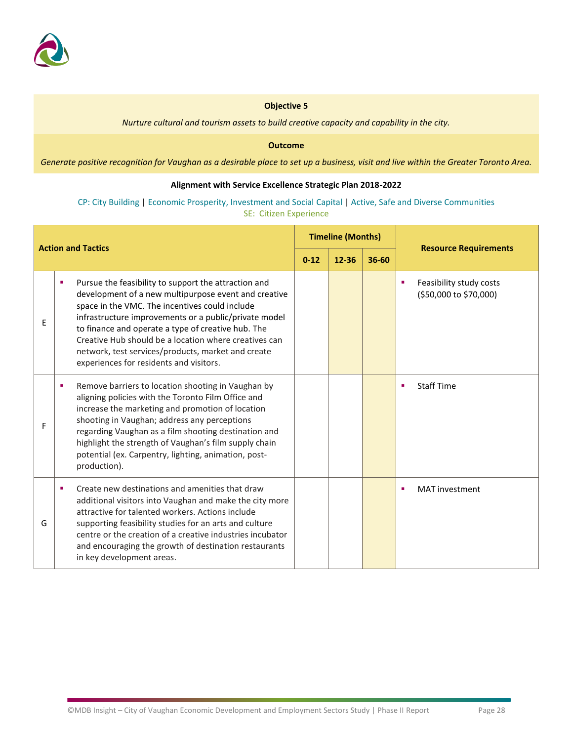**Objective 5**

*Nurture cultural and tourism assets to build creative capacity and capability in the city.*

**Outcome**

*Generate positive recognition for Vaughan as a desirable place to set up a business, visit and live within the Greater Toronto Area.*

**Alignment with Service Excellence Strategic Plan 2018-2022**

CP: City Building | Economic Prosperity, Investment and Social Capital | Active, Safe and Diverse Communities
SE: Citizen Experience

| | Action and Tactics | Timeline (Months) | | | Resource Requirements |
|---|---|---|---|---|---|
| | | 0-12 | 12-36 | 36-60 | |
| E | ▪ Pursue the feasibility to support the attraction and development of a new multipurpose event and creative space in the VMC. The incentives could include infrastructure improvements or a public/private model to finance and operate a type of creative hub. The Creative Hub should be a location where creatives can network, test services/products, market and create experiences for residents and visitors. | | | | ▪ Feasibility study costs ($50,000 to $70,000) |
| F | ▪ Remove barriers to location shooting in Vaughan by aligning policies with the Toronto Film Office and increase the marketing and promotion of location shooting in Vaughan; address any perceptions regarding Vaughan as a film shooting destination and highlight the strength of Vaughan's film supply chain potential (ex. Carpentry, lighting, animation, post-production). | | | | ▪ Staff Time |
| G | ▪ Create new destinations and amenities that draw additional visitors into Vaughan and make the city more attractive for talented workers. Actions include supporting feasibility studies for an arts and culture centre or the creation of a creative industries incubator and encouraging the growth of destination restaurants in key development areas. | | | | ▪ MAT investment |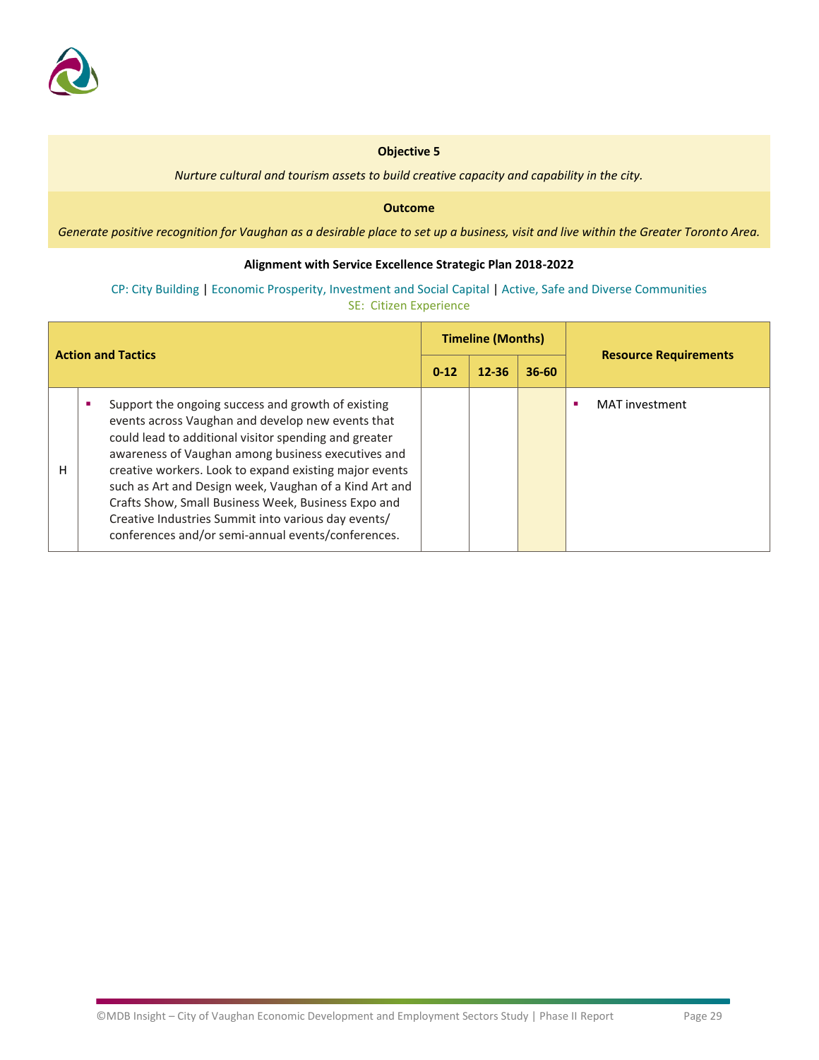**Objective 5**

*Nurture cultural and tourism assets to build creative capacity and capability in the city.*

**Outcome**

*Generate positive recognition for Vaughan as a desirable place to set up a business, visit and live within the Greater Toronto Area.*

**Alignment with Service Excellence Strategic Plan 2018-2022**

CP: City Building | Economic Prosperity, Investment and Social Capital | Active, Safe and Diverse Communities
SE: Citizen Experience

| Action and Tactics | | Timeline (Months) | | | Resource Requirements |
|---|---|---|---|---|---|
| | | 0-12 | 12-36 | 36-60 | |
| H | ▪ Support the ongoing success and growth of existing events across Vaughan and develop new events that could lead to additional visitor spending and greater awareness of Vaughan among business executives and creative workers. Look to expand existing major events such as Art and Design week, Vaughan of a Kind Art and Crafts Show, Small Business Week, Business Expo and Creative Industries Summit into various day events/ conferences and/or semi-annual events/conferences. | | | | ▪ MAT investment |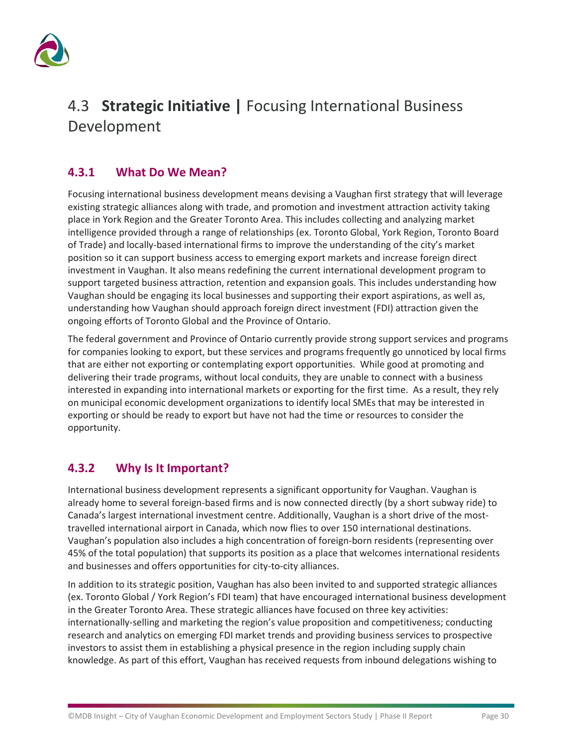## 4.3 **Strategic Initiative |** Focusing International Business Development

### 4.3.1 What Do We Mean?

Focusing international business development means devising a Vaughan first strategy that will leverage existing strategic alliances along with trade, and promotion and investment attraction activity taking place in York Region and the Greater Toronto Area. This includes collecting and analyzing market intelligence provided through a range of relationships (ex. Toronto Global, York Region, Toronto Board of Trade) and locally-based international firms to improve the understanding of the city's market position so it can support business access to emerging export markets and increase foreign direct investment in Vaughan. It also means redefining the current international development program to support targeted business attraction, retention and expansion goals. This includes understanding how Vaughan should be engaging its local businesses and supporting their export aspirations, as well as, understanding how Vaughan should approach foreign direct investment (FDI) attraction given the ongoing efforts of Toronto Global and the Province of Ontario.

The federal government and Province of Ontario currently provide strong support services and programs for companies looking to export, but these services and programs frequently go unnoticed by local firms that are either not exporting or contemplating export opportunities. While good at promoting and delivering their trade programs, without local conduits, they are unable to connect with a business interested in expanding into international markets or exporting for the first time. As a result, they rely on municipal economic development organizations to identify local SMEs that may be interested in exporting or should be ready to export but have not had the time or resources to consider the opportunity.

### 4.3.2 Why Is It Important?

International business development represents a significant opportunity for Vaughan. Vaughan is already home to several foreign-based firms and is now connected directly (by a short subway ride) to Canada's largest international investment centre. Additionally, Vaughan is a short drive of the most-travelled international airport in Canada, which now flies to over 150 international destinations. Vaughan's population also includes a high concentration of foreign-born residents (representing over 45% of the total population) that supports its position as a place that welcomes international residents and businesses and offers opportunities for city-to-city alliances.

In addition to its strategic position, Vaughan has also been invited to and supported strategic alliances (ex. Toronto Global / York Region's FDI team) that have encouraged international business development in the Greater Toronto Area. These strategic alliances have focused on three key activities: internationally-selling and marketing the region's value proposition and competitiveness; conducting research and analytics on emerging FDI market trends and providing business services to prospective investors to assist them in establishing a physical presence in the region including supply chain knowledge. As part of this effort, Vaughan has received requests from inbound delegations wishing to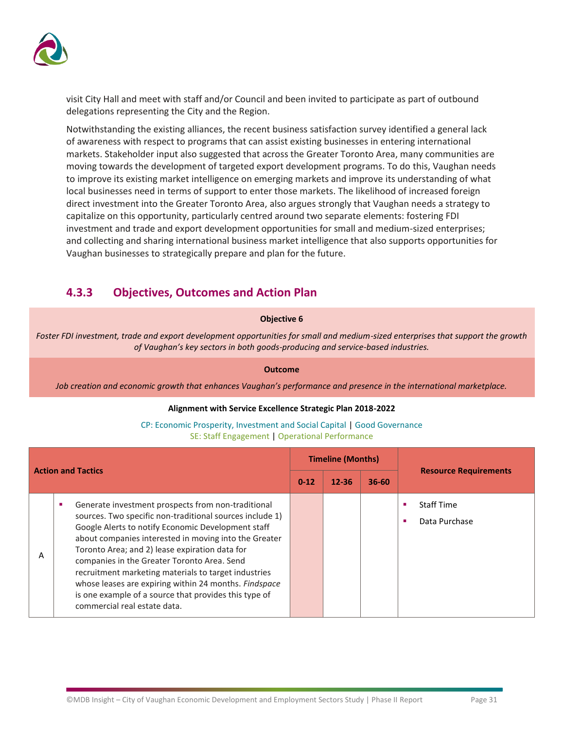visit City Hall and meet with staff and/or Council and been invited to participate as part of outbound delegations representing the City and the Region.

Notwithstanding the existing alliances, the recent business satisfaction survey identified a general lack of awareness with respect to programs that can assist existing businesses in entering international markets. Stakeholder input also suggested that across the Greater Toronto Area, many communities are moving towards the development of targeted export development programs. To do this, Vaughan needs to improve its existing market intelligence on emerging markets and improve its understanding of what local businesses need in terms of support to enter those markets. The likelihood of increased foreign direct investment into the Greater Toronto Area, also argues strongly that Vaughan needs a strategy to capitalize on this opportunity, particularly centred around two separate elements: fostering FDI investment and trade and export development opportunities for small and medium-sized enterprises; and collecting and sharing international business market intelligence that also supports opportunities for Vaughan businesses to strategically prepare and plan for the future.

### 4.3.3 Objectives, Outcomes and Action Plan

**Objective 6**

*Foster FDI investment, trade and export development opportunities for small and medium-sized enterprises that support the growth of Vaughan's key sectors in both goods-producing and service-based industries.*

**Outcome**

*Job creation and economic growth that enhances Vaughan's performance and presence in the international marketplace.*

**Alignment with Service Excellence Strategic Plan 2018-2022**

CP: Economic Prosperity, Investment and Social Capital | Good Governance
SE: Staff Engagement | Operational Performance

| Action and Tactics | | Timeline (Months) | | | Resource Requirements |
|---|---|---|---|---|---|
| | | 0-12 | 12-36 | 36-60 | |
| A | ▪ Generate investment prospects from non-traditional sources. Two specific non-traditional sources include 1) Google Alerts to notify Economic Development staff about companies interested in moving into the Greater Toronto Area; and 2) lease expiration data for companies in the Greater Toronto Area. Send recruitment marketing materials to target industries whose leases are expiring within 24 months. *Findspace* is one example of a source that provides this type of commercial real estate data. | ■ | | | ▪ Staff Time<br>▪ Data Purchase |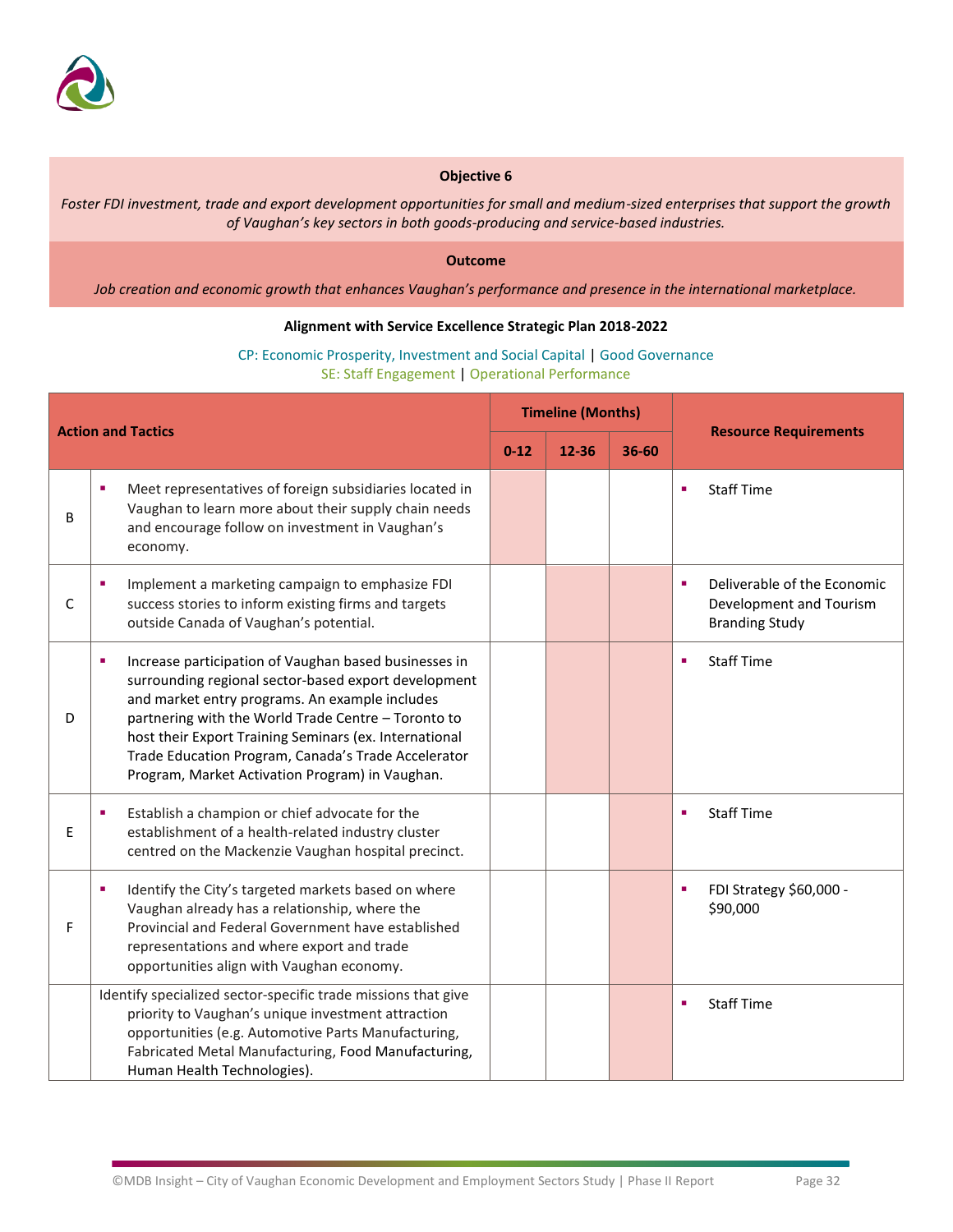**Objective 6**

*Foster FDI investment, trade and export development opportunities for small and medium-sized enterprises that support the growth of Vaughan's key sectors in both goods-producing and service-based industries.*

**Outcome**

*Job creation and economic growth that enhances Vaughan's performance and presence in the international marketplace.*

**Alignment with Service Excellence Strategic Plan 2018-2022**

CP: Economic Prosperity, Investment and Social Capital | Good Governance
SE: Staff Engagement | Operational Performance

| | Action and Tactics | Timeline (Months) | | | Resource Requirements |
|---|---|---|---|---|---|
| | | 0-12 | 12-36 | 36-60 | |
| B | ▪ Meet representatives of foreign subsidiaries located in Vaughan to learn more about their supply chain needs and encourage follow on investment in Vaughan's economy. | ■ | | | ▪ Staff Time |
| C | ▪ Implement a marketing campaign to emphasize FDI success stories to inform existing firms and targets outside Canada of Vaughan's potential. | | ■ | ■ | ▪ Deliverable of the Economic Development and Tourism Branding Study |
| D | ▪ Increase participation of Vaughan based businesses in surrounding regional sector-based export development and market entry programs. An example includes partnering with the World Trade Centre – Toronto to host their Export Training Seminars (ex. International Trade Education Program, Canada's Trade Accelerator Program, Market Activation Program) in Vaughan. | | ■ | ■ | ▪ Staff Time |
| E | ▪ Establish a champion or chief advocate for the establishment of a health-related industry cluster centred on the Mackenzie Vaughan hospital precinct. | | | ■ | ▪ Staff Time |
| F | ▪ Identify the City's targeted markets based on where Vaughan already has a relationship, where the Provincial and Federal Government have established representations and where export and trade opportunities align with Vaughan economy. | | | ■ | ▪ FDI Strategy $60,000 - $90,000 |
| | Identify specialized sector-specific trade missions that give priority to Vaughan's unique investment attraction opportunities (e.g. Automotive Parts Manufacturing, Fabricated Metal Manufacturing, Food Manufacturing, Human Health Technologies). | | | ■ | ▪ Staff Time |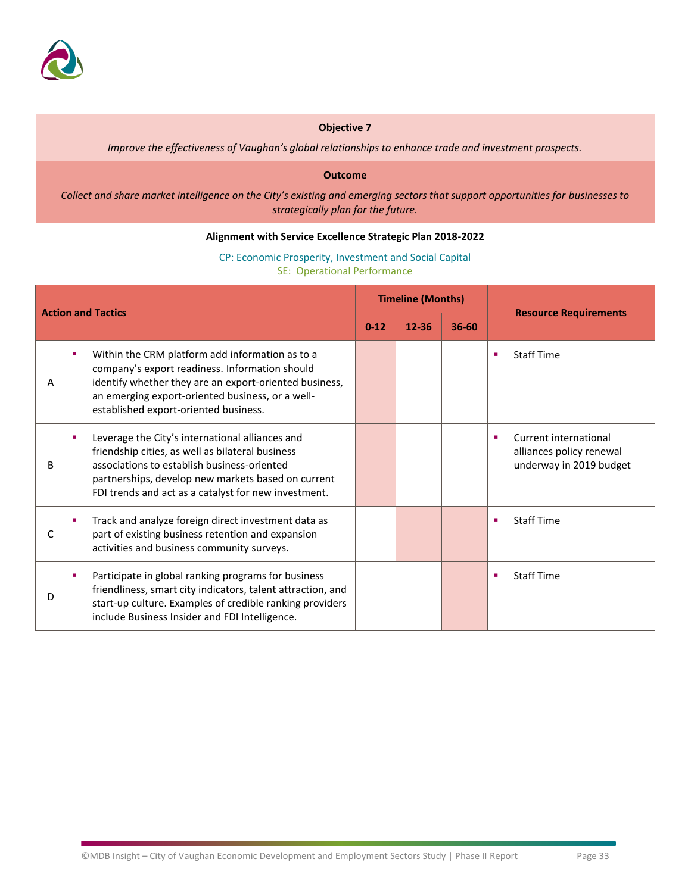**Objective 7**

*Improve the effectiveness of Vaughan's global relationships to enhance trade and investment prospects.*

**Outcome**

*Collect and share market intelligence on the City's existing and emerging sectors that support opportunities for businesses to strategically plan for the future.*

**Alignment with Service Excellence Strategic Plan 2018-2022**

CP: Economic Prosperity, Investment and Social Capital
SE: Operational Performance

| Action and Tactics | | Timeline (Months) | | | Resource Requirements |
|---|---|---|---|---|---|
| | | 0-12 | 12-36 | 36-60 | |
| A | Within the CRM platform add information as to a company's export readiness. Information should identify whether they are an export-oriented business, an emerging export-oriented business, or a well-established export-oriented business. | ■ | | | Staff Time |
| B | Leverage the City's international alliances and friendship cities, as well as bilateral business associations to establish business-oriented partnerships, develop new markets based on current FDI trends and act as a catalyst for new investment. | ■ | | | Current international alliances policy renewal underway in 2019 budget |
| C | Track and analyze foreign direct investment data as part of existing business retention and expansion activities and business community surveys. | | ■ | ■ | Staff Time |
| D | Participate in global ranking programs for business friendliness, smart city indicators, talent attraction, and start-up culture. Examples of credible ranking providers include Business Insider and FDI Intelligence. | | | ■ | Staff Time |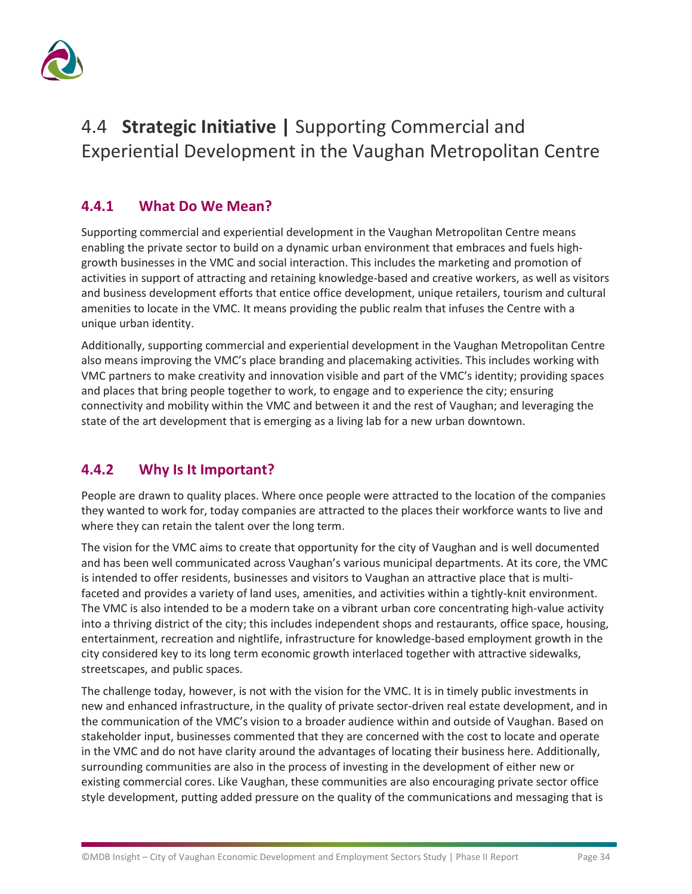## 4.4 **Strategic Initiative |** Supporting Commercial and Experiential Development in the Vaughan Metropolitan Centre

### 4.4.1 What Do We Mean?

Supporting commercial and experiential development in the Vaughan Metropolitan Centre means enabling the private sector to build on a dynamic urban environment that embraces and fuels high-growth businesses in the VMC and social interaction. This includes the marketing and promotion of activities in support of attracting and retaining knowledge-based and creative workers, as well as visitors and business development efforts that entice office development, unique retailers, tourism and cultural amenities to locate in the VMC. It means providing the public realm that infuses the Centre with a unique urban identity.

Additionally, supporting commercial and experiential development in the Vaughan Metropolitan Centre also means improving the VMC's place branding and placemaking activities. This includes working with VMC partners to make creativity and innovation visible and part of the VMC's identity; providing spaces and places that bring people together to work, to engage and to experience the city; ensuring connectivity and mobility within the VMC and between it and the rest of Vaughan; and leveraging the state of the art development that is emerging as a living lab for a new urban downtown.

### 4.4.2 Why Is It Important?

People are drawn to quality places. Where once people were attracted to the location of the companies they wanted to work for, today companies are attracted to the places their workforce wants to live and where they can retain the talent over the long term.

The vision for the VMC aims to create that opportunity for the city of Vaughan and is well documented and has been well communicated across Vaughan's various municipal departments. At its core, the VMC is intended to offer residents, businesses and visitors to Vaughan an attractive place that is multi-faceted and provides a variety of land uses, amenities, and activities within a tightly-knit environment. The VMC is also intended to be a modern take on a vibrant urban core concentrating high-value activity into a thriving district of the city; this includes independent shops and restaurants, office space, housing, entertainment, recreation and nightlife, infrastructure for knowledge-based employment growth in the city considered key to its long term economic growth interlaced together with attractive sidewalks, streetscapes, and public spaces.

The challenge today, however, is not with the vision for the VMC. It is in timely public investments in new and enhanced infrastructure, in the quality of private sector-driven real estate development, and in the communication of the VMC's vision to a broader audience within and outside of Vaughan. Based on stakeholder input, businesses commented that they are concerned with the cost to locate and operate in the VMC and do not have clarity around the advantages of locating their business here. Additionally, surrounding communities are also in the process of investing in the development of either new or existing commercial cores. Like Vaughan, these communities are also encouraging private sector office style development, putting added pressure on the quality of the communications and messaging that is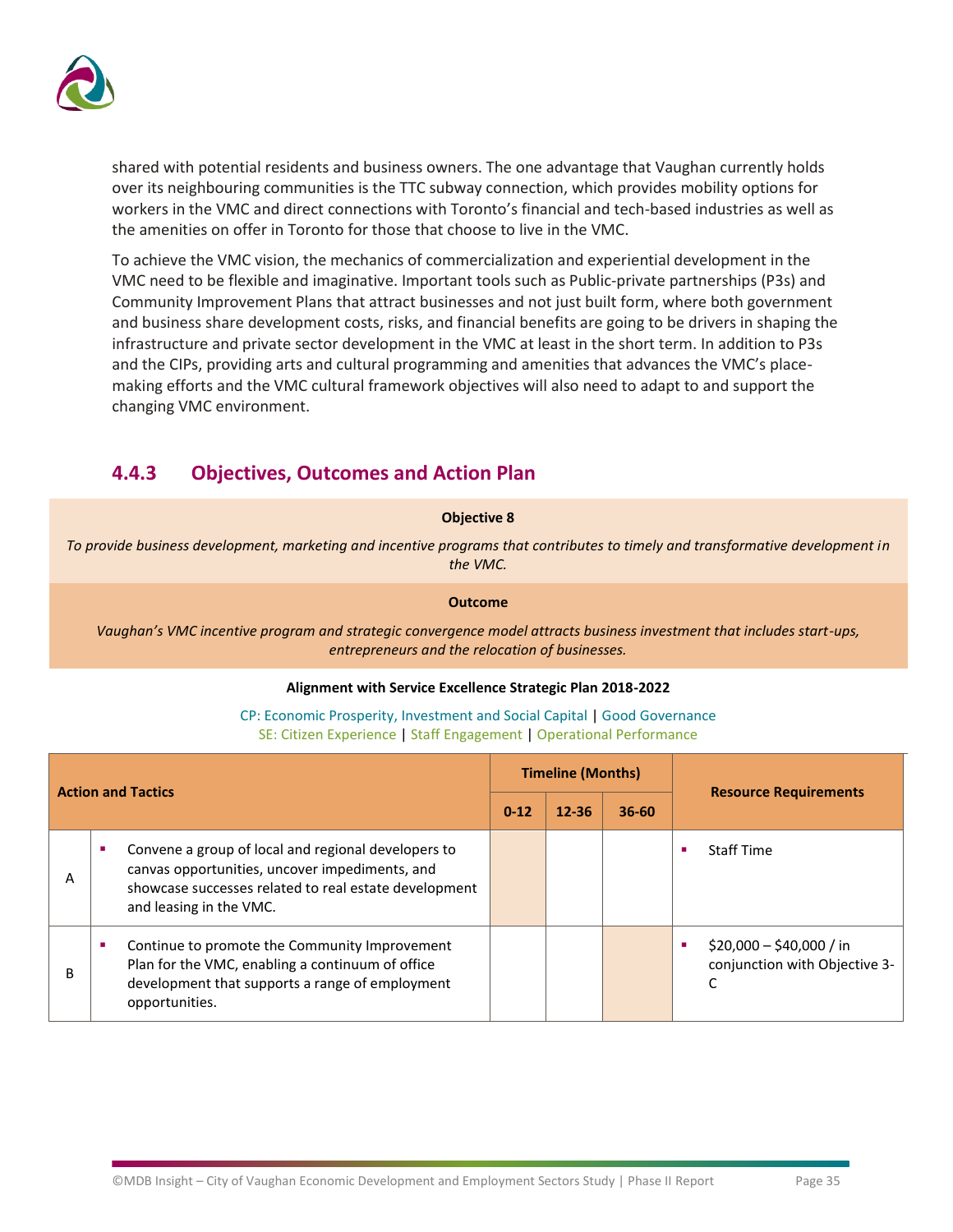shared with potential residents and business owners. The one advantage that Vaughan currently holds over its neighbouring communities is the TTC subway connection, which provides mobility options for workers in the VMC and direct connections with Toronto's financial and tech-based industries as well as the amenities on offer in Toronto for those that choose to live in the VMC.

To achieve the VMC vision, the mechanics of commercialization and experiential development in the VMC need to be flexible and imaginative. Important tools such as Public-private partnerships (P3s) and Community Improvement Plans that attract businesses and not just built form, where both government and business share development costs, risks, and financial benefits are going to be drivers in shaping the infrastructure and private sector development in the VMC at least in the short term. In addition to P3s and the CIPs, providing arts and cultural programming and amenities that advances the VMC's place-making efforts and the VMC cultural framework objectives will also need to adapt to and support the changing VMC environment.

### 4.4.3 Objectives, Outcomes and Action Plan

**Objective 8**

*To provide business development, marketing and incentive programs that contributes to timely and transformative development in the VMC.*

**Outcome**

*Vaughan's VMC incentive program and strategic convergence model attracts business investment that includes start-ups, entrepreneurs and the relocation of businesses.*

**Alignment with Service Excellence Strategic Plan 2018-2022**

CP: Economic Prosperity, Investment and Social Capital | Good Governance
SE: Citizen Experience | Staff Engagement | Operational Performance

| | Action and Tactics | Timeline (Months) | | | Resource Requirements |
|---|---|---|---|---|---|
| | | 0-12 | 12-36 | 36-60 | |
| A | ▪ Convene a group of local and regional developers to canvas opportunities, uncover impediments, and showcase successes related to real estate development and leasing in the VMC. | ■ | | | ▪ Staff Time |
| B | ▪ Continue to promote the Community Improvement Plan for the VMC, enabling a continuum of office development that supports a range of employment opportunities. | | | ■ | ▪ $20,000 – $40,000 / in conjunction with Objective 3-C |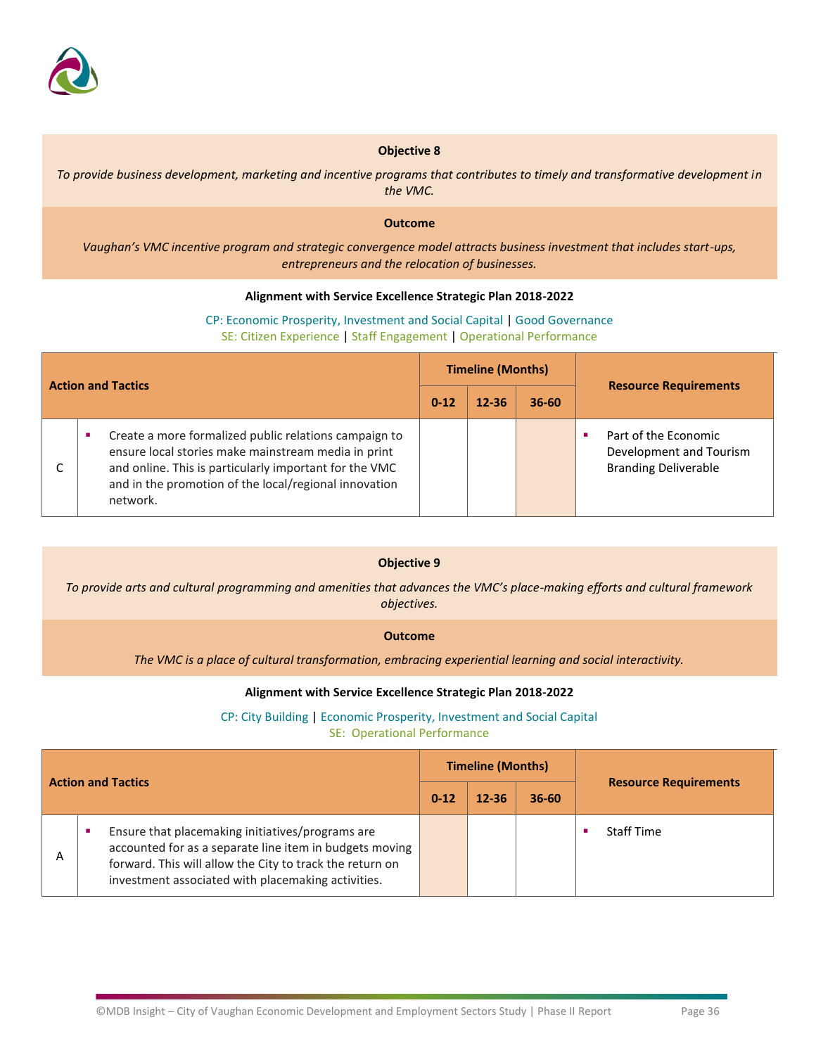**Objective 8**

*To provide business development, marketing and incentive programs that contributes to timely and transformative development in the VMC.*

**Outcome**

*Vaughan's VMC incentive program and strategic convergence model attracts business investment that includes start-ups, entrepreneurs and the relocation of businesses.*

**Alignment with Service Excellence Strategic Plan 2018-2022**

CP: Economic Prosperity, Investment and Social Capital | Good Governance
SE: Citizen Experience | Staff Engagement | Operational Performance

| Action and Tactics | | Timeline (Months) | | | Resource Requirements |
|---|---|---|---|---|---|
| | | 0-12 | 12-36 | 36-60 | |
| C | ▪ Create a more formalized public relations campaign to ensure local stories make mainstream media in print and online. This is particularly important for the VMC and in the promotion of the local/regional innovation network. | | | | ▪ Part of the Economic Development and Tourism Branding Deliverable |

**Objective 9**

*To provide arts and cultural programming and amenities that advances the VMC's place-making efforts and cultural framework objectives.*

**Outcome**

*The VMC is a place of cultural transformation, embracing experiential learning and social interactivity.*

**Alignment with Service Excellence Strategic Plan 2018-2022**

CP: City Building | Economic Prosperity, Investment and Social Capital
SE: Operational Performance

| Action and Tactics | | Timeline (Months) | | | Resource Requirements |
|---|---|---|---|---|---|
| | | 0-12 | 12-36 | 36-60 | |
| A | ▪ Ensure that placemaking initiatives/programs are accounted for as a separate line item in budgets moving forward. This will allow the City to track the return on investment associated with placemaking activities. | | | | ▪ Staff Time |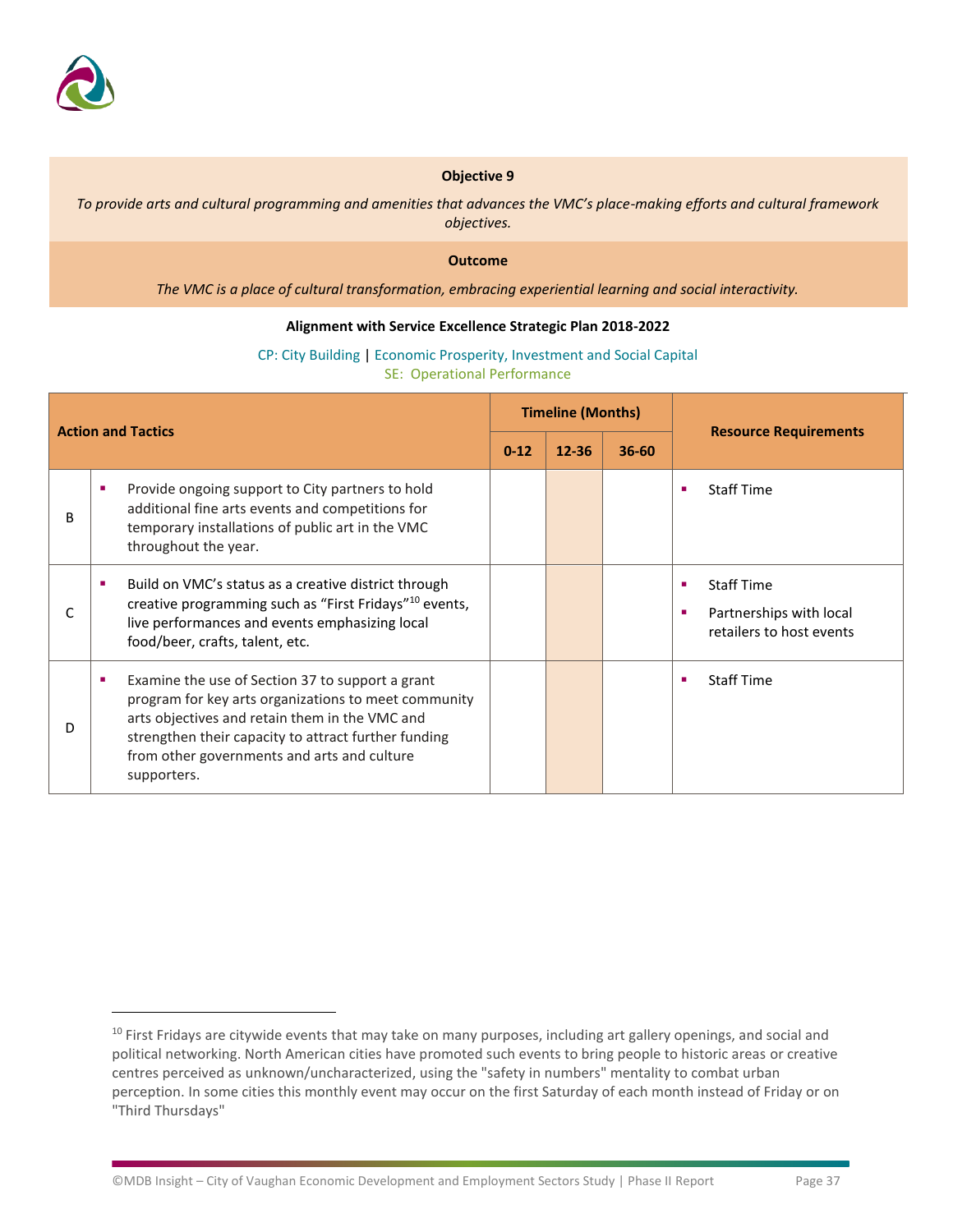**Objective 9**

*To provide arts and cultural programming and amenities that advances the VMC's place-making efforts and cultural framework objectives.*

**Outcome**

*The VMC is a place of cultural transformation, embracing experiential learning and social interactivity.*

**Alignment with Service Excellence Strategic Plan 2018-2022**

CP: City Building | Economic Prosperity, Investment and Social Capital
SE: Operational Performance

| Action and Tactics | | Timeline (Months) | | | Resource Requirements |
|---|---|---|---|---|---|
| | | 0-12 | 12-36 | 36-60 | |
| B | ▪ Provide ongoing support to City partners to hold additional fine arts events and competitions for temporary installations of public art in the VMC throughout the year. | | | | ▪ Staff Time |
| C | ▪ Build on VMC's status as a creative district through creative programming such as "First Fridays"[10] events, live performances and events emphasizing local food/beer, crafts, talent, etc. | | | | ▪ Staff Time<br>▪ Partnerships with local retailers to host events |
| D | ▪ Examine the use of Section 37 to support a grant program for key arts organizations to meet community arts objectives and retain them in the VMC and strengthen their capacity to attract further funding from other governments and arts and culture supporters. | | | | ▪ Staff Time |

[10] First Fridays are citywide events that may take on many purposes, including art gallery openings, and social and political networking. North American cities have promoted such events to bring people to historic areas or creative centres perceived as unknown/uncharacterized, using the "safety in numbers" mentality to combat urban perception. In some cities this monthly event may occur on the first Saturday of each month instead of Friday or on "Third Thursdays"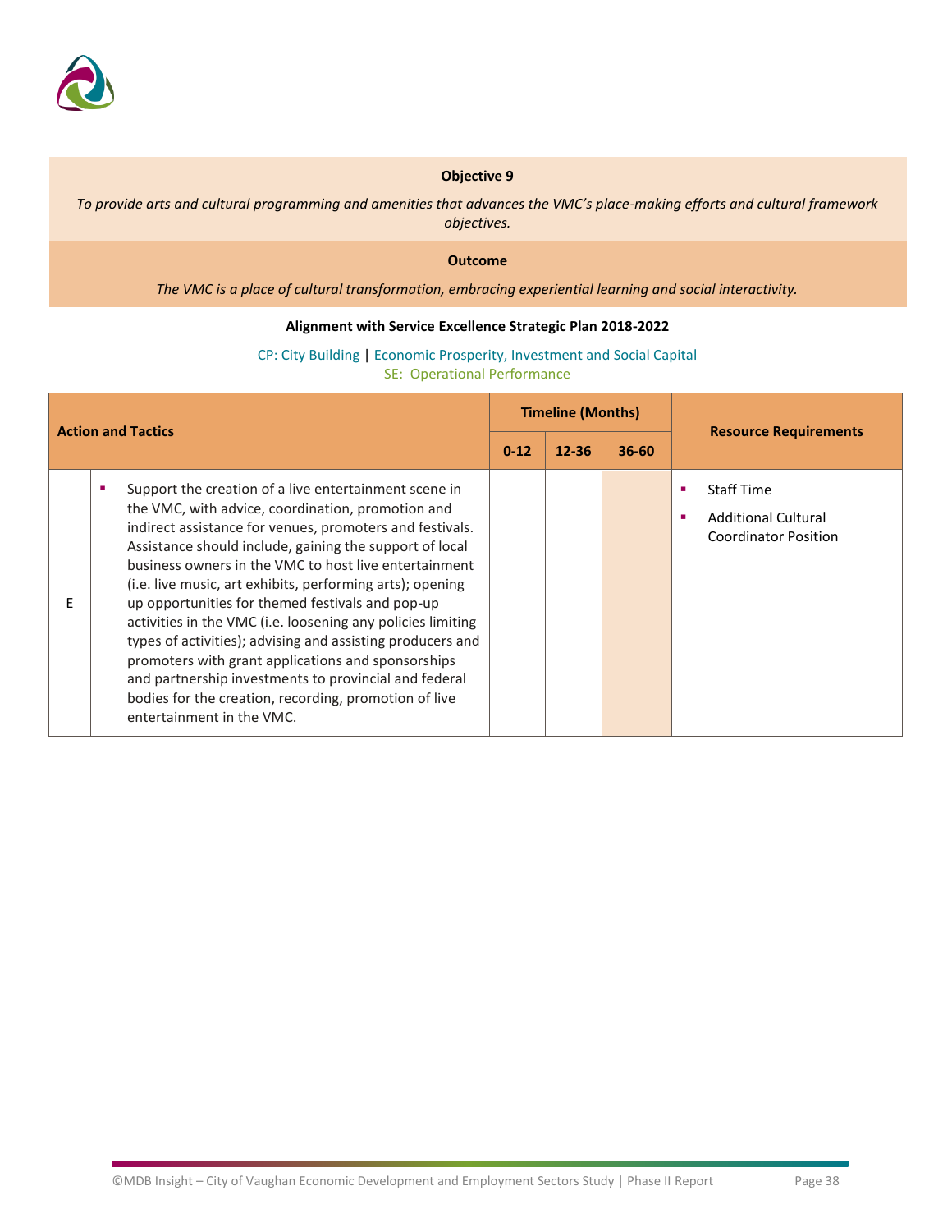**Objective 9**

*To provide arts and cultural programming and amenities that advances the VMC's place-making efforts and cultural framework objectives.*

**Outcome**

*The VMC is a place of cultural transformation, embracing experiential learning and social interactivity.*

**Alignment with Service Excellence Strategic Plan 2018-2022**

CP: City Building | Economic Prosperity, Investment and Social Capital
SE: Operational Performance

| Action and Tactics | | Timeline (Months) | | | Resource Requirements |
|---|---|---|---|---|---|
| | | 0-12 | 12-36 | 36-60 | |
| E | ▪ Support the creation of a live entertainment scene in the VMC, with advice, coordination, promotion and indirect assistance for venues, promoters and festivals. Assistance should include, gaining the support of local business owners in the VMC to host live entertainment (i.e. live music, art exhibits, performing arts); opening up opportunities for themed festivals and pop-up activities in the VMC (i.e. loosening any policies limiting types of activities); advising and assisting producers and promoters with grant applications and sponsorships and partnership investments to provincial and federal bodies for the creation, recording, promotion of live entertainment in the VMC. | | | ■ | ▪ Staff Time<br>▪ Additional Cultural Coordinator Position |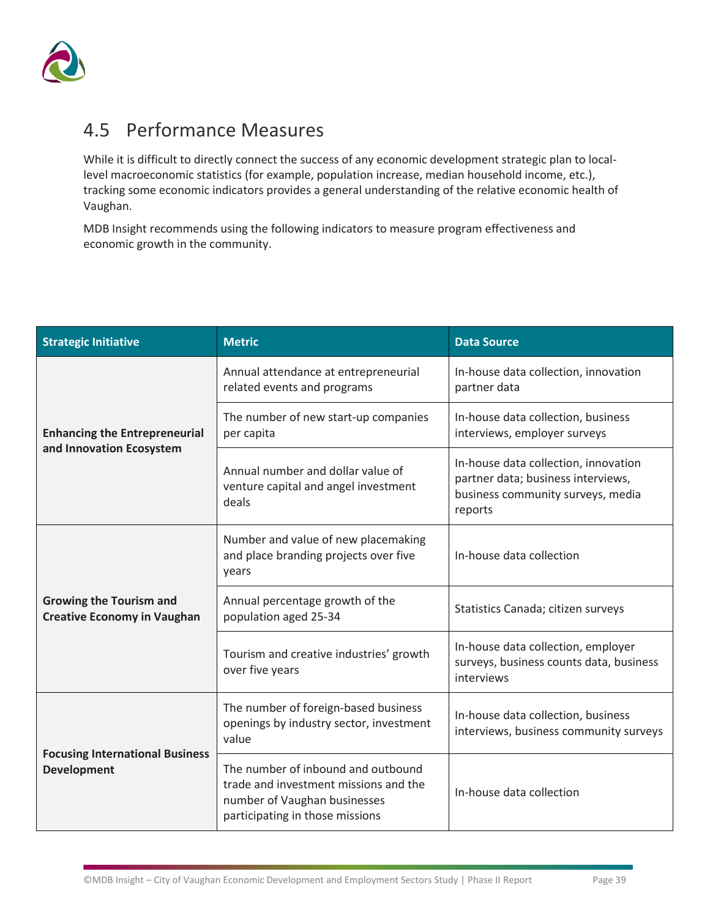## 4.5 Performance Measures

While it is difficult to directly connect the success of any economic development strategic plan to local-level macroeconomic statistics (for example, population increase, median household income, etc.), tracking some economic indicators provides a general understanding of the relative economic health of Vaughan.

MDB Insight recommends using the following indicators to measure program effectiveness and economic growth in the community.

| Strategic Initiative | Metric | Data Source |
|---|---|---|
| **Enhancing the Entrepreneurial and Innovation Ecosystem** | Annual attendance at entrepreneurial related events and programs | In-house data collection, innovation partner data |
| | The number of new start-up companies per capita | In-house data collection, business interviews, employer surveys |
| | Annual number and dollar value of venture capital and angel investment deals | In-house data collection, innovation partner data; business interviews, business community surveys, media reports |
| **Growing the Tourism and Creative Economy in Vaughan** | Number and value of new placemaking and place branding projects over five years | In-house data collection |
| | Annual percentage growth of the population aged 25-34 | Statistics Canada; citizen surveys |
| | Tourism and creative industries' growth over five years | In-house data collection, employer surveys, business counts data, business interviews |
| **Focusing International Business Development** | The number of foreign-based business openings by industry sector, investment value | In-house data collection, business interviews, business community surveys |
| | The number of inbound and outbound trade and investment missions and the number of Vaughan businesses participating in those missions | In-house data collection |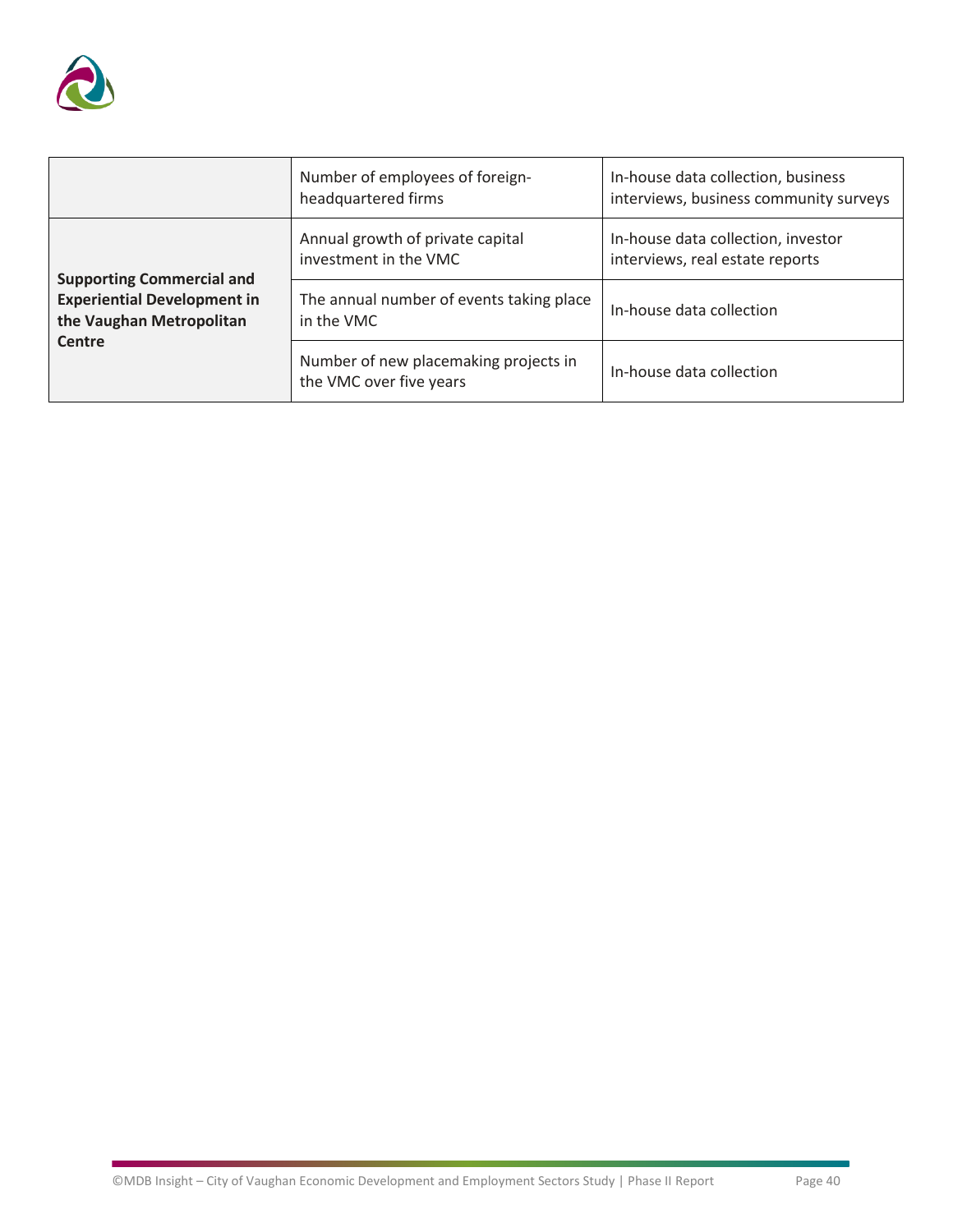| | | |
|---|---|---|
| | Number of employees of foreign-headquartered firms | In-house data collection, business interviews, business community surveys |
| **Supporting Commercial and Experiential Development in the Vaughan Metropolitan Centre** | Annual growth of private capital investment in the VMC | In-house data collection, investor interviews, real estate reports |
| | The annual number of events taking place in the VMC | In-house data collection |
| | Number of new placemaking projects in the VMC over five years | In-house data collection |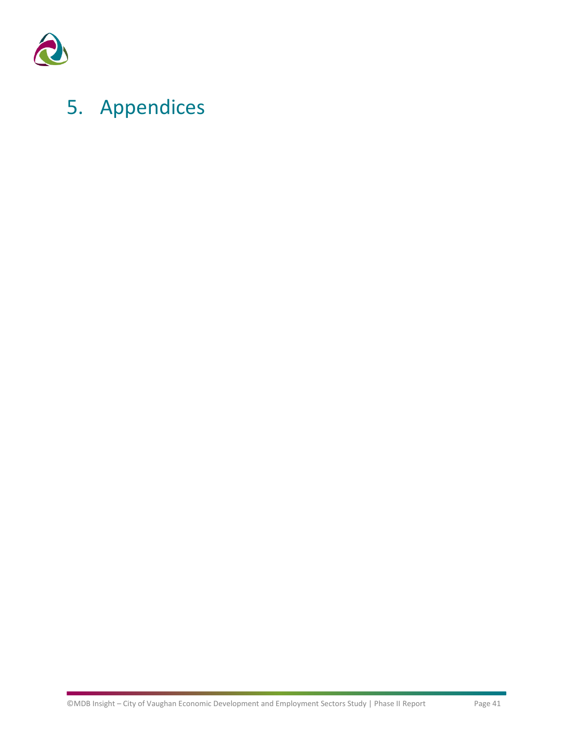# 5. Appendices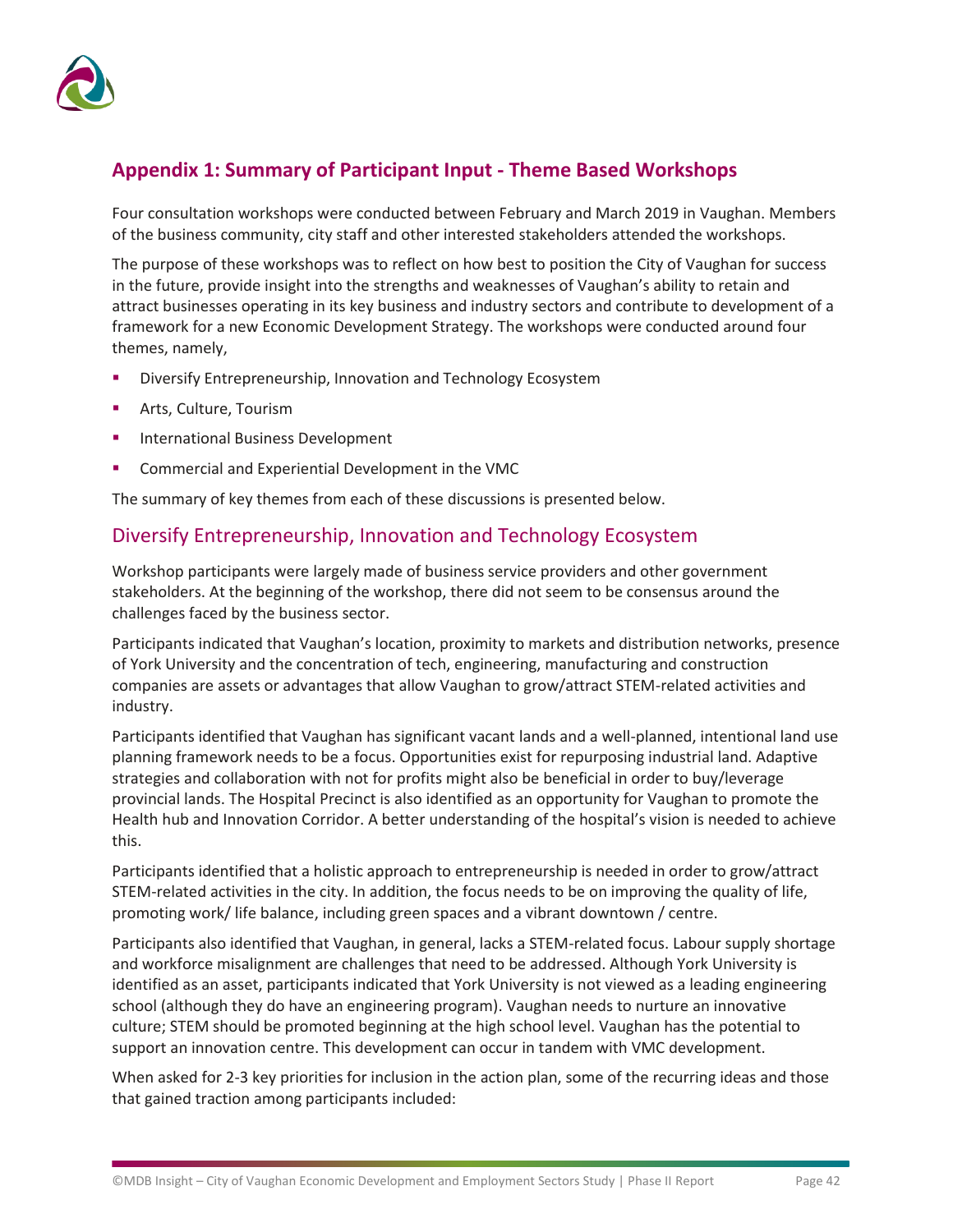## Appendix 1: Summary of Participant Input - Theme Based Workshops

Four consultation workshops were conducted between February and March 2019 in Vaughan. Members of the business community, city staff and other interested stakeholders attended the workshops.

The purpose of these workshops was to reflect on how best to position the City of Vaughan for success in the future, provide insight into the strengths and weaknesses of Vaughan's ability to retain and attract businesses operating in its key business and industry sectors and contribute to development of a framework for a new Economic Development Strategy. The workshops were conducted around four themes, namely,

- Diversify Entrepreneurship, Innovation and Technology Ecosystem
- Arts, Culture, Tourism
- International Business Development
- Commercial and Experiential Development in the VMC

The summary of key themes from each of these discussions is presented below.

### Diversify Entrepreneurship, Innovation and Technology Ecosystem

Workshop participants were largely made of business service providers and other government stakeholders. At the beginning of the workshop, there did not seem to be consensus around the challenges faced by the business sector.

Participants indicated that Vaughan's location, proximity to markets and distribution networks, presence of York University and the concentration of tech, engineering, manufacturing and construction companies are assets or advantages that allow Vaughan to grow/attract STEM-related activities and industry.

Participants identified that Vaughan has significant vacant lands and a well-planned, intentional land use planning framework needs to be a focus. Opportunities exist for repurposing industrial land. Adaptive strategies and collaboration with not for profits might also be beneficial in order to buy/leverage provincial lands. The Hospital Precinct is also identified as an opportunity for Vaughan to promote the Health hub and Innovation Corridor. A better understanding of the hospital's vision is needed to achieve this.

Participants identified that a holistic approach to entrepreneurship is needed in order to grow/attract STEM-related activities in the city. In addition, the focus needs to be on improving the quality of life, promoting work/ life balance, including green spaces and a vibrant downtown / centre.

Participants also identified that Vaughan, in general, lacks a STEM-related focus. Labour supply shortage and workforce misalignment are challenges that need to be addressed. Although York University is identified as an asset, participants indicated that York University is not viewed as a leading engineering school (although they do have an engineering program). Vaughan needs to nurture an innovative culture; STEM should be promoted beginning at the high school level. Vaughan has the potential to support an innovation centre. This development can occur in tandem with VMC development.

When asked for 2-3 key priorities for inclusion in the action plan, some of the recurring ideas and those that gained traction among participants included: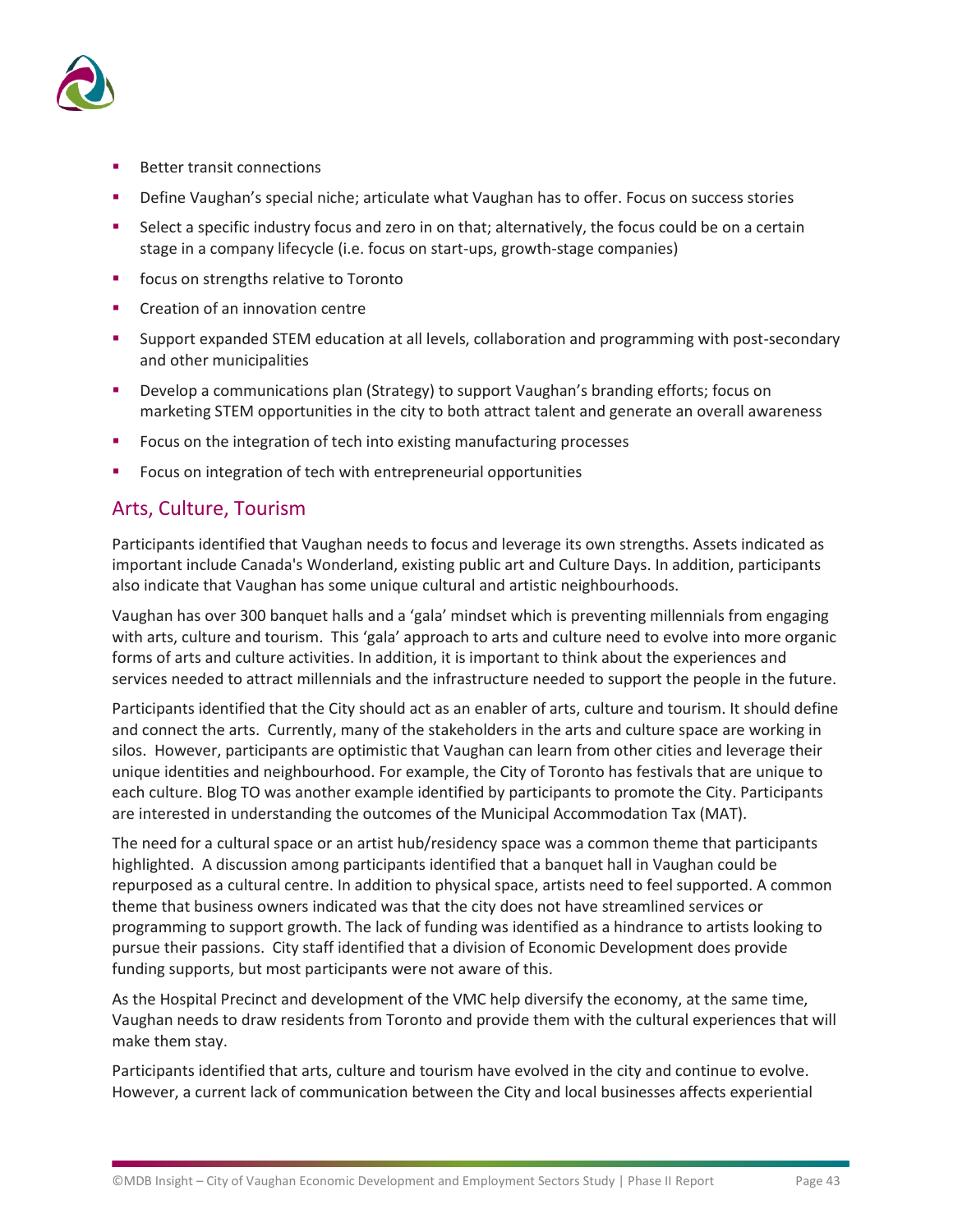- Better transit connections
- Define Vaughan's special niche; articulate what Vaughan has to offer. Focus on success stories
- Select a specific industry focus and zero in on that; alternatively, the focus could be on a certain stage in a company lifecycle (i.e. focus on start-ups, growth-stage companies)
- focus on strengths relative to Toronto
- Creation of an innovation centre
- Support expanded STEM education at all levels, collaboration and programming with post-secondary and other municipalities
- Develop a communications plan (Strategy) to support Vaughan's branding efforts; focus on marketing STEM opportunities in the city to both attract talent and generate an overall awareness
- Focus on the integration of tech into existing manufacturing processes
- Focus on integration of tech with entrepreneurial opportunities

## Arts, Culture, Tourism

Participants identified that Vaughan needs to focus and leverage its own strengths. Assets indicated as important include Canada's Wonderland, existing public art and Culture Days. In addition, participants also indicate that Vaughan has some unique cultural and artistic neighbourhoods.

Vaughan has over 300 banquet halls and a 'gala' mindset which is preventing millennials from engaging with arts, culture and tourism. This 'gala' approach to arts and culture need to evolve into more organic forms of arts and culture activities. In addition, it is important to think about the experiences and services needed to attract millennials and the infrastructure needed to support the people in the future.

Participants identified that the City should act as an enabler of arts, culture and tourism. It should define and connect the arts. Currently, many of the stakeholders in the arts and culture space are working in silos. However, participants are optimistic that Vaughan can learn from other cities and leverage their unique identities and neighbourhood. For example, the City of Toronto has festivals that are unique to each culture. Blog TO was another example identified by participants to promote the City. Participants are interested in understanding the outcomes of the Municipal Accommodation Tax (MAT).

The need for a cultural space or an artist hub/residency space was a common theme that participants highlighted. A discussion among participants identified that a banquet hall in Vaughan could be repurposed as a cultural centre. In addition to physical space, artists need to feel supported. A common theme that business owners indicated was that the city does not have streamlined services or programming to support growth. The lack of funding was identified as a hindrance to artists looking to pursue their passions. City staff identified that a division of Economic Development does provide funding supports, but most participants were not aware of this.

As the Hospital Precinct and development of the VMC help diversify the economy, at the same time, Vaughan needs to draw residents from Toronto and provide them with the cultural experiences that will make them stay.

Participants identified that arts, culture and tourism have evolved in the city and continue to evolve. However, a current lack of communication between the City and local businesses affects experiential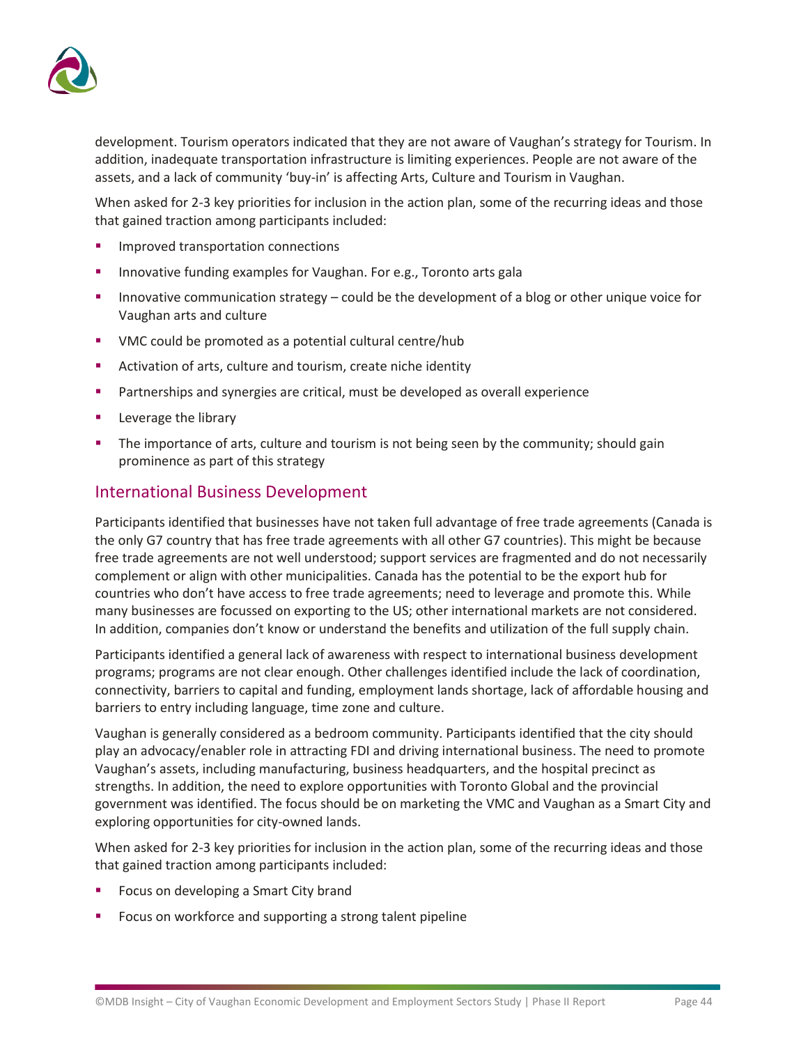development. Tourism operators indicated that they are not aware of Vaughan's strategy for Tourism. In addition, inadequate transportation infrastructure is limiting experiences. People are not aware of the assets, and a lack of community 'buy-in' is affecting Arts, Culture and Tourism in Vaughan.

When asked for 2-3 key priorities for inclusion in the action plan, some of the recurring ideas and those that gained traction among participants included:

- Improved transportation connections
- Innovative funding examples for Vaughan. For e.g., Toronto arts gala
- Innovative communication strategy – could be the development of a blog or other unique voice for Vaughan arts and culture
- VMC could be promoted as a potential cultural centre/hub
- Activation of arts, culture and tourism, create niche identity
- Partnerships and synergies are critical, must be developed as overall experience
- Leverage the library
- The importance of arts, culture and tourism is not being seen by the community; should gain prominence as part of this strategy

## International Business Development

Participants identified that businesses have not taken full advantage of free trade agreements (Canada is the only G7 country that has free trade agreements with all other G7 countries). This might be because free trade agreements are not well understood; support services are fragmented and do not necessarily complement or align with other municipalities. Canada has the potential to be the export hub for countries who don't have access to free trade agreements; need to leverage and promote this. While many businesses are focussed on exporting to the US; other international markets are not considered. In addition, companies don't know or understand the benefits and utilization of the full supply chain.

Participants identified a general lack of awareness with respect to international business development programs; programs are not clear enough. Other challenges identified include the lack of coordination, connectivity, barriers to capital and funding, employment lands shortage, lack of affordable housing and barriers to entry including language, time zone and culture.

Vaughan is generally considered as a bedroom community. Participants identified that the city should play an advocacy/enabler role in attracting FDI and driving international business. The need to promote Vaughan's assets, including manufacturing, business headquarters, and the hospital precinct as strengths. In addition, the need to explore opportunities with Toronto Global and the provincial government was identified. The focus should be on marketing the VMC and Vaughan as a Smart City and exploring opportunities for city-owned lands.

When asked for 2-3 key priorities for inclusion in the action plan, some of the recurring ideas and those that gained traction among participants included:

- Focus on developing a Smart City brand
- Focus on workforce and supporting a strong talent pipeline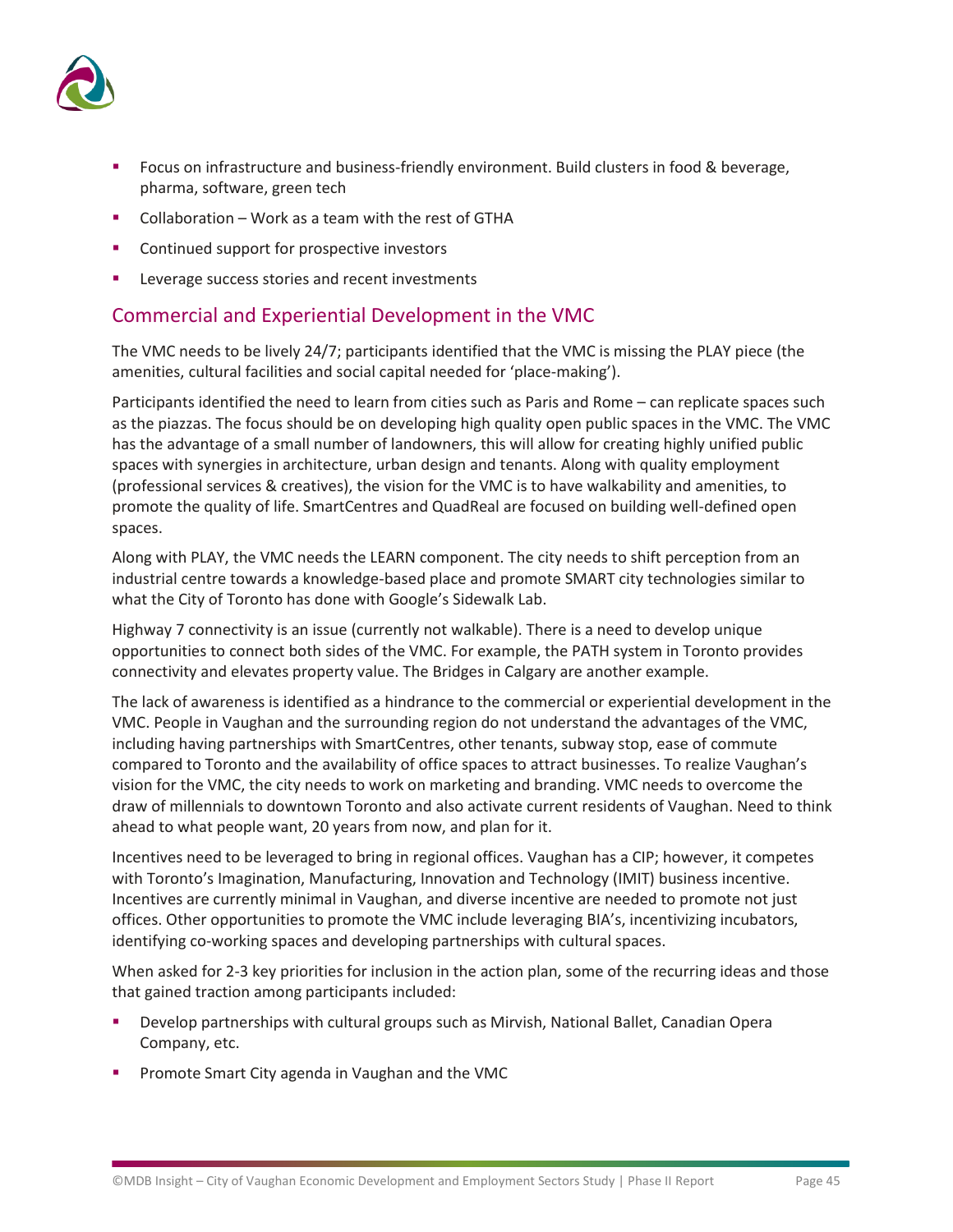- Focus on infrastructure and business-friendly environment. Build clusters in food & beverage, pharma, software, green tech
- Collaboration – Work as a team with the rest of GTHA
- Continued support for prospective investors
- Leverage success stories and recent investments

## Commercial and Experiential Development in the VMC

The VMC needs to be lively 24/7; participants identified that the VMC is missing the PLAY piece (the amenities, cultural facilities and social capital needed for 'place-making').

Participants identified the need to learn from cities such as Paris and Rome – can replicate spaces such as the piazzas. The focus should be on developing high quality open public spaces in the VMC. The VMC has the advantage of a small number of landowners, this will allow for creating highly unified public spaces with synergies in architecture, urban design and tenants. Along with quality employment (professional services & creatives), the vision for the VMC is to have walkability and amenities, to promote the quality of life. SmartCentres and QuadReal are focused on building well-defined open spaces.

Along with PLAY, the VMC needs the LEARN component. The city needs to shift perception from an industrial centre towards a knowledge-based place and promote SMART city technologies similar to what the City of Toronto has done with Google's Sidewalk Lab.

Highway 7 connectivity is an issue (currently not walkable). There is a need to develop unique opportunities to connect both sides of the VMC. For example, the PATH system in Toronto provides connectivity and elevates property value. The Bridges in Calgary are another example.

The lack of awareness is identified as a hindrance to the commercial or experiential development in the VMC. People in Vaughan and the surrounding region do not understand the advantages of the VMC, including having partnerships with SmartCentres, other tenants, subway stop, ease of commute compared to Toronto and the availability of office spaces to attract businesses. To realize Vaughan's vision for the VMC, the city needs to work on marketing and branding. VMC needs to overcome the draw of millennials to downtown Toronto and also activate current residents of Vaughan. Need to think ahead to what people want, 20 years from now, and plan for it.

Incentives need to be leveraged to bring in regional offices. Vaughan has a CIP; however, it competes with Toronto's Imagination, Manufacturing, Innovation and Technology (IMIT) business incentive. Incentives are currently minimal in Vaughan, and diverse incentive are needed to promote not just offices. Other opportunities to promote the VMC include leveraging BIA's, incentivizing incubators, identifying co-working spaces and developing partnerships with cultural spaces.

When asked for 2-3 key priorities for inclusion in the action plan, some of the recurring ideas and those that gained traction among participants included:

- Develop partnerships with cultural groups such as Mirvish, National Ballet, Canadian Opera Company, etc.
- Promote Smart City agenda in Vaughan and the VMC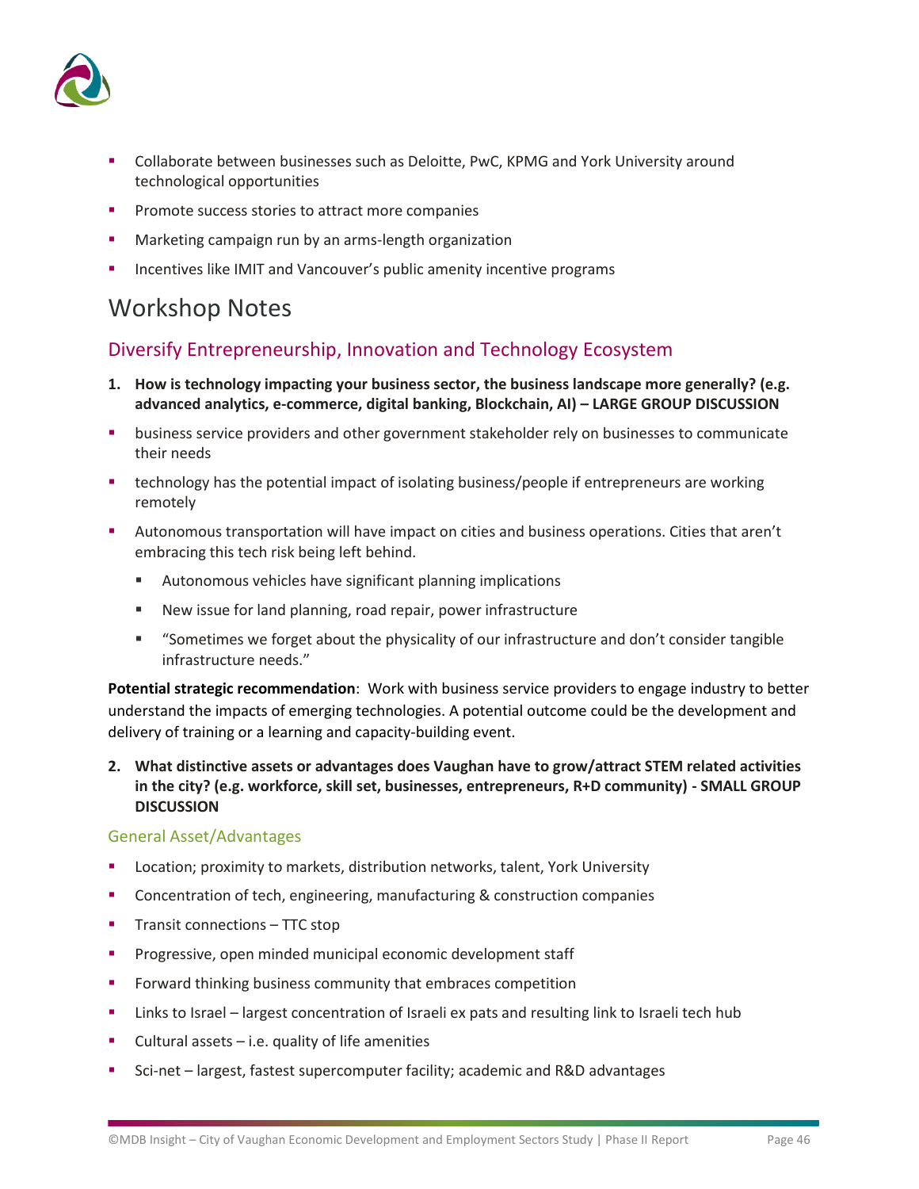- Collaborate between businesses such as Deloitte, PwC, KPMG and York University around technological opportunities
- Promote success stories to attract more companies
- Marketing campaign run by an arms-length organization
- Incentives like IMIT and Vancouver's public amenity incentive programs

# Workshop Notes

## Diversify Entrepreneurship, Innovation and Technology Ecosystem

**1. How is technology impacting your business sector, the business landscape more generally? (e.g. advanced analytics, e-commerce, digital banking, Blockchain, AI) – LARGE GROUP DISCUSSION**

- business service providers and other government stakeholder rely on businesses to communicate their needs
- technology has the potential impact of isolating business/people if entrepreneurs are working remotely
- Autonomous transportation will have impact on cities and business operations. Cities that aren't embracing this tech risk being left behind.
  - Autonomous vehicles have significant planning implications
  - New issue for land planning, road repair, power infrastructure
  - "Sometimes we forget about the physicality of our infrastructure and don't consider tangible infrastructure needs."

**Potential strategic recommendation**: Work with business service providers to engage industry to better understand the impacts of emerging technologies. A potential outcome could be the development and delivery of training or a learning and capacity-building event.

**2. What distinctive assets or advantages does Vaughan have to grow/attract STEM related activities in the city? (e.g. workforce, skill set, businesses, entrepreneurs, R+D community) - SMALL GROUP DISCUSSION**

### General Asset/Advantages

- Location; proximity to markets, distribution networks, talent, York University
- Concentration of tech, engineering, manufacturing & construction companies
- Transit connections – TTC stop
- Progressive, open minded municipal economic development staff
- Forward thinking business community that embraces competition
- Links to Israel – largest concentration of Israeli ex pats and resulting link to Israeli tech hub
- Cultural assets – i.e. quality of life amenities
- Sci-net – largest, fastest supercomputer facility; academic and R&D advantages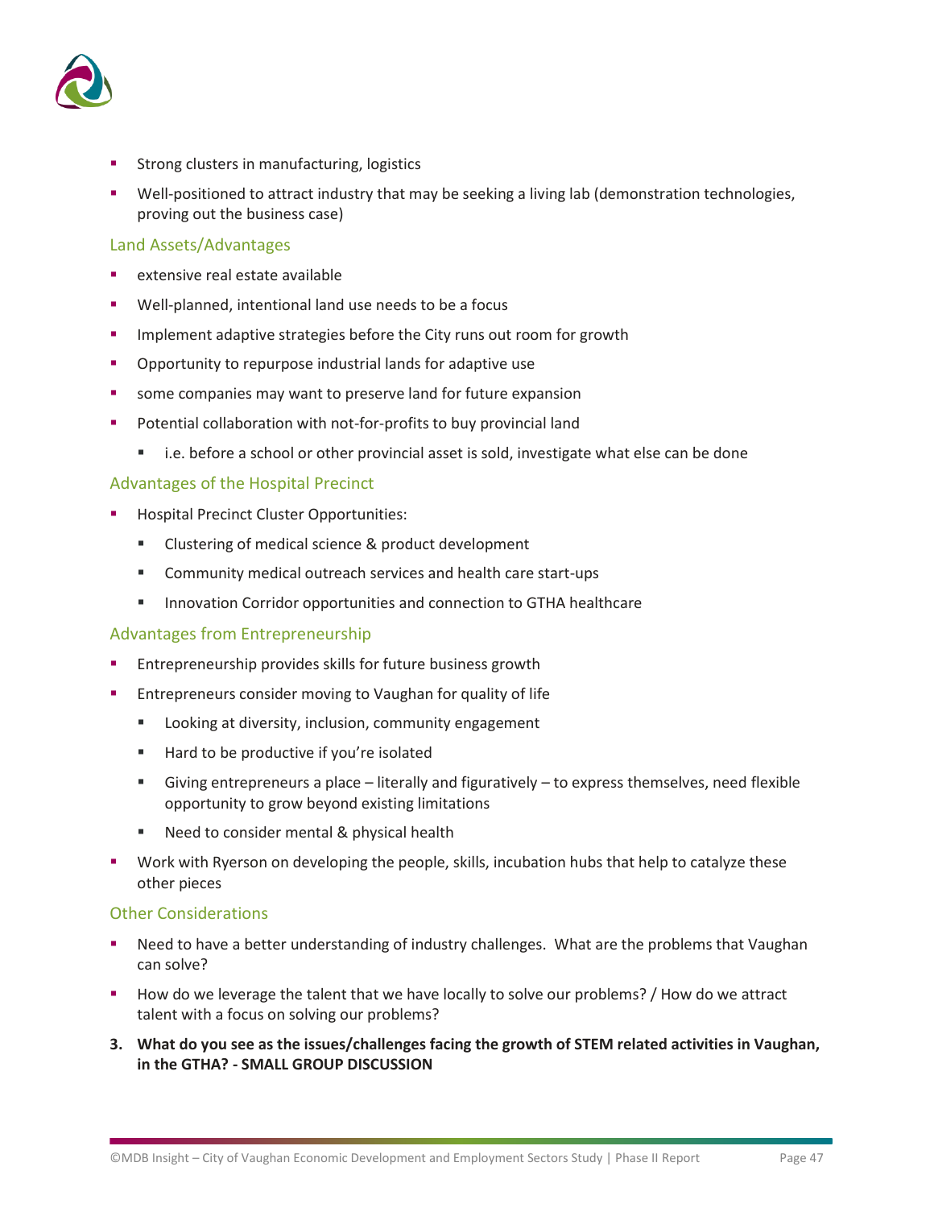- Strong clusters in manufacturing, logistics
- Well-positioned to attract industry that may be seeking a living lab (demonstration technologies, proving out the business case)

### Land Assets/Advantages

- extensive real estate available
- Well-planned, intentional land use needs to be a focus
- Implement adaptive strategies before the City runs out room for growth
- Opportunity to repurpose industrial lands for adaptive use
- some companies may want to preserve land for future expansion
- Potential collaboration with not-for-profits to buy provincial land
  - i.e. before a school or other provincial asset is sold, investigate what else can be done

### Advantages of the Hospital Precinct

- Hospital Precinct Cluster Opportunities:
  - Clustering of medical science & product development
  - Community medical outreach services and health care start-ups
  - Innovation Corridor opportunities and connection to GTHA healthcare

### Advantages from Entrepreneurship

- Entrepreneurship provides skills for future business growth
- Entrepreneurs consider moving to Vaughan for quality of life
  - Looking at diversity, inclusion, community engagement
  - Hard to be productive if you're isolated
  - Giving entrepreneurs a place – literally and figuratively – to express themselves, need flexible opportunity to grow beyond existing limitations
  - Need to consider mental & physical health
- Work with Ryerson on developing the people, skills, incubation hubs that help to catalyze these other pieces

### Other Considerations

- Need to have a better understanding of industry challenges. What are the problems that Vaughan can solve?
- How do we leverage the talent that we have locally to solve our problems? / How do we attract talent with a focus on solving our problems?

3. **What do you see as the issues/challenges facing the growth of STEM related activities in Vaughan, in the GTHA? - SMALL GROUP DISCUSSION**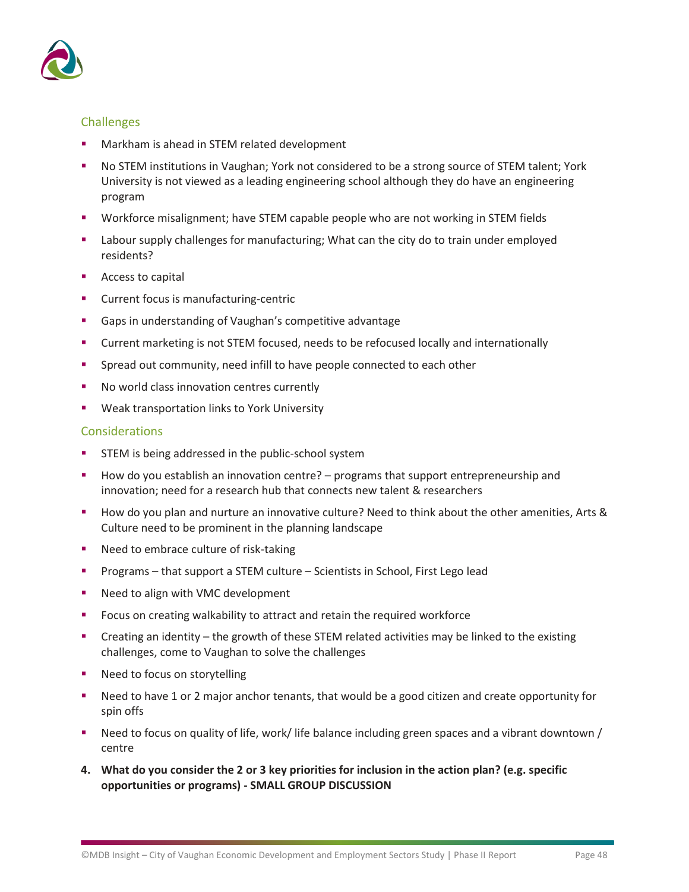### Challenges

- Markham is ahead in STEM related development
- No STEM institutions in Vaughan; York not considered to be a strong source of STEM talent; York University is not viewed as a leading engineering school although they do have an engineering program
- Workforce misalignment; have STEM capable people who are not working in STEM fields
- Labour supply challenges for manufacturing; What can the city do to train under employed residents?
- Access to capital
- Current focus is manufacturing-centric
- Gaps in understanding of Vaughan's competitive advantage
- Current marketing is not STEM focused, needs to be refocused locally and internationally
- Spread out community, need infill to have people connected to each other
- No world class innovation centres currently
- Weak transportation links to York University

### Considerations

- STEM is being addressed in the public-school system
- How do you establish an innovation centre? – programs that support entrepreneurship and innovation; need for a research hub that connects new talent & researchers
- How do you plan and nurture an innovative culture? Need to think about the other amenities, Arts & Culture need to be prominent in the planning landscape
- Need to embrace culture of risk-taking
- Programs – that support a STEM culture – Scientists in School, First Lego lead
- Need to align with VMC development
- Focus on creating walkability to attract and retain the required workforce
- Creating an identity – the growth of these STEM related activities may be linked to the existing challenges, come to Vaughan to solve the challenges
- Need to focus on storytelling
- Need to have 1 or 2 major anchor tenants, that would be a good citizen and create opportunity for spin offs
- Need to focus on quality of life, work/ life balance including green spaces and a vibrant downtown / centre

4. **What do you consider the 2 or 3 key priorities for inclusion in the action plan? (e.g. specific opportunities or programs) - SMALL GROUP DISCUSSION**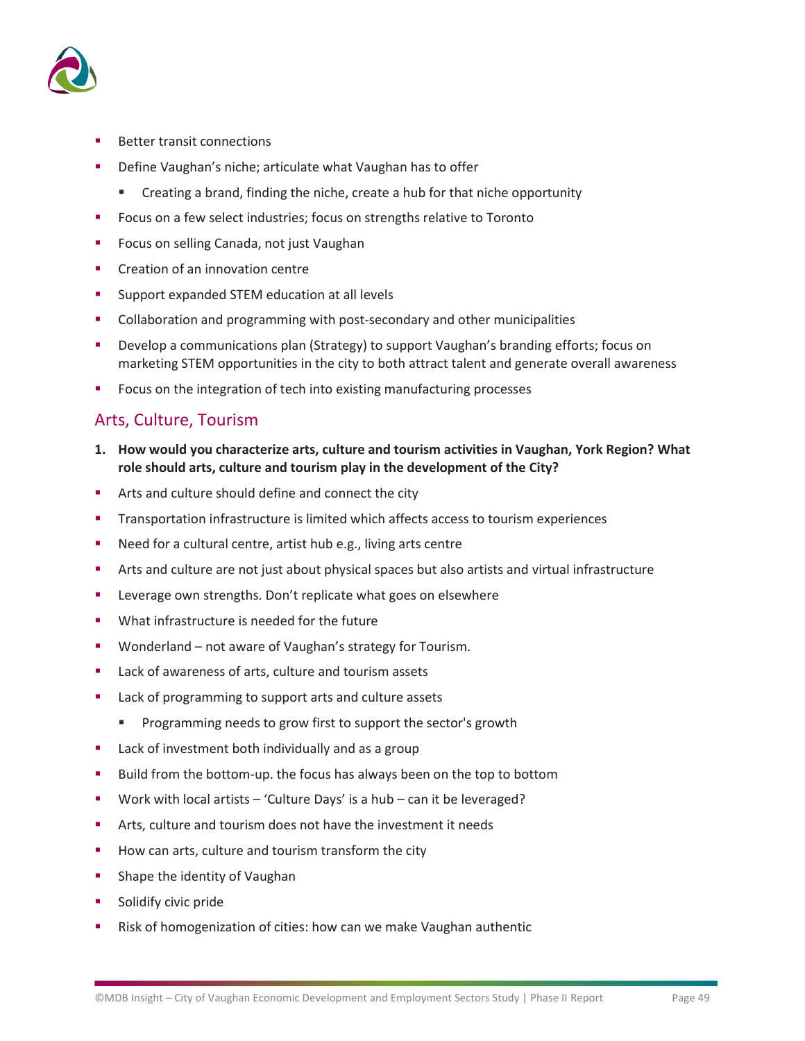- Better transit connections
- Define Vaughan's niche; articulate what Vaughan has to offer
  - Creating a brand, finding the niche, create a hub for that niche opportunity
- Focus on a few select industries; focus on strengths relative to Toronto
- Focus on selling Canada, not just Vaughan
- Creation of an innovation centre
- Support expanded STEM education at all levels
- Collaboration and programming with post-secondary and other municipalities
- Develop a communications plan (Strategy) to support Vaughan's branding efforts; focus on marketing STEM opportunities in the city to both attract talent and generate overall awareness
- Focus on the integration of tech into existing manufacturing processes

## Arts, Culture, Tourism

**1. How would you characterize arts, culture and tourism activities in Vaughan, York Region? What role should arts, culture and tourism play in the development of the City?**

- Arts and culture should define and connect the city
- Transportation infrastructure is limited which affects access to tourism experiences
- Need for a cultural centre, artist hub e.g., living arts centre
- Arts and culture are not just about physical spaces but also artists and virtual infrastructure
- Leverage own strengths. Don't replicate what goes on elsewhere
- What infrastructure is needed for the future
- Wonderland – not aware of Vaughan's strategy for Tourism.
- Lack of awareness of arts, culture and tourism assets
- Lack of programming to support arts and culture assets
  - Programming needs to grow first to support the sector's growth
- Lack of investment both individually and as a group
- Build from the bottom-up. the focus has always been on the top to bottom
- Work with local artists – 'Culture Days' is a hub – can it be leveraged?
- Arts, culture and tourism does not have the investment it needs
- How can arts, culture and tourism transform the city
- Shape the identity of Vaughan
- Solidify civic pride
- Risk of homogenization of cities: how can we make Vaughan authentic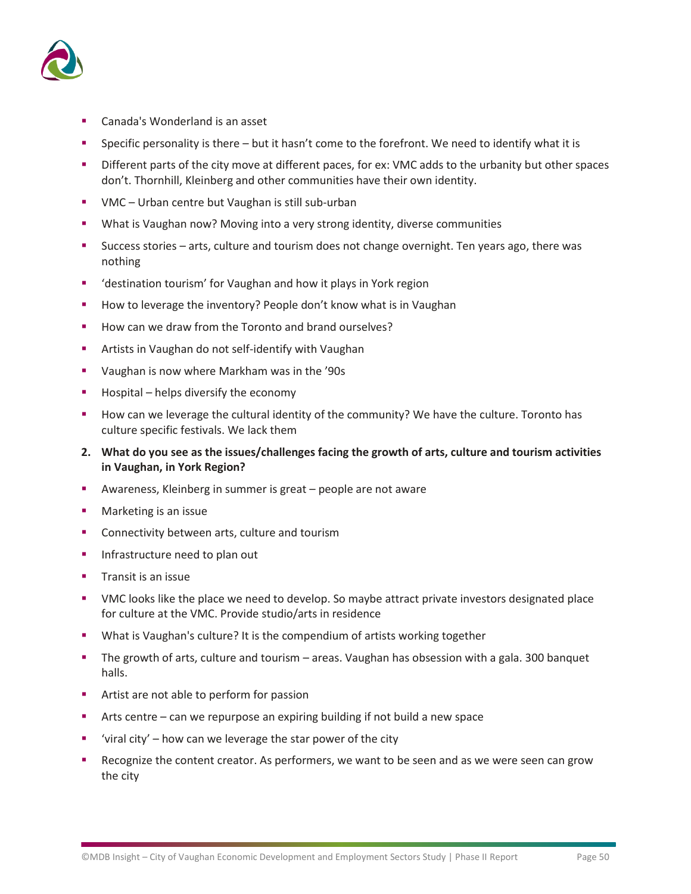- Canada's Wonderland is an asset
- Specific personality is there – but it hasn't come to the forefront. We need to identify what it is
- Different parts of the city move at different paces, for ex: VMC adds to the urbanity but other spaces don't. Thornhill, Kleinberg and other communities have their own identity.
- VMC – Urban centre but Vaughan is still sub-urban
- What is Vaughan now? Moving into a very strong identity, diverse communities
- Success stories – arts, culture and tourism does not change overnight. Ten years ago, there was nothing
- 'destination tourism' for Vaughan and how it plays in York region
- How to leverage the inventory? People don't know what is in Vaughan
- How can we draw from the Toronto and brand ourselves?
- Artists in Vaughan do not self-identify with Vaughan
- Vaughan is now where Markham was in the '90s
- Hospital – helps diversify the economy
- How can we leverage the cultural identity of the community? We have the culture. Toronto has culture specific festivals. We lack them

**2. What do you see as the issues/challenges facing the growth of arts, culture and tourism activities in Vaughan, in York Region?**

- Awareness, Kleinberg in summer is great – people are not aware
- Marketing is an issue
- Connectivity between arts, culture and tourism
- Infrastructure need to plan out
- Transit is an issue
- VMC looks like the place we need to develop. So maybe attract private investors designated place for culture at the VMC. Provide studio/arts in residence
- What is Vaughan's culture? It is the compendium of artists working together
- The growth of arts, culture and tourism – areas. Vaughan has obsession with a gala. 300 banquet halls.
- Artist are not able to perform for passion
- Arts centre – can we repurpose an expiring building if not build a new space
- 'viral city' – how can we leverage the star power of the city
- Recognize the content creator. As performers, we want to be seen and as we were seen can grow the city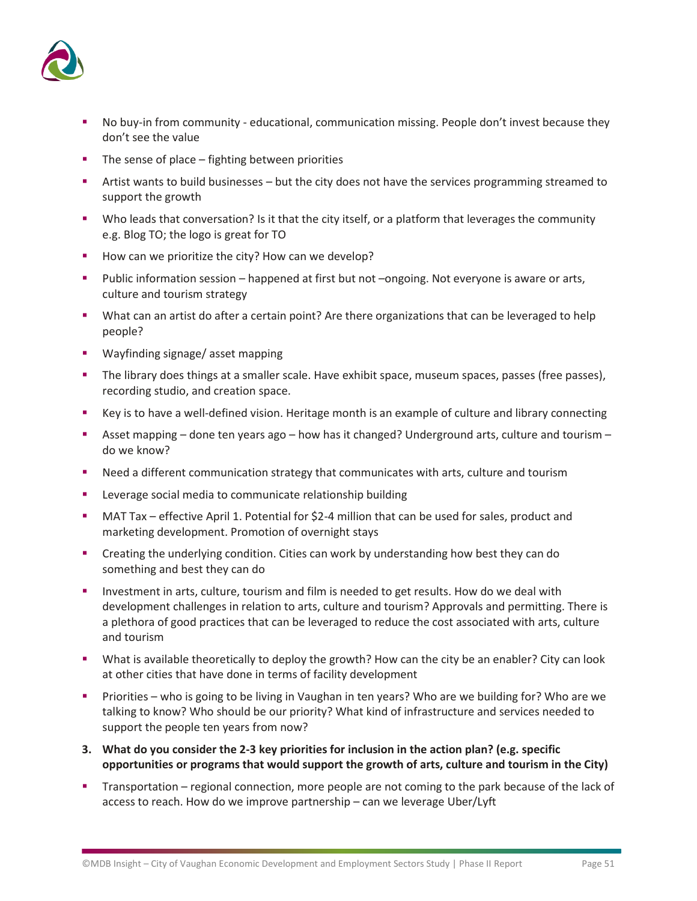- No buy-in from community - educational, communication missing. People don't invest because they don't see the value
- The sense of place – fighting between priorities
- Artist wants to build businesses – but the city does not have the services programming streamed to support the growth
- Who leads that conversation? Is it that the city itself, or a platform that leverages the community e.g. Blog TO; the logo is great for TO
- How can we prioritize the city? How can we develop?
- Public information session – happened at first but not –ongoing. Not everyone is aware or arts, culture and tourism strategy
- What can an artist do after a certain point? Are there organizations that can be leveraged to help people?
- Wayfinding signage/ asset mapping
- The library does things at a smaller scale. Have exhibit space, museum spaces, passes (free passes), recording studio, and creation space.
- Key is to have a well-defined vision. Heritage month is an example of culture and library connecting
- Asset mapping – done ten years ago – how has it changed? Underground arts, culture and tourism – do we know?
- Need a different communication strategy that communicates with arts, culture and tourism
- Leverage social media to communicate relationship building
- MAT Tax – effective April 1. Potential for $2-4 million that can be used for sales, product and marketing development. Promotion of overnight stays
- Creating the underlying condition. Cities can work by understanding how best they can do something and best they can do
- Investment in arts, culture, tourism and film is needed to get results. How do we deal with development challenges in relation to arts, culture and tourism? Approvals and permitting. There is a plethora of good practices that can be leveraged to reduce the cost associated with arts, culture and tourism
- What is available theoretically to deploy the growth? How can the city be an enabler? City can look at other cities that have done in terms of facility development
- Priorities – who is going to be living in Vaughan in ten years? Who are we building for? Who are we talking to know? Who should be our priority? What kind of infrastructure and services needed to support the people ten years from now?

3. **What do you consider the 2-3 key priorities for inclusion in the action plan? (e.g. specific opportunities or programs that would support the growth of arts, culture and tourism in the City)**

- Transportation – regional connection, more people are not coming to the park because of the lack of access to reach. How do we improve partnership – can we leverage Uber/Lyft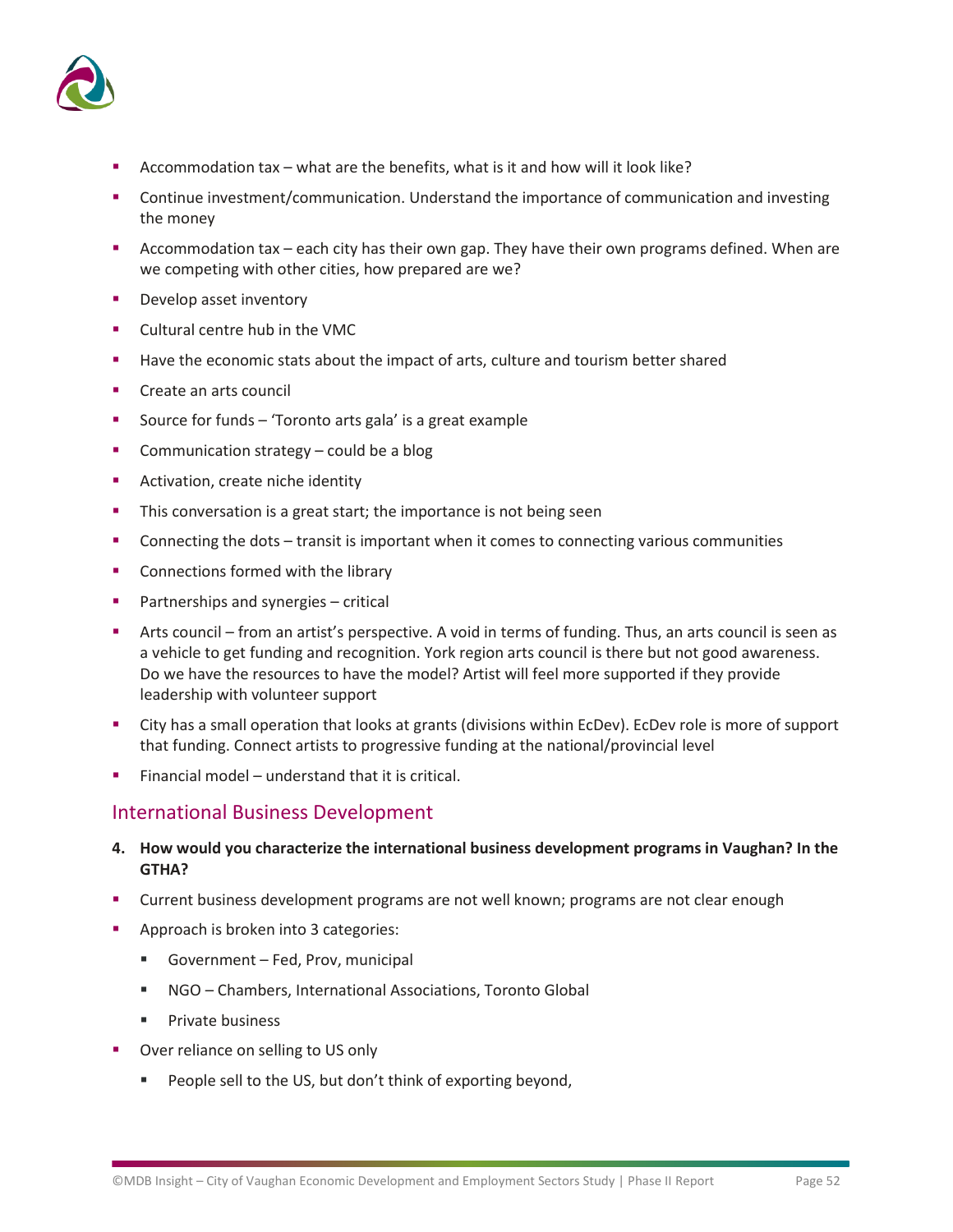- Accommodation tax – what are the benefits, what is it and how will it look like?
- Continue investment/communication. Understand the importance of communication and investing the money
- Accommodation tax – each city has their own gap. They have their own programs defined. When are we competing with other cities, how prepared are we?
- Develop asset inventory
- Cultural centre hub in the VMC
- Have the economic stats about the impact of arts, culture and tourism better shared
- Create an arts council
- Source for funds – 'Toronto arts gala' is a great example
- Communication strategy – could be a blog
- Activation, create niche identity
- This conversation is a great start; the importance is not being seen
- Connecting the dots – transit is important when it comes to connecting various communities
- Connections formed with the library
- Partnerships and synergies – critical
- Arts council – from an artist's perspective. A void in terms of funding. Thus, an arts council is seen as a vehicle to get funding and recognition. York region arts council is there but not good awareness. Do we have the resources to have the model? Artist will feel more supported if they provide leadership with volunteer support
- City has a small operation that looks at grants (divisions within EcDev). EcDev role is more of support that funding. Connect artists to progressive funding at the national/provincial level
- Financial model – understand that it is critical.

## International Business Development

**4. How would you characterize the international business development programs in Vaughan? In the GTHA?**

- Current business development programs are not well known; programs are not clear enough
- Approach is broken into 3 categories:
  - Government – Fed, Prov, municipal
  - NGO – Chambers, International Associations, Toronto Global
  - Private business
- Over reliance on selling to US only
  - People sell to the US, but don't think of exporting beyond,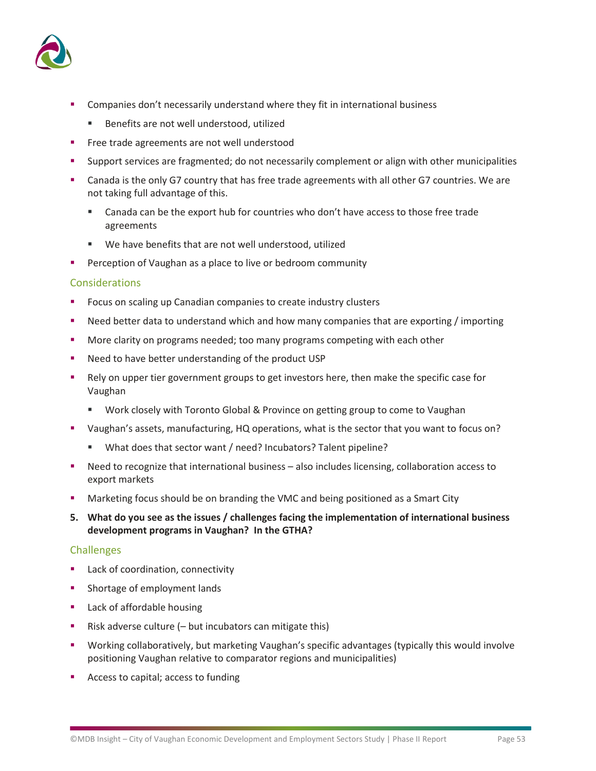- Companies don't necessarily understand where they fit in international business
    - Benefits are not well understood, utilized
- Free trade agreements are not well understood
- Support services are fragmented; do not necessarily complement or align with other municipalities
- Canada is the only G7 country that has free trade agreements with all other G7 countries. We are not taking full advantage of this.
    - Canada can be the export hub for countries who don't have access to those free trade agreements
    - We have benefits that are not well understood, utilized
- Perception of Vaughan as a place to live or bedroom community

### Considerations

- Focus on scaling up Canadian companies to create industry clusters
- Need better data to understand which and how many companies that are exporting / importing
- More clarity on programs needed; too many programs competing with each other
- Need to have better understanding of the product USP
- Rely on upper tier government groups to get investors here, then make the specific case for Vaughan
    - Work closely with Toronto Global & Province on getting group to come to Vaughan
- Vaughan's assets, manufacturing, HQ operations, what is the sector that you want to focus on?
    - What does that sector want / need? Incubators? Talent pipeline?
- Need to recognize that international business – also includes licensing, collaboration access to export markets
- Marketing focus should be on branding the VMC and being positioned as a Smart City

**5. What do you see as the issues / challenges facing the implementation of international business development programs in Vaughan? In the GTHA?**

### Challenges

- Lack of coordination, connectivity
- Shortage of employment lands
- Lack of affordable housing
- Risk adverse culture (– but incubators can mitigate this)
- Working collaboratively, but marketing Vaughan's specific advantages (typically this would involve positioning Vaughan relative to comparator regions and municipalities)
- Access to capital; access to funding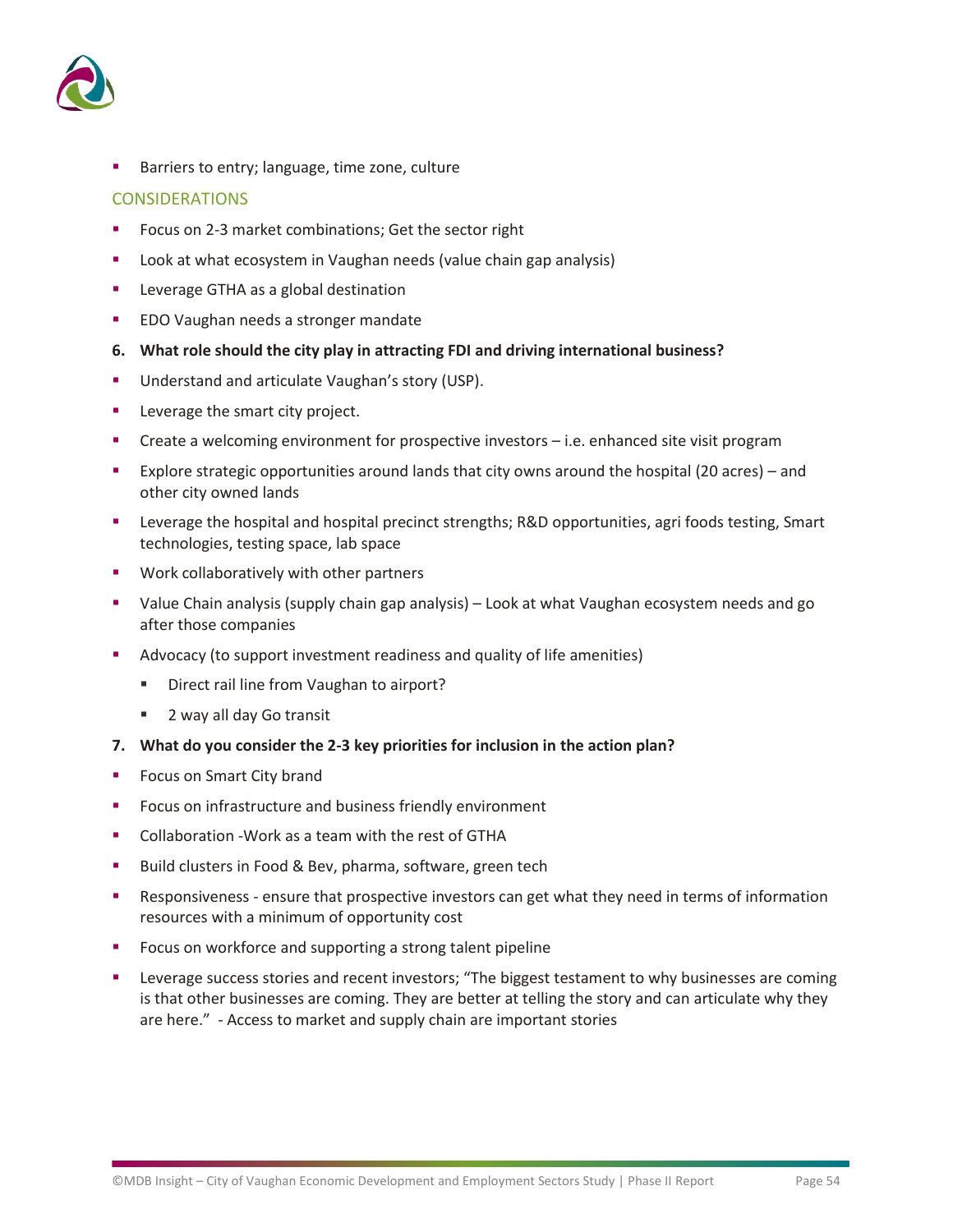- Barriers to entry; language, time zone, culture

### CONSIDERATIONS

- Focus on 2-3 market combinations; Get the sector right
- Look at what ecosystem in Vaughan needs (value chain gap analysis)
- Leverage GTHA as a global destination
- EDO Vaughan needs a stronger mandate

**6. What role should the city play in attracting FDI and driving international business?**

- Understand and articulate Vaughan's story (USP).
- Leverage the smart city project.
- Create a welcoming environment for prospective investors – i.e. enhanced site visit program
- Explore strategic opportunities around lands that city owns around the hospital (20 acres) – and other city owned lands
- Leverage the hospital and hospital precinct strengths; R&D opportunities, agri foods testing, Smart technologies, testing space, lab space
- Work collaboratively with other partners
- Value Chain analysis (supply chain gap analysis) – Look at what Vaughan ecosystem needs and go after those companies
- Advocacy (to support investment readiness and quality of life amenities)
  - Direct rail line from Vaughan to airport?
  - 2 way all day Go transit

**7. What do you consider the 2-3 key priorities for inclusion in the action plan?**

- Focus on Smart City brand
- Focus on infrastructure and business friendly environment
- Collaboration -Work as a team with the rest of GTHA
- Build clusters in Food & Bev, pharma, software, green tech
- Responsiveness - ensure that prospective investors can get what they need in terms of information resources with a minimum of opportunity cost
- Focus on workforce and supporting a strong talent pipeline
- Leverage success stories and recent investors; "The biggest testament to why businesses are coming is that other businesses are coming. They are better at telling the story and can articulate why they are here." - Access to market and supply chain are important stories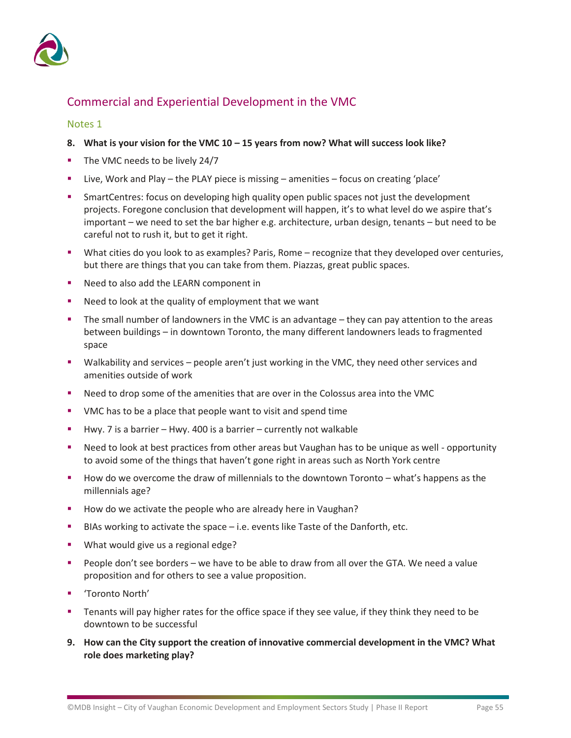## Commercial and Experiential Development in the VMC

### Notes 1

**8. What is your vision for the VMC 10 – 15 years from now? What will success look like?**

- The VMC needs to be lively 24/7
- Live, Work and Play – the PLAY piece is missing – amenities – focus on creating 'place'
- SmartCentres: focus on developing high quality open public spaces not just the development projects. Foregone conclusion that development will happen, it's to what level do we aspire that's important – we need to set the bar higher e.g. architecture, urban design, tenants – but need to be careful not to rush it, but to get it right.
- What cities do you look to as examples? Paris, Rome – recognize that they developed over centuries, but there are things that you can take from them. Piazzas, great public spaces.
- Need to also add the LEARN component in
- Need to look at the quality of employment that we want
- The small number of landowners in the VMC is an advantage – they can pay attention to the areas between buildings – in downtown Toronto, the many different landowners leads to fragmented space
- Walkability and services – people aren't just working in the VMC, they need other services and amenities outside of work
- Need to drop some of the amenities that are over in the Colossus area into the VMC
- VMC has to be a place that people want to visit and spend time
- Hwy. 7 is a barrier – Hwy. 400 is a barrier – currently not walkable
- Need to look at best practices from other areas but Vaughan has to be unique as well - opportunity to avoid some of the things that haven't gone right in areas such as North York centre
- How do we overcome the draw of millennials to the downtown Toronto – what's happens as the millennials age?
- How do we activate the people who are already here in Vaughan?
- BIAs working to activate the space – i.e. events like Taste of the Danforth, etc.
- What would give us a regional edge?
- People don't see borders – we have to be able to draw from all over the GTA. We need a value proposition and for others to see a value proposition.
- 'Toronto North'
- Tenants will pay higher rates for the office space if they see value, if they think they need to be downtown to be successful

**9. How can the City support the creation of innovative commercial development in the VMC? What role does marketing play?**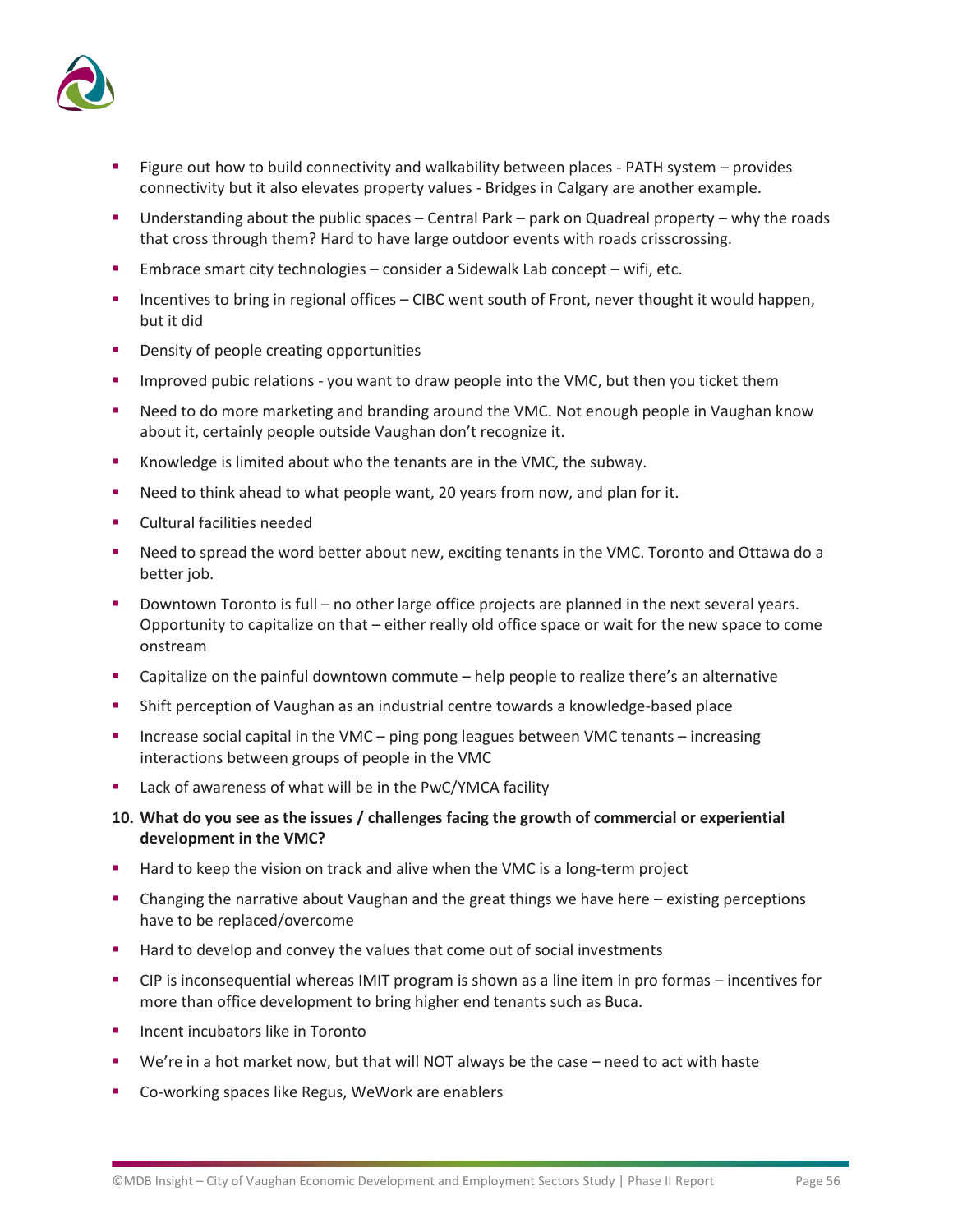- Figure out how to build connectivity and walkability between places - PATH system – provides connectivity but it also elevates property values - Bridges in Calgary are another example.
- Understanding about the public spaces – Central Park – park on Quadreal property – why the roads that cross through them? Hard to have large outdoor events with roads crisscrossing.
- Embrace smart city technologies – consider a Sidewalk Lab concept – wifi, etc.
- Incentives to bring in regional offices – CIBC went south of Front, never thought it would happen, but it did
- Density of people creating opportunities
- Improved pubic relations - you want to draw people into the VMC, but then you ticket them
- Need to do more marketing and branding around the VMC. Not enough people in Vaughan know about it, certainly people outside Vaughan don't recognize it.
- Knowledge is limited about who the tenants are in the VMC, the subway.
- Need to think ahead to what people want, 20 years from now, and plan for it.
- Cultural facilities needed
- Need to spread the word better about new, exciting tenants in the VMC. Toronto and Ottawa do a better job.
- Downtown Toronto is full – no other large office projects are planned in the next several years. Opportunity to capitalize on that – either really old office space or wait for the new space to come onstream
- Capitalize on the painful downtown commute – help people to realize there's an alternative
- Shift perception of Vaughan as an industrial centre towards a knowledge-based place
- Increase social capital in the VMC – ping pong leagues between VMC tenants – increasing interactions between groups of people in the VMC
- Lack of awareness of what will be in the PwC/YMCA facility

**10. What do you see as the issues / challenges facing the growth of commercial or experiential development in the VMC?**

- Hard to keep the vision on track and alive when the VMC is a long-term project
- Changing the narrative about Vaughan and the great things we have here – existing perceptions have to be replaced/overcome
- Hard to develop and convey the values that come out of social investments
- CIP is inconsequential whereas IMIT program is shown as a line item in pro formas – incentives for more than office development to bring higher end tenants such as Buca.
- Incent incubators like in Toronto
- We're in a hot market now, but that will NOT always be the case – need to act with haste
- Co-working spaces like Regus, WeWork are enablers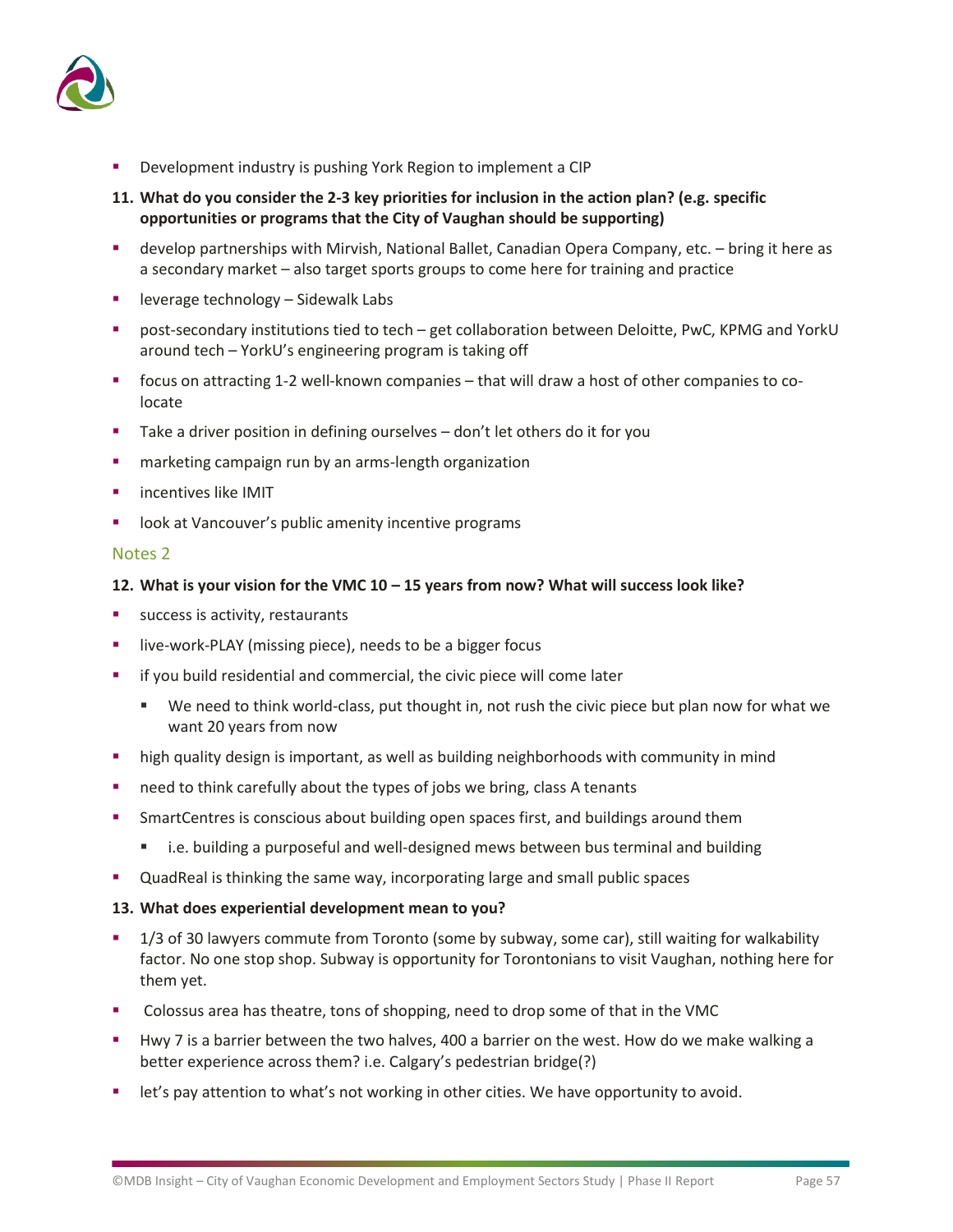- Development industry is pushing York Region to implement a CIP

**11. What do you consider the 2-3 key priorities for inclusion in the action plan? (e.g. specific opportunities or programs that the City of Vaughan should be supporting)**

- develop partnerships with Mirvish, National Ballet, Canadian Opera Company, etc. – bring it here as a secondary market – also target sports groups to come here for training and practice
- leverage technology – Sidewalk Labs
- post-secondary institutions tied to tech – get collaboration between Deloitte, PwC, KPMG and YorkU around tech – YorkU's engineering program is taking off
- focus on attracting 1-2 well-known companies – that will draw a host of other companies to co-locate
- Take a driver position in defining ourselves – don't let others do it for you
- marketing campaign run by an arms-length organization
- incentives like IMIT
- look at Vancouver's public amenity incentive programs

## Notes 2

**12. What is your vision for the VMC 10 – 15 years from now? What will success look like?**

- success is activity, restaurants
- live-work-PLAY (missing piece), needs to be a bigger focus
- if you build residential and commercial, the civic piece will come later
  - We need to think world-class, put thought in, not rush the civic piece but plan now for what we want 20 years from now
- high quality design is important, as well as building neighborhoods with community in mind
- need to think carefully about the types of jobs we bring, class A tenants
- SmartCentres is conscious about building open spaces first, and buildings around them
  - i.e. building a purposeful and well-designed mews between bus terminal and building
- QuadReal is thinking the same way, incorporating large and small public spaces

**13. What does experiential development mean to you?**

- 1/3 of 30 lawyers commute from Toronto (some by subway, some car), still waiting for walkability factor. No one stop shop. Subway is opportunity for Torontonians to visit Vaughan, nothing here for them yet.
- Colossus area has theatre, tons of shopping, need to drop some of that in the VMC
- Hwy 7 is a barrier between the two halves, 400 a barrier on the west. How do we make walking a better experience across them? i.e. Calgary's pedestrian bridge(?)
- let's pay attention to what's not working in other cities. We have opportunity to avoid.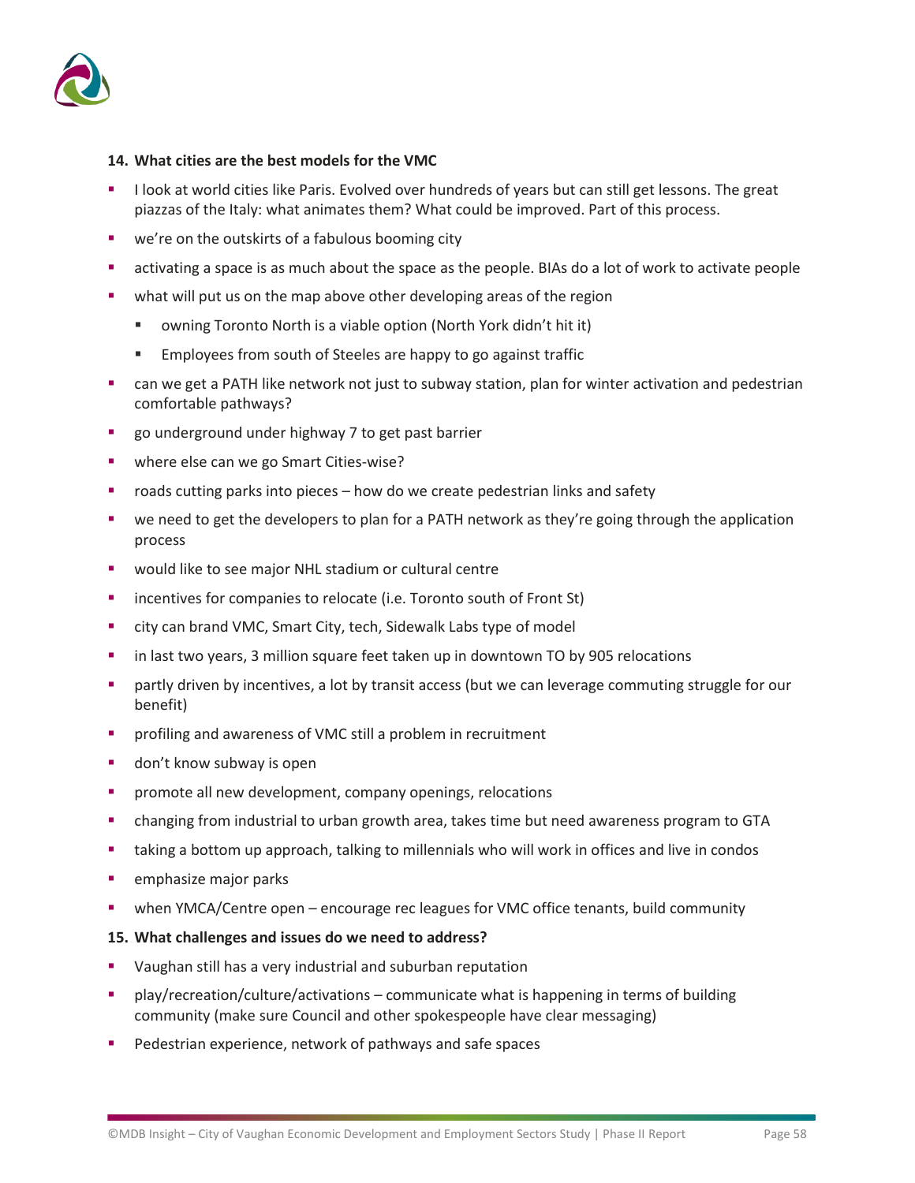**14. What cities are the best models for the VMC**

- I look at world cities like Paris. Evolved over hundreds of years but can still get lessons. The great piazzas of the Italy: what animates them? What could be improved. Part of this process.
- we're on the outskirts of a fabulous booming city
- activating a space is as much about the space as the people. BIAs do a lot of work to activate people
- what will put us on the map above other developing areas of the region
  - owning Toronto North is a viable option (North York didn't hit it)
  - Employees from south of Steeles are happy to go against traffic
- can we get a PATH like network not just to subway station, plan for winter activation and pedestrian comfortable pathways?
- go underground under highway 7 to get past barrier
- where else can we go Smart Cities-wise?
- roads cutting parks into pieces – how do we create pedestrian links and safety
- we need to get the developers to plan for a PATH network as they're going through the application process
- would like to see major NHL stadium or cultural centre
- incentives for companies to relocate (i.e. Toronto south of Front St)
- city can brand VMC, Smart City, tech, Sidewalk Labs type of model
- in last two years, 3 million square feet taken up in downtown TO by 905 relocations
- partly driven by incentives, a lot by transit access (but we can leverage commuting struggle for our benefit)
- profiling and awareness of VMC still a problem in recruitment
- don't know subway is open
- promote all new development, company openings, relocations
- changing from industrial to urban growth area, takes time but need awareness program to GTA
- taking a bottom up approach, talking to millennials who will work in offices and live in condos
- emphasize major parks
- when YMCA/Centre open – encourage rec leagues for VMC office tenants, build community

**15. What challenges and issues do we need to address?**

- Vaughan still has a very industrial and suburban reputation
- play/recreation/culture/activations – communicate what is happening in terms of building community (make sure Council and other spokespeople have clear messaging)
- Pedestrian experience, network of pathways and safe spaces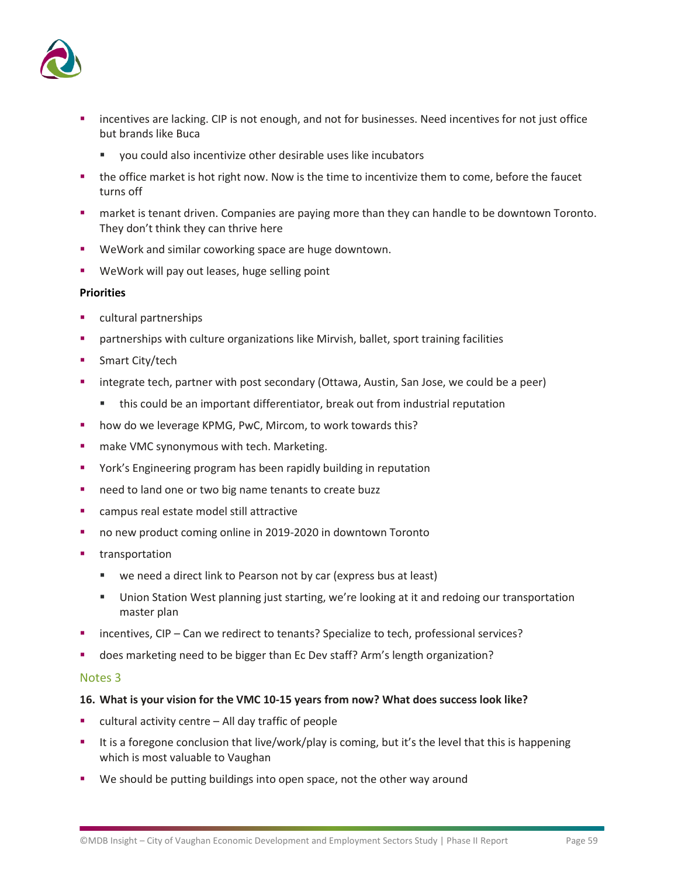- incentives are lacking. CIP is not enough, and not for businesses. Need incentives for not just office but brands like Buca
  - you could also incentivize other desirable uses like incubators
- the office market is hot right now. Now is the time to incentivize them to come, before the faucet turns off
- market is tenant driven. Companies are paying more than they can handle to be downtown Toronto. They don't think they can thrive here
- WeWork and similar coworking space are huge downtown.
- WeWork will pay out leases, huge selling point

**Priorities**

- cultural partnerships
- partnerships with culture organizations like Mirvish, ballet, sport training facilities
- Smart City/tech
- integrate tech, partner with post secondary (Ottawa, Austin, San Jose, we could be a peer)
  - this could be an important differentiator, break out from industrial reputation
- how do we leverage KPMG, PwC, Mircom, to work towards this?
- make VMC synonymous with tech. Marketing.
- York's Engineering program has been rapidly building in reputation
- need to land one or two big name tenants to create buzz
- campus real estate model still attractive
- no new product coming online in 2019-2020 in downtown Toronto
- transportation
  - we need a direct link to Pearson not by car (express bus at least)
  - Union Station West planning just starting, we're looking at it and redoing our transportation master plan
- incentives, CIP – Can we redirect to tenants? Specialize to tech, professional services?
- does marketing need to be bigger than Ec Dev staff? Arm's length organization?

## Notes 3

**16. What is your vision for the VMC 10-15 years from now? What does success look like?**

- cultural activity centre – All day traffic of people
- It is a foregone conclusion that live/work/play is coming, but it's the level that this is happening which is most valuable to Vaughan
- We should be putting buildings into open space, not the other way around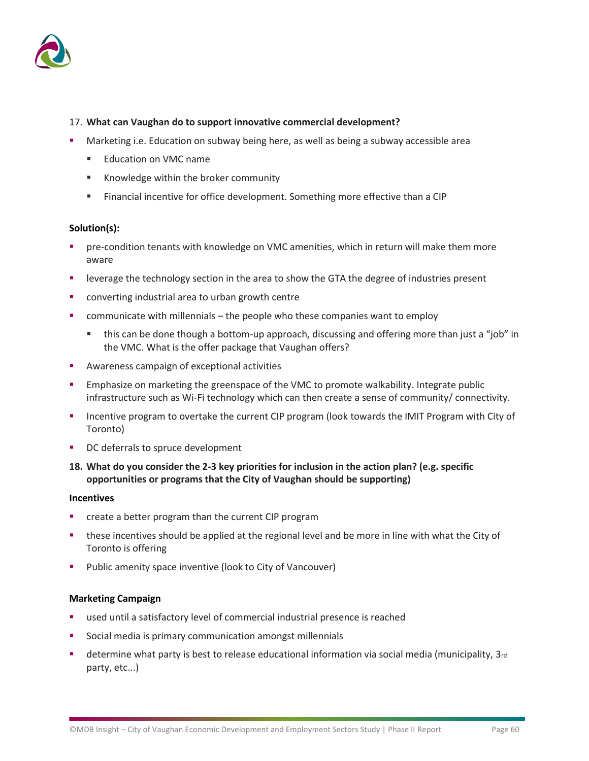17. **What can Vaughan do to support innovative commercial development?**

- Marketing i.e. Education on subway being here, as well as being a subway accessible area
  - Education on VMC name
  - Knowledge within the broker community
  - Financial incentive for office development. Something more effective than a CIP

**Solution(s):**

- pre-condition tenants with knowledge on VMC amenities, which in return will make them more aware
- leverage the technology section in the area to show the GTA the degree of industries present
- converting industrial area to urban growth centre
- communicate with millennials – the people who these companies want to employ
  - this can be done though a bottom-up approach, discussing and offering more than just a "job" in the VMC. What is the offer package that Vaughan offers?
- Awareness campaign of exceptional activities
- Emphasize on marketing the greenspace of the VMC to promote walkability. Integrate public infrastructure such as Wi-Fi technology which can then create a sense of community/ connectivity.
- Incentive program to overtake the current CIP program (look towards the IMIT Program with City of Toronto)
- DC deferrals to spruce development

18. **What do you consider the 2-3 key priorities for inclusion in the action plan? (e.g. specific opportunities or programs that the City of Vaughan should be supporting)**

**Incentives**

- create a better program than the current CIP program
- these incentives should be applied at the regional level and be more in line with what the City of Toronto is offering
- Public amenity space inventive (look to City of Vancouver)

**Marketing Campaign**

- used until a satisfactory level of commercial industrial presence is reached
- Social media is primary communication amongst millennials
- determine what party is best to release educational information via social media (municipality, 3rd party, etc...)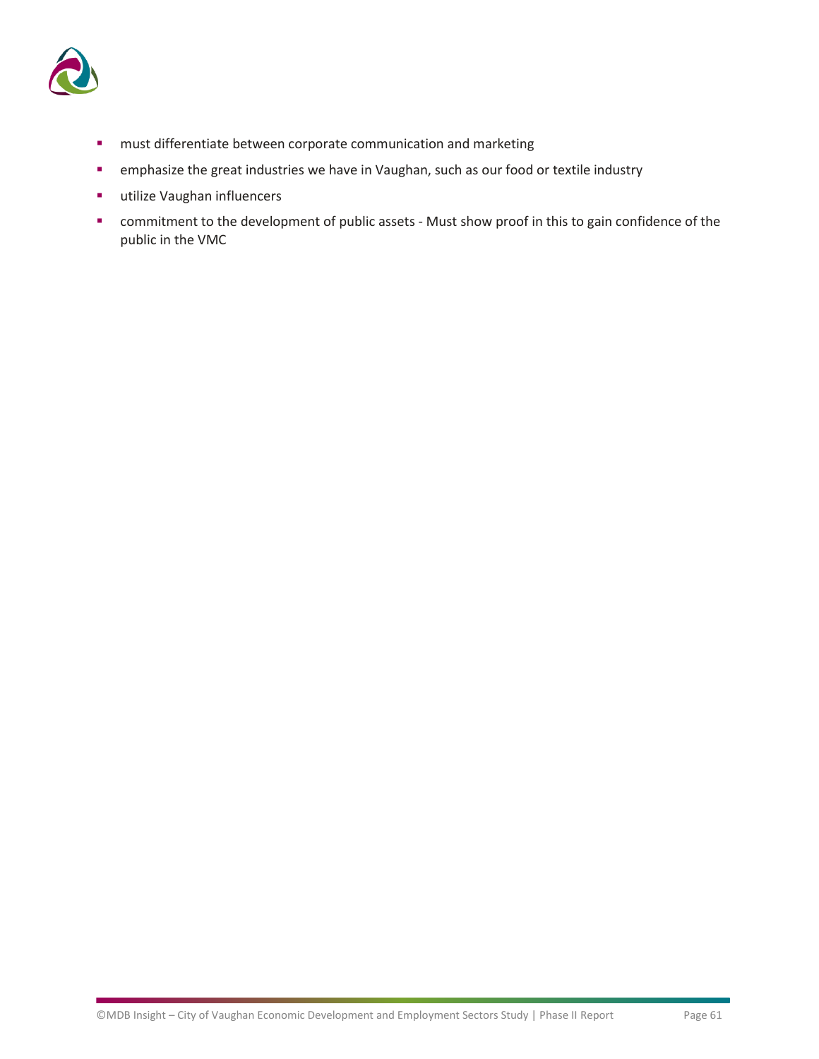- must differentiate between corporate communication and marketing
- emphasize the great industries we have in Vaughan, such as our food or textile industry
- utilize Vaughan influencers
- commitment to the development of public assets - Must show proof in this to gain confidence of the public in the VMC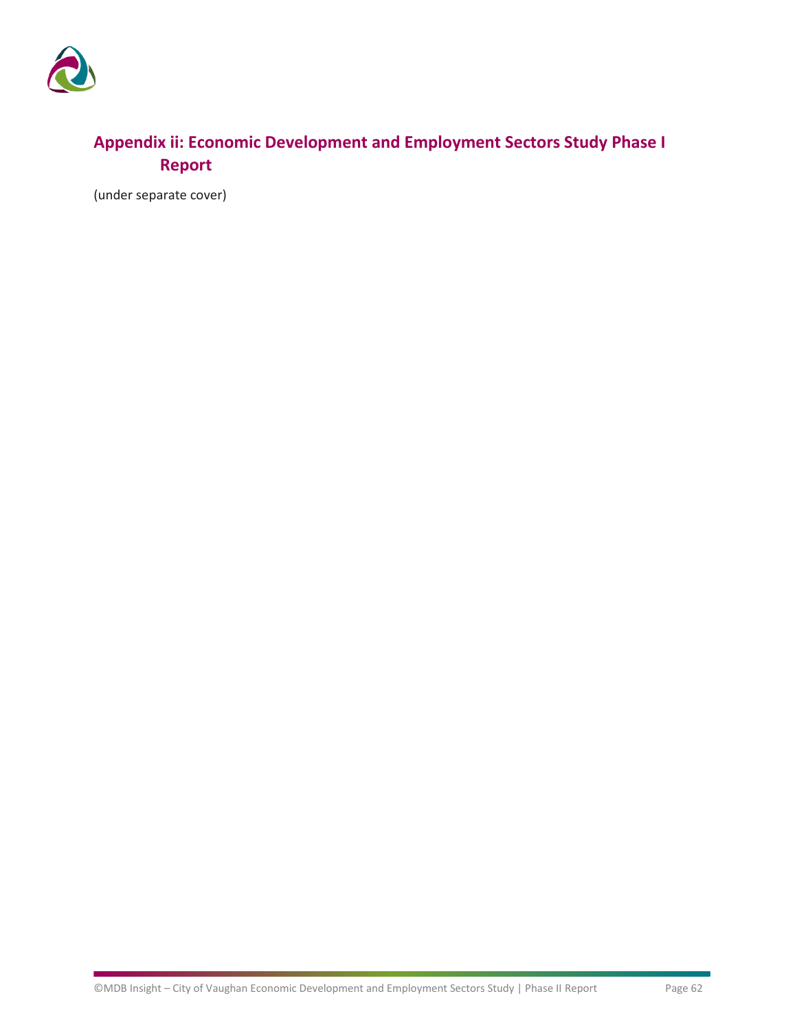## Appendix ii: Economic Development and Employment Sectors Study Phase I Report

(under separate cover)